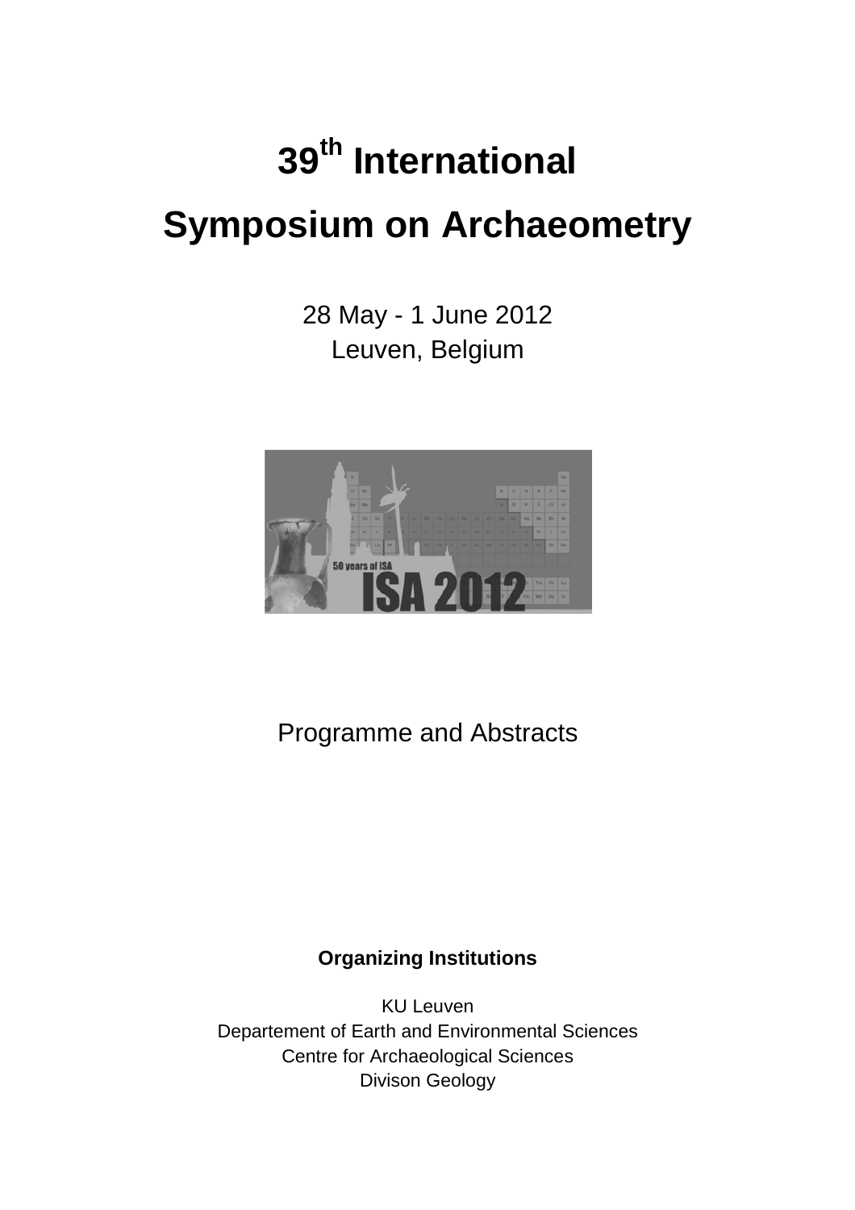# 39th International Symposium on Archaeometry

28 May - 1 June 2012
Leuven, Belgium

Programme and Abstracts

**Organizing Institutions**

KU Leuven
Departement of Earth and Environmental Sciences
Centre for Archaeological Sciences
Divison Geology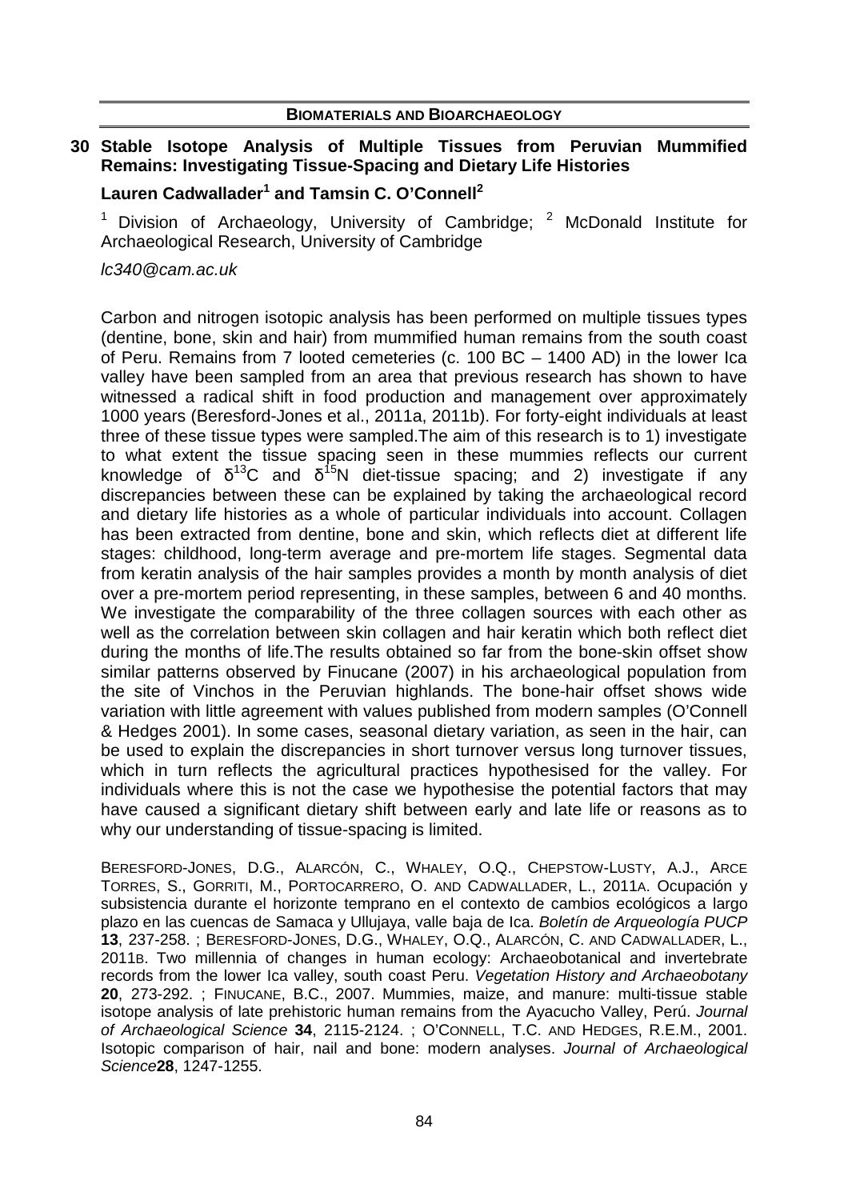## BIOMATERIALS AND BIOARCHAEOLOGY

### 30 Stable Isotope Analysis of Multiple Tissues from Peruvian Mummified Remains: Investigating Tissue-Spacing and Dietary Life Histories

**Lauren Cadwallader[1] and Tamsin C. O'Connell[2]**

[1] Division of Archaeology, University of Cambridge; [2] McDonald Institute for Archaeological Research, University of Cambridge

*lc340@cam.ac.uk*

Carbon and nitrogen isotopic analysis has been performed on multiple tissues types (dentine, bone, skin and hair) from mummified human remains from the south coast of Peru. Remains from 7 looted cemeteries (c. 100 BC – 1400 AD) in the lower Ica valley have been sampled from an area that previous research has shown to have witnessed a radical shift in food production and management over approximately 1000 years (Beresford-Jones et al., 2011a, 2011b). For forty-eight individuals at least three of these tissue types were sampled.The aim of this research is to 1) investigate to what extent the tissue spacing seen in these mummies reflects our current knowledge of $\delta^{13}C$ and $\delta^{15}N$ diet-tissue spacing; and 2) investigate if any discrepancies between these can be explained by taking the archaeological record and dietary life histories as a whole of particular individuals into account. Collagen has been extracted from dentine, bone and skin, which reflects diet at different life stages: childhood, long-term average and pre-mortem life stages. Segmental data from keratin analysis of the hair samples provides a month by month analysis of diet over a pre-mortem period representing, in these samples, between 6 and 40 months. We investigate the comparability of the three collagen sources with each other as well as the correlation between skin collagen and hair keratin which both reflect diet during the months of life.The results obtained so far from the bone-skin offset show similar patterns observed by Finucane (2007) in his archaeological population from the site of Vinchos in the Peruvian highlands. The bone-hair offset shows wide variation with little agreement with values published from modern samples (O'Connell & Hedges 2001). In some cases, seasonal dietary variation, as seen in the hair, can be used to explain the discrepancies in short turnover versus long turnover tissues, which in turn reflects the agricultural practices hypothesised for the valley. For individuals where this is not the case we hypothesise the potential factors that may have caused a significant dietary shift between early and late life or reasons as to why our understanding of tissue-spacing is limited.

Beresford-Jones, D.G., Alarcón, C., Whaley, O.Q., Chepstow-Lusty, A.J., Arce Torres, S., Gorriti, M., Portocarrero, O. and Cadwallader, L., 2011a. Ocupación y subsistencia durante el horizonte temprano en el contexto de cambios ecológicos a largo plazo en las cuencas de Samaca y Ullujaya, valle baja de Ica. *Boletín de Arqueología PUCP* **13**, 237-258. ; Beresford-Jones, D.G., Whaley, O.Q., Alarcón, C. and Cadwallader, L., 2011b. Two millennia of changes in human ecology: Archaeobotanical and invertebrate records from the lower Ica valley, south coast Peru. *Vegetation History and Archaeobotany* **20**, 273-292. ; Finucane, B.C., 2007. Mummies, maize, and manure: multi-tissue stable isotope analysis of late prehistoric human remains from the Ayacucho Valley, Perú. *Journal of Archaeological Science* **34**, 2115-2124. ; O'Connell, T.C. and Hedges, R.E.M., 2001. Isotopic comparison of hair, nail and bone: modern analyses. *Journal of Archaeological Science* **28**, 1247-1255.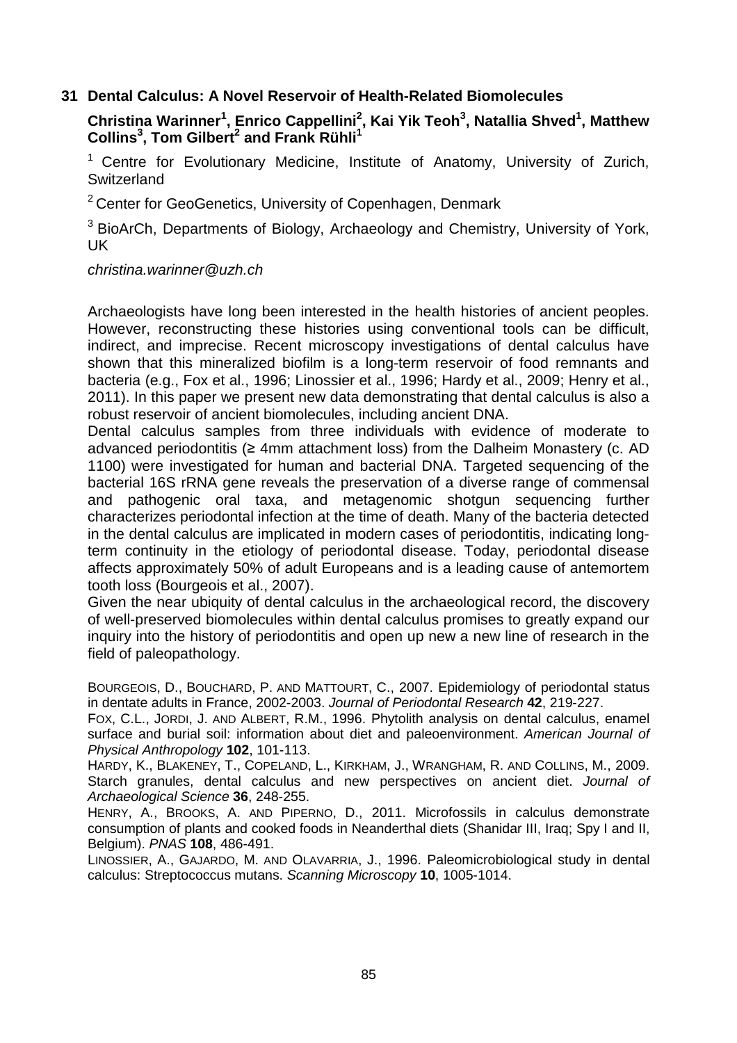## 31 Dental Calculus: A Novel Reservoir of Health-Related Biomolecules

**Christina Warinner[1], Enrico Cappellini[2], Kai Yik Teoh[3], Natallia Shved[1], Matthew Collins[3], Tom Gilbert[2] and Frank Rühli[1]**

[1] Centre for Evolutionary Medicine, Institute of Anatomy, University of Zurich, Switzerland

[2] Center for GeoGenetics, University of Copenhagen, Denmark

[3] BioArCh, Departments of Biology, Archaeology and Chemistry, University of York, UK

*christina.warinner@uzh.ch*

Archaeologists have long been interested in the health histories of ancient peoples. However, reconstructing these histories using conventional tools can be difficult, indirect, and imprecise. Recent microscopy investigations of dental calculus have shown that this mineralized biofilm is a long-term reservoir of food remnants and bacteria (e.g., Fox et al., 1996; Linossier et al., 1996; Hardy et al., 2009; Henry et al., 2011). In this paper we present new data demonstrating that dental calculus is also a robust reservoir of ancient biomolecules, including ancient DNA.

Dental calculus samples from three individuals with evidence of moderate to advanced periodontitis (≥ 4mm attachment loss) from the Dalheim Monastery (c. AD 1100) were investigated for human and bacterial DNA. Targeted sequencing of the bacterial 16S rRNA gene reveals the preservation of a diverse range of commensal and pathogenic oral taxa, and metagenomic shotgun sequencing further characterizes periodontal infection at the time of death. Many of the bacteria detected in the dental calculus are implicated in modern cases of periodontitis, indicating long-term continuity in the etiology of periodontal disease. Today, periodontal disease affects approximately 50% of adult Europeans and is a leading cause of antemortem tooth loss (Bourgeois et al., 2007).

Given the near ubiquity of dental calculus in the archaeological record, the discovery of well-preserved biomolecules within dental calculus promises to greatly expand our inquiry into the history of periodontitis and open up new a new line of research in the field of paleopathology.

BOURGEOIS, D., BOUCHARD, P. AND MATTOURT, C., 2007. Epidemiology of periodontal status in dentate adults in France, 2002-2003. *Journal of Periodontal Research* **42**, 219-227.

FOX, C.L., JORDI, J. AND ALBERT, R.M., 1996. Phytolith analysis on dental calculus, enamel surface and burial soil: information about diet and paleoenvironment. *American Journal of Physical Anthropology* **102**, 101-113.

HARDY, K., BLAKENEY, T., COPELAND, L., KIRKHAM, J., WRANGHAM, R. AND COLLINS, M., 2009. Starch granules, dental calculus and new perspectives on ancient diet. *Journal of Archaeological Science* **36**, 248-255.

HENRY, A., BROOKS, A. AND PIPERNO, D., 2011. Microfossils in calculus demonstrate consumption of plants and cooked foods in Neanderthal diets (Shanidar III, Iraq; Spy I and II, Belgium). *PNAS* **108**, 486-491.

LINOSSIER, A., GAJARDO, M. AND OLAVARRIA, J., 1996. Paleomicrobiological study in dental calculus: Streptococcus mutans. *Scanning Microscopy* **10**, 1005-1014.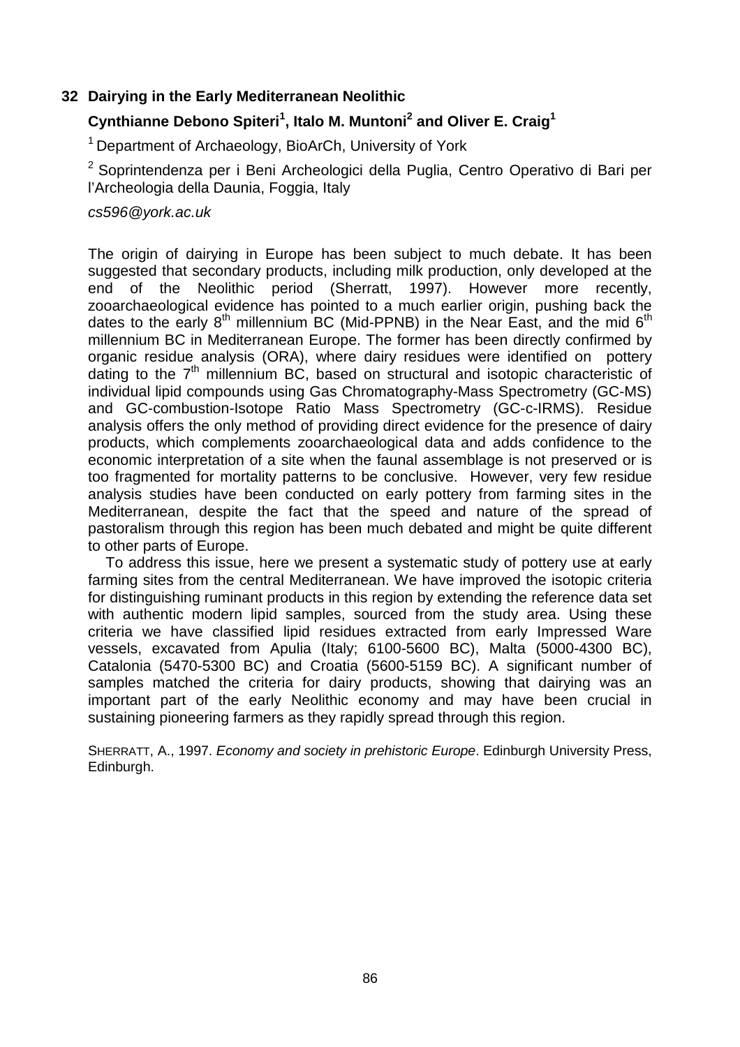## 32 Dairying in the Early Mediterranean Neolithic

**Cynthianne Debono Spiteri[1], Italo M. Muntoni[2] and Oliver E. Craig[1]**

[1] Department of Archaeology, BioArCh, University of York

[2] Soprintendenza per i Beni Archeologici della Puglia, Centro Operativo di Bari per l'Archeologia della Daunia, Foggia, Italy

*cs596@york.ac.uk*

The origin of dairying in Europe has been subject to much debate. It has been suggested that secondary products, including milk production, only developed at the end of the Neolithic period (Sherratt, 1997). However more recently, zooarchaeological evidence has pointed to a much earlier origin, pushing back the dates to the early 8th millennium BC (Mid-PPNB) in the Near East, and the mid 6th millennium BC in Mediterranean Europe. The former has been directly confirmed by organic residue analysis (ORA), where dairy residues were identified on pottery dating to the 7th millennium BC, based on structural and isotopic characteristic of individual lipid compounds using Gas Chromatography-Mass Spectrometry (GC-MS) and GC-combustion-Isotope Ratio Mass Spectrometry (GC-c-IRMS). Residue analysis offers the only method of providing direct evidence for the presence of dairy products, which complements zooarchaeological data and adds confidence to the economic interpretation of a site when the faunal assemblage is not preserved or is too fragmented for mortality patterns to be conclusive. However, very few residue analysis studies have been conducted on early pottery from farming sites in the Mediterranean, despite the fact that the speed and nature of the spread of pastoralism through this region has been much debated and might be quite different to other parts of Europe.

To address this issue, here we present a systematic study of pottery use at early farming sites from the central Mediterranean. We have improved the isotopic criteria for distinguishing ruminant products in this region by extending the reference data set with authentic modern lipid samples, sourced from the study area. Using these criteria we have classified lipid residues extracted from early Impressed Ware vessels, excavated from Apulia (Italy; 6100-5600 BC), Malta (5000-4300 BC), Catalonia (5470-5300 BC) and Croatia (5600-5159 BC). A significant number of samples matched the criteria for dairy products, showing that dairying was an important part of the early Neolithic economy and may have been crucial in sustaining pioneering farmers as they rapidly spread through this region.

SHERRATT, A., 1997. *Economy and society in prehistoric Europe*. Edinburgh University Press, Edinburgh.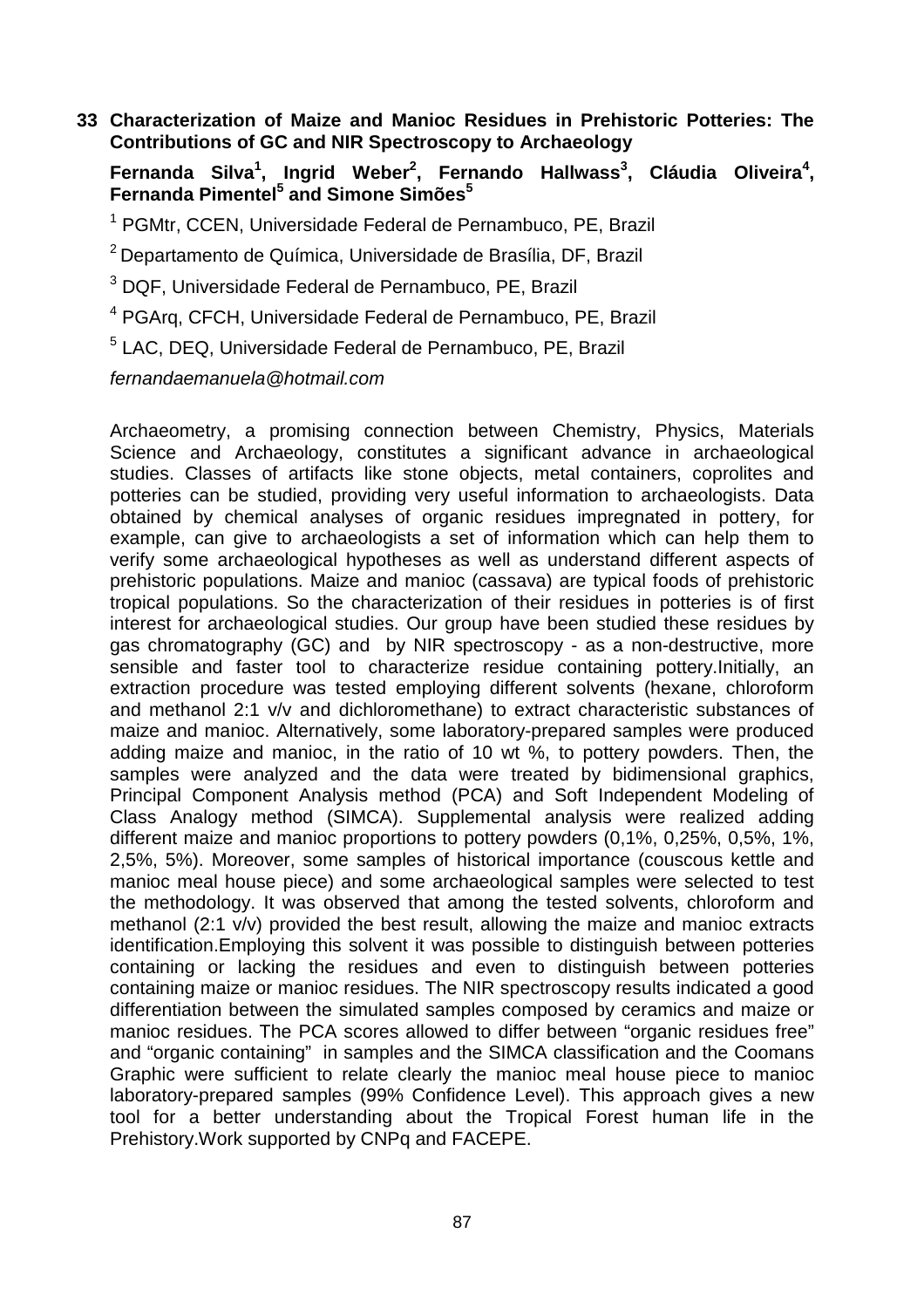## 33 Characterization of Maize and Manioc Residues in Prehistoric Potteries: The Contributions of GC and NIR Spectroscopy to Archaeology

**Fernanda Silva[1], Ingrid Weber[2], Fernando Hallwass[3], Cláudia Oliveira[4], Fernanda Pimentel[5] and Simone Simões[5]**

[1] PGMtr, CCEN, Universidade Federal de Pernambuco, PE, Brazil

[2] Departamento de Química, Universidade de Brasília, DF, Brazil

[3] DQF, Universidade Federal de Pernambuco, PE, Brazil

[4] PGArq, CFCH, Universidade Federal de Pernambuco, PE, Brazil

[5] LAC, DEQ, Universidade Federal de Pernambuco, PE, Brazil

*fernandaemanuela@hotmail.com*

Archaeometry, a promising connection between Chemistry, Physics, Materials Science and Archaeology, constitutes a significant advance in archaeological studies. Classes of artifacts like stone objects, metal containers, coprolites and potteries can be studied, providing very useful information to archaeologists. Data obtained by chemical analyses of organic residues impregnated in pottery, for example, can give to archaeologists a set of information which can help them to verify some archaeological hypotheses as well as understand different aspects of prehistoric populations. Maize and manioc (cassava) are typical foods of prehistoric tropical populations. So the characterization of their residues in potteries is of first interest for archaeological studies. Our group have been studied these residues by gas chromatography (GC) and by NIR spectroscopy - as a non-destructive, more sensible and faster tool to characterize residue containing pottery.Initially, an extraction procedure was tested employing different solvents (hexane, chloroform and methanol 2:1 v/v and dichloromethane) to extract characteristic substances of maize and manioc. Alternatively, some laboratory-prepared samples were produced adding maize and manioc, in the ratio of 10 wt %, to pottery powders. Then, the samples were analyzed and the data were treated by bidimensional graphics, Principal Component Analysis method (PCA) and Soft Independent Modeling of Class Analogy method (SIMCA). Supplemental analysis were realized adding different maize and manioc proportions to pottery powders (0,1%, 0,25%, 0,5%, 1%, 2,5%, 5%). Moreover, some samples of historical importance (couscous kettle and manioc meal house piece) and some archaeological samples were selected to test the methodology. It was observed that among the tested solvents, chloroform and methanol (2:1 v/v) provided the best result, allowing the maize and manioc extracts identification.Employing this solvent it was possible to distinguish between potteries containing or lacking the residues and even to distinguish between potteries containing maize or manioc residues. The NIR spectroscopy results indicated a good differentiation between the simulated samples composed by ceramics and maize or manioc residues. The PCA scores allowed to differ between "organic residues free" and "organic containing" in samples and the SIMCA classification and the Coomans Graphic were sufficient to relate clearly the manioc meal house piece to manioc laboratory-prepared samples (99% Confidence Level). This approach gives a new tool for a better understanding about the Tropical Forest human life in the Prehistory.Work supported by CNPq and FACEPE.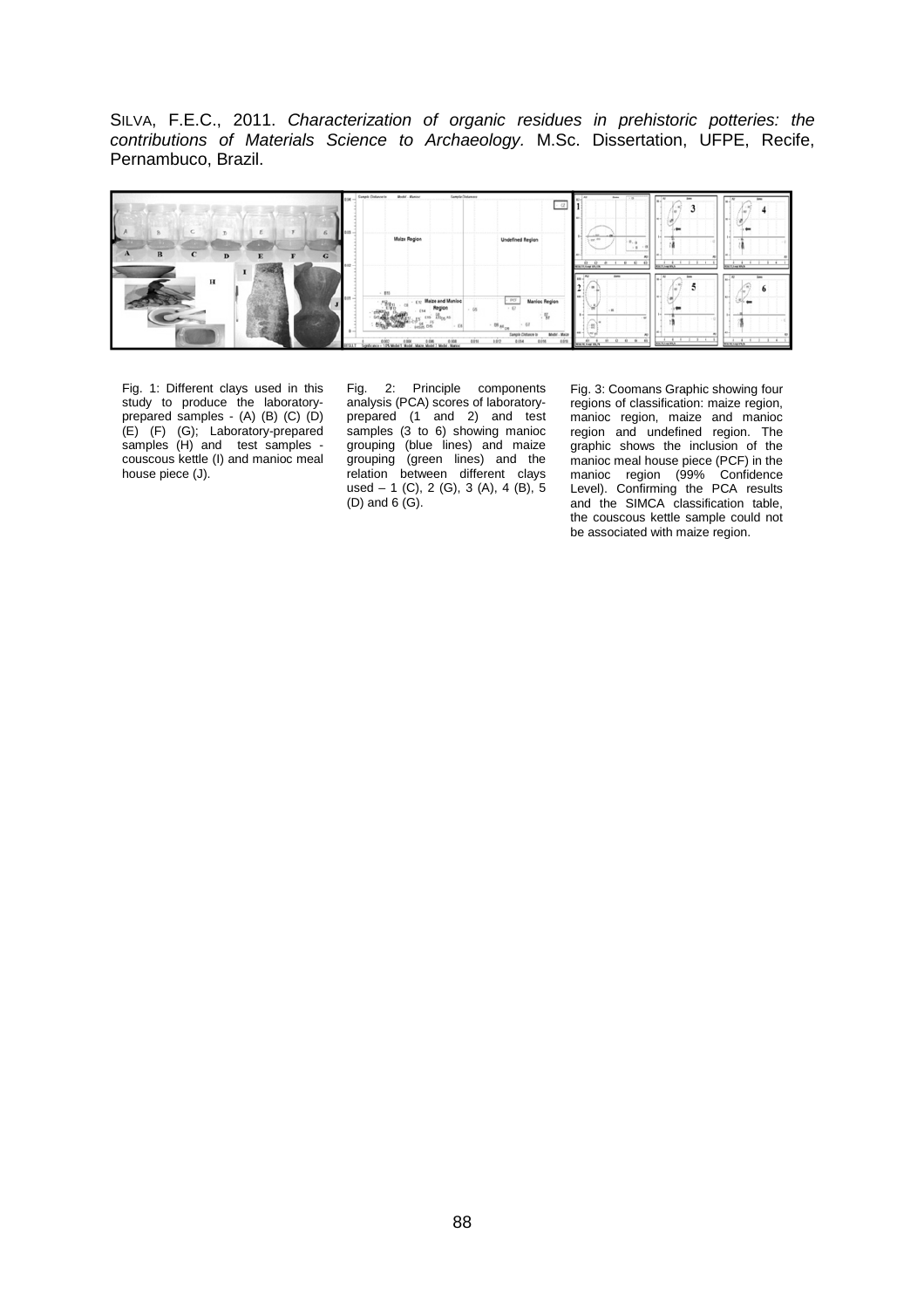SILVA, F.E.C., 2011. *Characterization of organic residues in prehistoric potteries: the contributions of Materials Science to Archaeology*. M.Sc. Dissertation, UFPE, Recife, Pernambuco, Brazil.

Fig. 1: Different clays used in this study to produce the laboratory-prepared samples - (A) (B) (C) (D) (E) (F) (G); Laboratory-prepared samples (H) and test samples - couscous kettle (I) and manioc meal house piece (J).

Fig. 2: Principle components analysis (PCA) scores of laboratory-prepared (1 and 2) and test samples (3 to 6) showing manioc grouping (blue lines) and maize grouping (green lines) and the relation between different clays used – 1 (C), 2 (G), 3 (A), 4 (B), 5 (D) and 6 (G).

Fig. 3: Coomans Graphic showing four regions of classification: maize region, manioc region, maize and manioc region and undefined region. The graphic shows the inclusion of the manioc meal house piece (PCF) in the manioc region (99% Confidence Level). Confirming the PCA results and the SIMCA classification table, the couscous kettle sample could not be associated with maize region.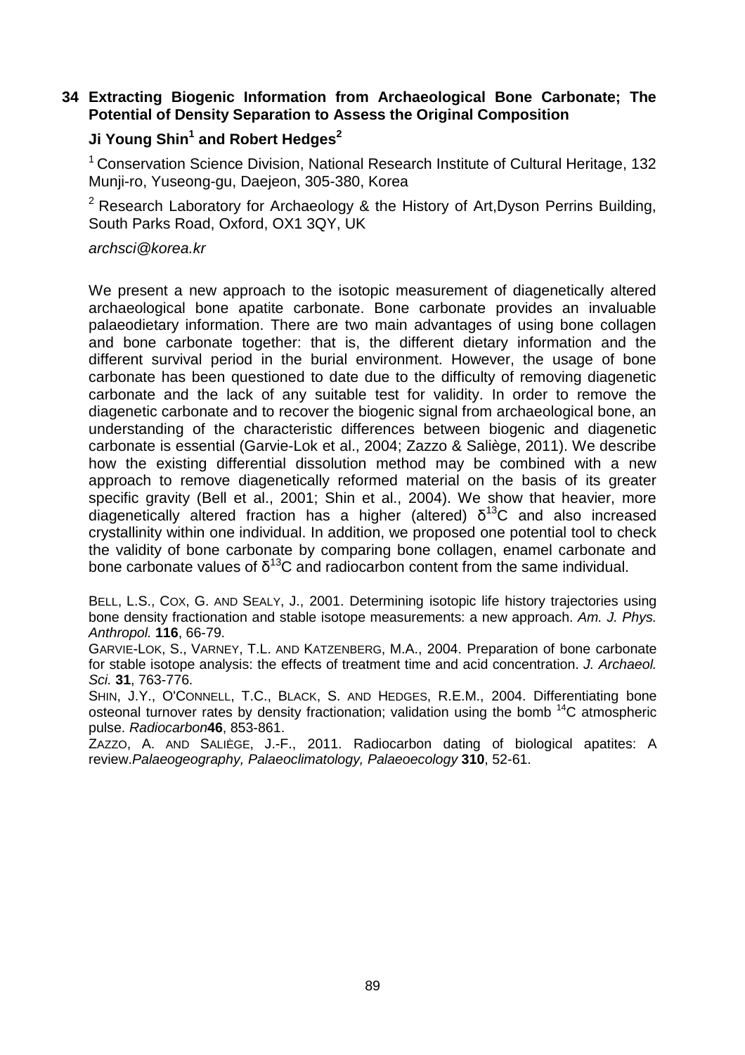## 34 Extracting Biogenic Information from Archaeological Bone Carbonate; The Potential of Density Separation to Assess the Original Composition

**Ji Young Shin[1] and Robert Hedges[2]**

[1] Conservation Science Division, National Research Institute of Cultural Heritage, 132 Munji-ro, Yuseong-gu, Daejeon, 305-380, Korea

[2] Research Laboratory for Archaeology & the History of Art,Dyson Perrins Building, South Parks Road, Oxford, OX1 3QY, UK

*archsci@korea.kr*

We present a new approach to the isotopic measurement of diagenetically altered archaeological bone apatite carbonate. Bone carbonate provides an invaluable palaeodietary information. There are two main advantages of using bone collagen and bone carbonate together: that is, the different dietary information and the different survival period in the burial environment. However, the usage of bone carbonate has been questioned to date due to the difficulty of removing diagenetic carbonate and the lack of any suitable test for validity. In order to remove the diagenetic carbonate and to recover the biogenic signal from archaeological bone, an understanding of the characteristic differences between biogenic and diagenetic carbonate is essential (Garvie-Lok et al., 2004; Zazzo & Saliège, 2011). We describe how the existing differential dissolution method may be combined with a new approach to remove diagenetically reformed material on the basis of its greater specific gravity (Bell et al., 2001; Shin et al., 2004). We show that heavier, more diagenetically altered fraction has a higher (altered) $\delta^{13}C$ and also increased crystallinity within one individual. In addition, we proposed one potential tool to check the validity of bone carbonate by comparing bone collagen, enamel carbonate and bone carbonate values of $\delta^{13}C$ and radiocarbon content from the same individual.

BELL, L.S., COX, G. AND SEALY, J., 2001. Determining isotopic life history trajectories using bone density fractionation and stable isotope measurements: a new approach. *Am. J. Phys. Anthropol.* **116**, 66-79.

GARVIE-LOK, S., VARNEY, T.L. AND KATZENBERG, M.A., 2004. Preparation of bone carbonate for stable isotope analysis: the effects of treatment time and acid concentration. *J. Archaeol. Sci.* **31**, 763-776.

SHIN, J.Y., O'CONNELL, T.C., BLACK, S. AND HEDGES, R.E.M., 2004. Differentiating bone osteonal turnover rates by density fractionation; validation using the bomb $^{14}C$ atmospheric pulse. *Radiocarbon* **46**, 853-861.

ZAZZO, A. AND SALIÈGE, J.-F., 2011. Radiocarbon dating of biological apatites: A review. *Palaeogeography, Palaeoclimatology, Palaeoecology* **310**, 52-61.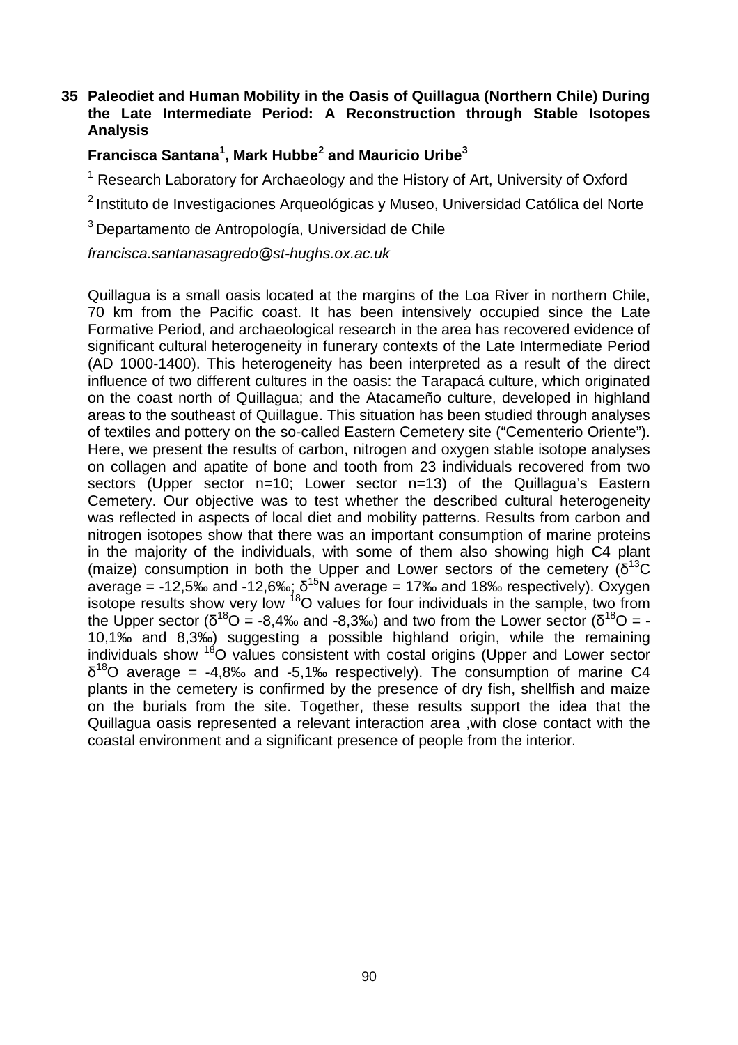## 35 Paleodiet and Human Mobility in the Oasis of Quillagua (Northern Chile) During the Late Intermediate Period: A Reconstruction through Stable Isotopes Analysis

**Francisca Santana[1], Mark Hubbe[2] and Mauricio Uribe[3]**

[1] Research Laboratory for Archaeology and the History of Art, University of Oxford

[2] Instituto de Investigaciones Arqueológicas y Museo, Universidad Católica del Norte

[3] Departamento de Antropología, Universidad de Chile

*francisca.santanasagredo@st-hughs.ox.ac.uk*

Quillagua is a small oasis located at the margins of the Loa River in northern Chile, 70 km from the Pacific coast. It has been intensively occupied since the Late Formative Period, and archaeological research in the area has recovered evidence of significant cultural heterogeneity in funerary contexts of the Late Intermediate Period (AD 1000-1400). This heterogeneity has been interpreted as a result of the direct influence of two different cultures in the oasis: the Tarapacá culture, which originated on the coast north of Quillagua; and the Atacameño culture, developed in highland areas to the southeast of Quillague. This situation has been studied through analyses of textiles and pottery on the so-called Eastern Cemetery site ("Cementerio Oriente"). Here, we present the results of carbon, nitrogen and oxygen stable isotope analyses on collagen and apatite of bone and tooth from 23 individuals recovered from two sectors (Upper sector n=10; Lower sector n=13) of the Quillagua's Eastern Cemetery. Our objective was to test whether the described cultural heterogeneity was reflected in aspects of local diet and mobility patterns. Results from carbon and nitrogen isotopes show that there was an important consumption of marine proteins in the majority of the individuals, with some of them also showing high C4 plant (maize) consumption in both the Upper and Lower sectors of the cemetery ($\delta^{13}C$ average = -12,5‰ and -12,6‰; $\delta^{15}N$ average = 17‰ and 18‰ respectively). Oxygen isotope results show very low $^{18}O$ values for four individuals in the sample, two from the Upper sector ($\delta^{18}O$ = -8,4‰ and -8,3‰) and two from the Lower sector ($\delta^{18}O$ = -10,1‰ and 8,3‰) suggesting a possible highland origin, while the remaining individuals show $^{18}O$ values consistent with costal origins (Upper and Lower sector $\delta^{18}O$ average = -4,8‰ and -5,1‰ respectively). The consumption of marine C4 plants in the cemetery is confirmed by the presence of dry fish, shellfish and maize on the burials from the site. Together, these results support the idea that the Quillagua oasis represented a relevant interaction area ,with close contact with the coastal environment and a significant presence of people from the interior.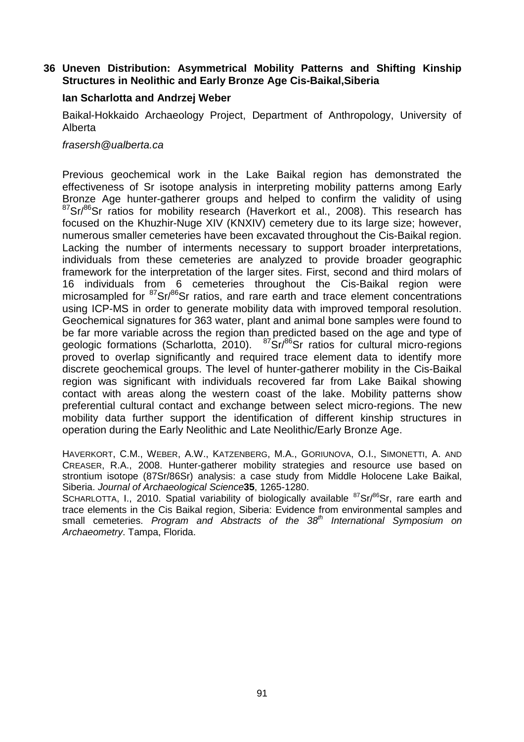## 36 Uneven Distribution: Asymmetrical Mobility Patterns and Shifting Kinship Structures in Neolithic and Early Bronze Age Cis-Baikal,Siberia

**Ian Scharlotta and Andrzej Weber**

Baikal-Hokkaido Archaeology Project, Department of Anthropology, University of Alberta

*frasersh@ualberta.ca*

Previous geochemical work in the Lake Baikal region has demonstrated the effectiveness of Sr isotope analysis in interpreting mobility patterns among Early Bronze Age hunter-gatherer groups and helped to confirm the validity of using $^{87}Sr/^{86}Sr$ ratios for mobility research (Haverkort et al., 2008). This research has focused on the Khuzhir-Nuge XIV (KNXIV) cemetery due to its large size; however, numerous smaller cemeteries have been excavated throughout the Cis-Baikal region. Lacking the number of interments necessary to support broader interpretations, individuals from these cemeteries are analyzed to provide broader geographic framework for the interpretation of the larger sites. First, second and third molars of 16 individuals from 6 cemeteries throughout the Cis-Baikal region were microsampled for $^{87}Sr/^{86}Sr$ ratios, and rare earth and trace element concentrations using ICP-MS in order to generate mobility data with improved temporal resolution. Geochemical signatures for 363 water, plant and animal bone samples were found to be far more variable across the region than predicted based on the age and type of geologic formations (Scharlotta, 2010). $^{87}Sr/^{86}Sr$ ratios for cultural micro-regions proved to overlap significantly and required trace element data to identify more discrete geochemical groups. The level of hunter-gatherer mobility in the Cis-Baikal region was significant with individuals recovered far from Lake Baikal showing contact with areas along the western coast of the lake. Mobility patterns show preferential cultural contact and exchange between select micro-regions. The new mobility data further support the identification of different kinship structures in operation during the Early Neolithic and Late Neolithic/Early Bronze Age.

HAVERKORT, C.M., WEBER, A.W., KATZENBERG, M.A., GORIUNOVA, O.I., SIMONETTI, A. AND CREASER, R.A., 2008. Hunter-gatherer mobility strategies and resource use based on strontium isotope (87Sr/86Sr) analysis: a case study from Middle Holocene Lake Baikal, Siberia. *Journal of Archaeological Science* **35**, 1265-1280.

SCHARLOTTA, I., 2010. Spatial variability of biologically available $^{87}Sr/^{86}Sr$, rare earth and trace elements in the Cis Baikal region, Siberia: Evidence from environmental samples and small cemeteries. *Program and Abstracts of the 38$^{th}$ International Symposium on Archaeometry*. Tampa, Florida.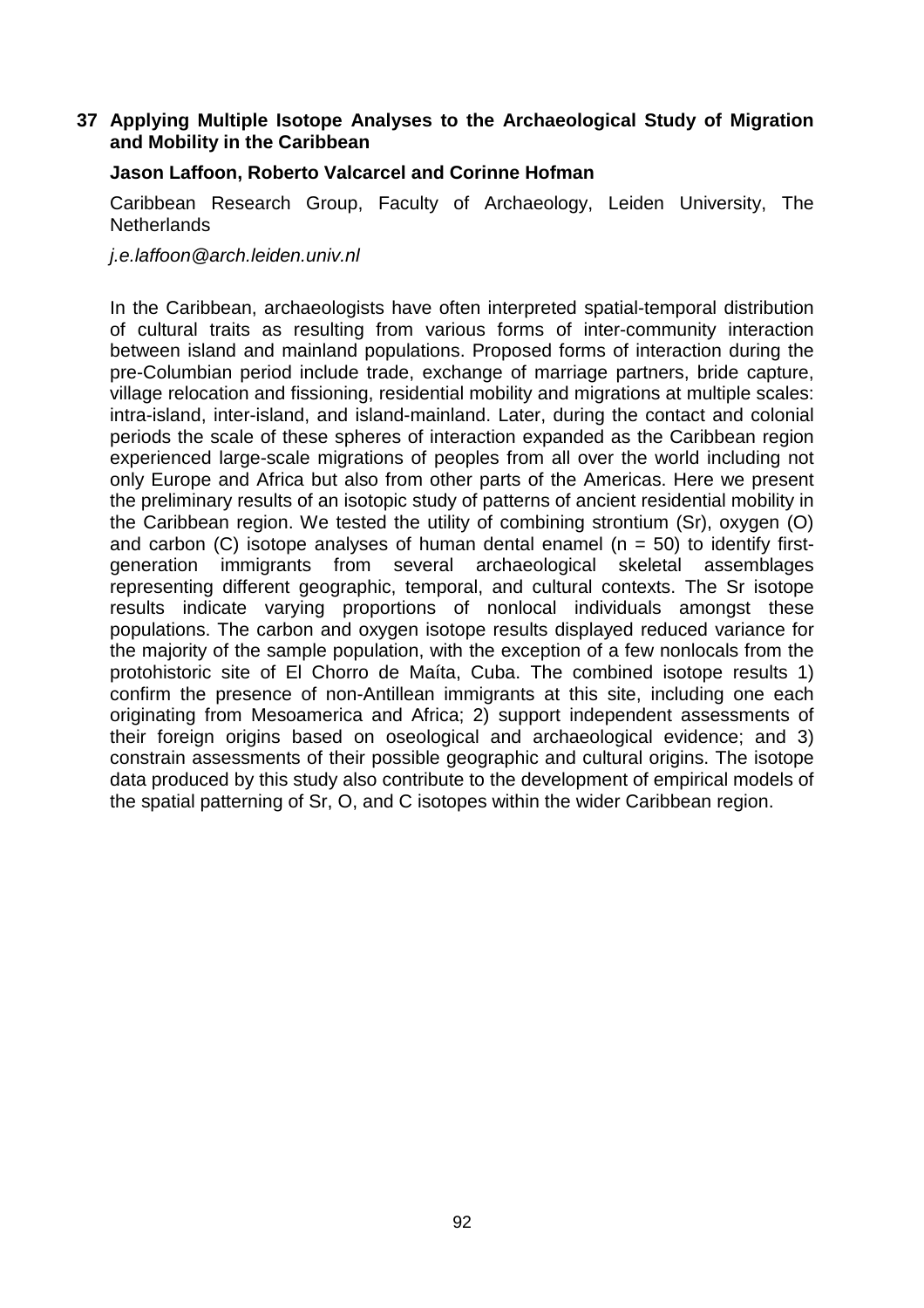## 37 Applying Multiple Isotope Analyses to the Archaeological Study of Migration and Mobility in the Caribbean

**Jason Laffoon, Roberto Valcarcel and Corinne Hofman**

Caribbean Research Group, Faculty of Archaeology, Leiden University, The Netherlands

*j.e.laffoon@arch.leiden.univ.nl*

In the Caribbean, archaeologists have often interpreted spatial-temporal distribution of cultural traits as resulting from various forms of inter-community interaction between island and mainland populations. Proposed forms of interaction during the pre-Columbian period include trade, exchange of marriage partners, bride capture, village relocation and fissioning, residential mobility and migrations at multiple scales: intra-island, inter-island, and island-mainland. Later, during the contact and colonial periods the scale of these spheres of interaction expanded as the Caribbean region experienced large-scale migrations of peoples from all over the world including not only Europe and Africa but also from other parts of the Americas. Here we present the preliminary results of an isotopic study of patterns of ancient residential mobility in the Caribbean region. We tested the utility of combining strontium (Sr), oxygen (O) and carbon (C) isotope analyses of human dental enamel ($n = 50$) to identify first-generation immigrants from several archaeological skeletal assemblages representing different geographic, temporal, and cultural contexts. The Sr isotope results indicate varying proportions of nonlocal individuals amongst these populations. The carbon and oxygen isotope results displayed reduced variance for the majority of the sample population, with the exception of a few nonlocals from the protohistoric site of El Chorro de Maíta, Cuba. The combined isotope results 1) confirm the presence of non-Antillean immigrants at this site, including one each originating from Mesoamerica and Africa; 2) support independent assessments of their foreign origins based on oseological and archaeological evidence; and 3) constrain assessments of their possible geographic and cultural origins. The isotope data produced by this study also contribute to the development of empirical models of the spatial patterning of Sr, O, and C isotopes within the wider Caribbean region.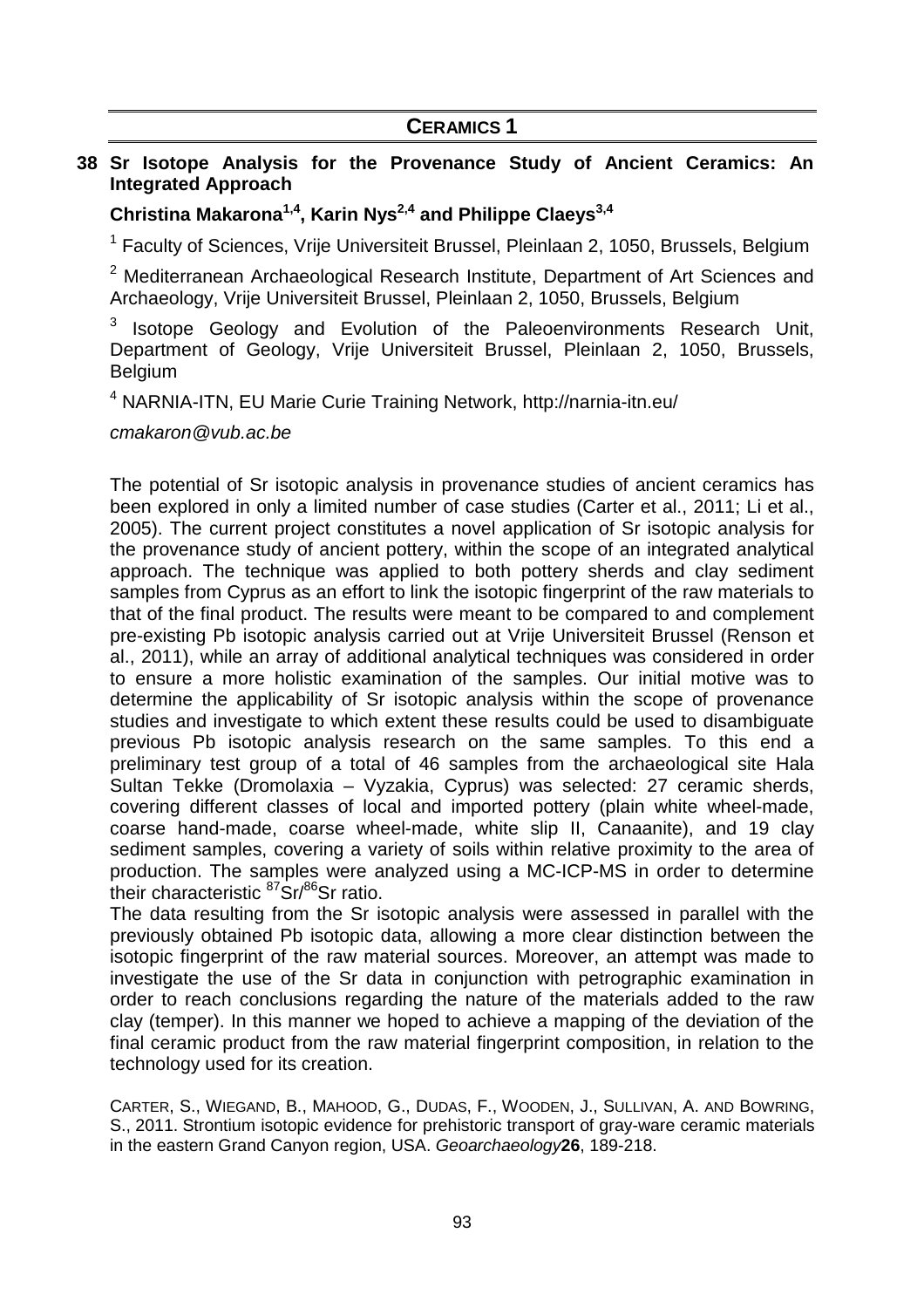## CERAMICS 1

### 38 Sr Isotope Analysis for the Provenance Study of Ancient Ceramics: An Integrated Approach

**Christina Makarona[1,4], Karin Nys[2,4] and Philippe Claeys[3,4]**

[1] Faculty of Sciences, Vrije Universiteit Brussel, Pleinlaan 2, 1050, Brussels, Belgium

[2] Mediterranean Archaeological Research Institute, Department of Art Sciences and Archaeology, Vrije Universiteit Brussel, Pleinlaan 2, 1050, Brussels, Belgium

[3] Isotope Geology and Evolution of the Paleoenvironments Research Unit, Department of Geology, Vrije Universiteit Brussel, Pleinlaan 2, 1050, Brussels, Belgium

[4] NARNIA-ITN, EU Marie Curie Training Network, http://narnia-itn.eu/

*cmakaron@vub.ac.be*

The potential of Sr isotopic analysis in provenance studies of ancient ceramics has been explored in only a limited number of case studies (Carter et al., 2011; Li et al., 2005). The current project constitutes a novel application of Sr isotopic analysis for the provenance study of ancient pottery, within the scope of an integrated analytical approach. The technique was applied to both pottery sherds and clay sediment samples from Cyprus as an effort to link the isotopic fingerprint of the raw materials to that of the final product. The results were meant to be compared to and complement pre-existing Pb isotopic analysis carried out at Vrije Universiteit Brussel (Renson et al., 2011), while an array of additional analytical techniques was considered in order to ensure a more holistic examination of the samples. Our initial motive was to determine the applicability of Sr isotopic analysis within the scope of provenance studies and investigate to which extent these results could be used to disambiguate previous Pb isotopic analysis research on the same samples. To this end a preliminary test group of a total of 46 samples from the archaeological site Hala Sultan Tekke (Dromolaxia – Vyzakia, Cyprus) was selected: 27 ceramic sherds, covering different classes of local and imported pottery (plain white wheel-made, coarse hand-made, coarse wheel-made, white slip II, Canaanite), and 19 clay sediment samples, covering a variety of soils within relative proximity to the area of production. The samples were analyzed using a MC-ICP-MS in order to determine their characteristic $^{87}Sr/^{86}Sr$ ratio.

The data resulting from the Sr isotopic analysis were assessed in parallel with the previously obtained Pb isotopic data, allowing a more clear distinction between the isotopic fingerprint of the raw material sources. Moreover, an attempt was made to investigate the use of the Sr data in conjunction with petrographic examination in order to reach conclusions regarding the nature of the materials added to the raw clay (temper). In this manner we hoped to achieve a mapping of the deviation of the final ceramic product from the raw material fingerprint composition, in relation to the technology used for its creation.

CARTER, S., WIEGAND, B., MAHOOD, G., DUDAS, F., WOODEN, J., SULLIVAN, A. AND BOWRING, S., 2011. Strontium isotopic evidence for prehistoric transport of gray-ware ceramic materials in the eastern Grand Canyon region, USA. *Geoarchaeology* **26**, 189-218.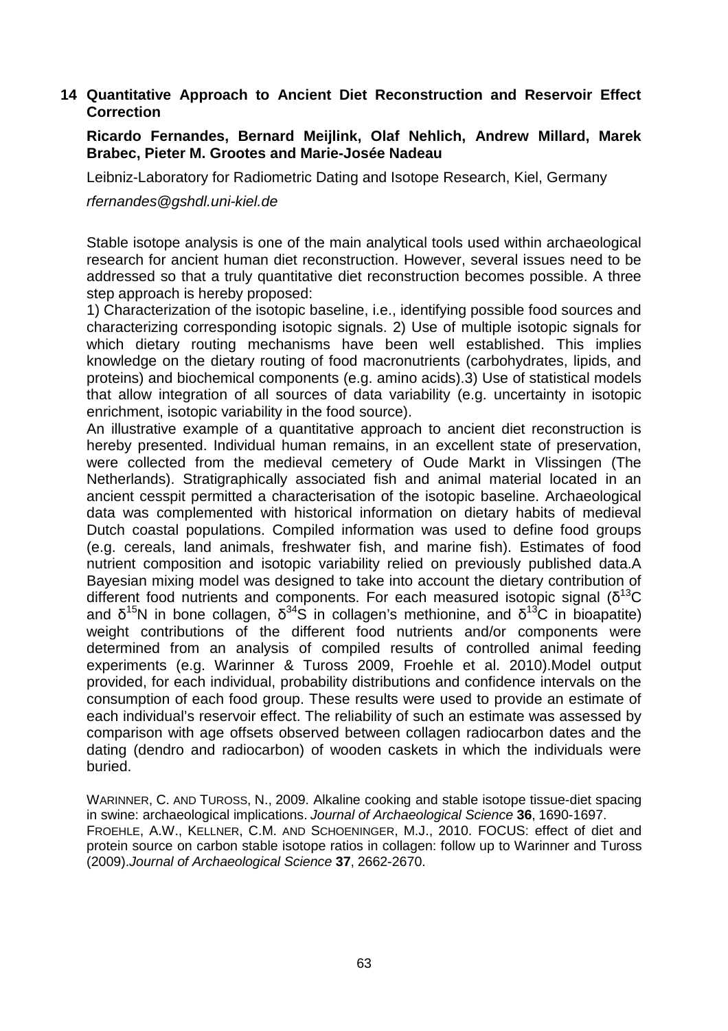## 14 Quantitative Approach to Ancient Diet Reconstruction and Reservoir Effect Correction

**Ricardo Fernandes, Bernard Meijlink, Olaf Nehlich, Andrew Millard, Marek Brabec, Pieter M. Grootes and Marie-Josée Nadeau**

Leibniz-Laboratory for Radiometric Dating and Isotope Research, Kiel, Germany

*rfernandes@gshdl.uni-kiel.de*

Stable isotope analysis is one of the main analytical tools used within archaeological research for ancient human diet reconstruction. However, several issues need to be addressed so that a truly quantitative diet reconstruction becomes possible. A three step approach is hereby proposed:

1) Characterization of the isotopic baseline, i.e., identifying possible food sources and characterizing corresponding isotopic signals. 2) Use of multiple isotopic signals for which dietary routing mechanisms have been well established. This implies knowledge on the dietary routing of food macronutrients (carbohydrates, lipids, and proteins) and biochemical components (e.g. amino acids).3) Use of statistical models that allow integration of all sources of data variability (e.g. uncertainty in isotopic enrichment, isotopic variability in the food source).

An illustrative example of a quantitative approach to ancient diet reconstruction is hereby presented. Individual human remains, in an excellent state of preservation, were collected from the medieval cemetery of Oude Markt in Vlissingen (The Netherlands). Stratigraphically associated fish and animal material located in an ancient cesspit permitted a characterisation of the isotopic baseline. Archaeological data was complemented with historical information on dietary habits of medieval Dutch coastal populations. Compiled information was used to define food groups (e.g. cereals, land animals, freshwater fish, and marine fish). Estimates of food nutrient composition and isotopic variability relied on previously published data.A Bayesian mixing model was designed to take into account the dietary contribution of different food nutrients and components. For each measured isotopic signal ($\delta^{13}C$ and $\delta^{15}N$ in bone collagen, $\delta^{34}S$ in collagen's methionine, and $\delta^{13}C$ in bioapatite) weight contributions of the different food nutrients and/or components were determined from an analysis of compiled results of controlled animal feeding experiments (e.g. Warinner & Tuross 2009, Froehle et al. 2010).Model output provided, for each individual, probability distributions and confidence intervals on the consumption of each food group. These results were used to provide an estimate of each individual's reservoir effect. The reliability of such an estimate was assessed by comparison with age offsets observed between collagen radiocarbon dates and the dating (dendro and radiocarbon) of wooden caskets in which the individuals were buried.

WARINNER, C. AND TUROSS, N., 2009. Alkaline cooking and stable isotope tissue-diet spacing in swine: archaeological implications. *Journal of Archaeological Science* **36**, 1690-1697.

FROEHLE, A.W., KELLNER, C.M. AND SCHOENINGER, M.J., 2010. FOCUS: effect of diet and protein source on carbon stable isotope ratios in collagen: follow up to Warinner and Tuross (2009).*Journal of Archaeological Science* **37**, 2662-2670.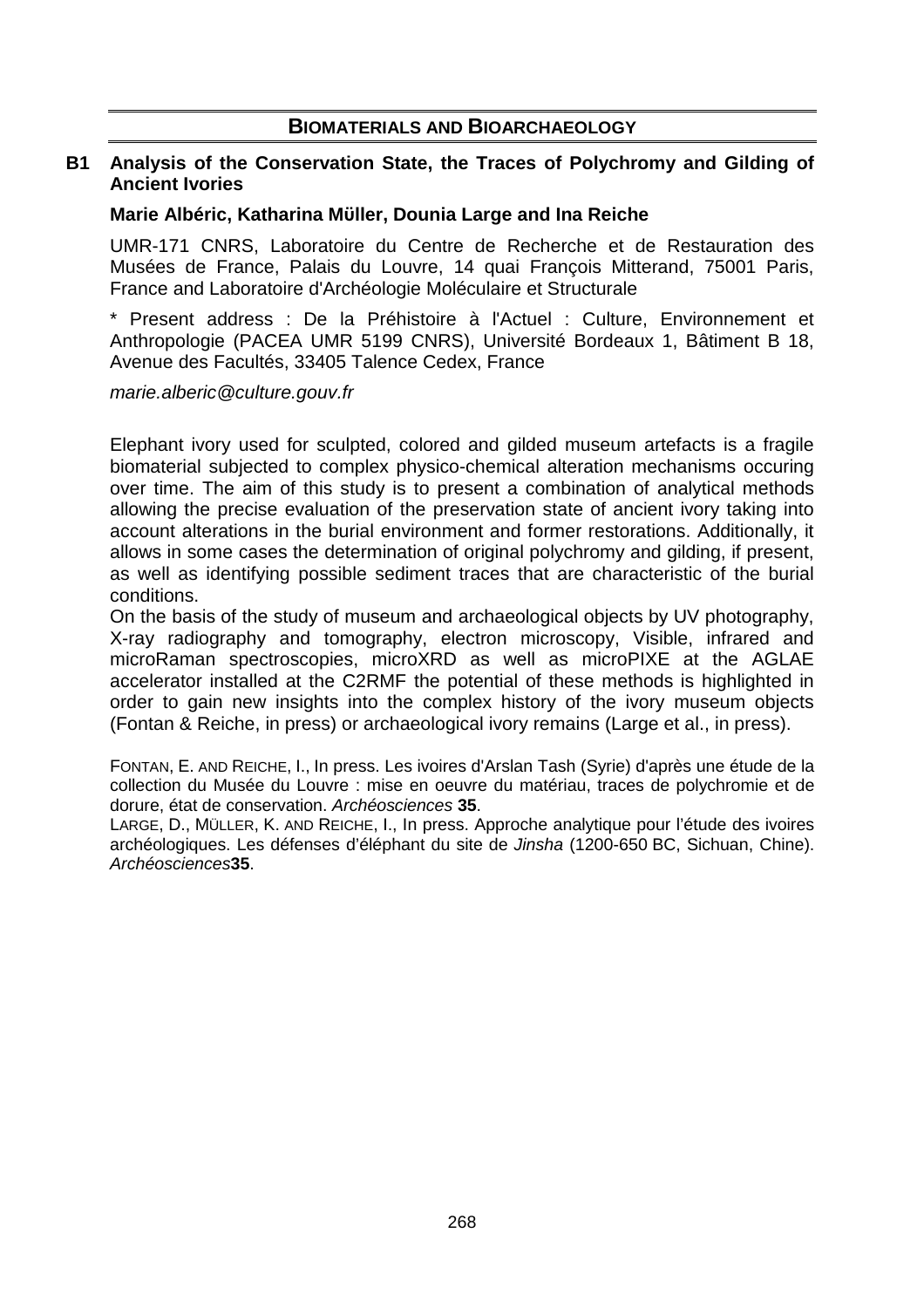## BIOMATERIALS AND BIOARCHAEOLOGY

### B1 Analysis of the Conservation State, the Traces of Polychromy and Gilding of Ancient Ivories

**Marie Albéric, Katharina Müller, Dounia Large and Ina Reiche**

UMR-171 CNRS, Laboratoire du Centre de Recherche et de Restauration des Musées de France, Palais du Louvre, 14 quai François Mitterand, 75001 Paris, France and Laboratoire d'Archéologie Moléculaire et Structurale

* Present address : De la Préhistoire à l'Actuel : Culture, Environnement et Anthropologie (PACEA UMR 5199 CNRS), Université Bordeaux 1, Bâtiment B 18, Avenue des Facultés, 33405 Talence Cedex, France

*marie.alberic@culture.gouv.fr*

Elephant ivory used for sculpted, colored and gilded museum artefacts is a fragile biomaterial subjected to complex physico-chemical alteration mechanisms occuring over time. The aim of this study is to present a combination of analytical methods allowing the precise evaluation of the preservation state of ancient ivory taking into account alterations in the burial environment and former restorations. Additionally, it allows in some cases the determination of original polychromy and gilding, if present, as well as identifying possible sediment traces that are characteristic of the burial conditions.

On the basis of the study of museum and archaeological objects by UV photography, X-ray radiography and tomography, electron microscopy, Visible, infrared and microRaman spectroscopies, microXRD as well as microPIXE at the AGLAE accelerator installed at the C2RMF the potential of these methods is highlighted in order to gain new insights into the complex history of the ivory museum objects (Fontan & Reiche, in press) or archaeological ivory remains (Large et al., in press).

FONTAN, E. AND REICHE, I., In press. Les ivoires d'Arslan Tash (Syrie) d'après une étude de la collection du Musée du Louvre : mise en oeuvre du matériau, traces de polychromie et de dorure, état de conservation. *Archéosciences* **35**.

LARGE, D., MÜLLER, K. AND REICHE, I., In press. Approche analytique pour l'étude des ivoires archéologiques. Les défenses d'éléphant du site de *Jinsha* (1200-650 BC, Sichuan, Chine). *Archéosciences* **35**.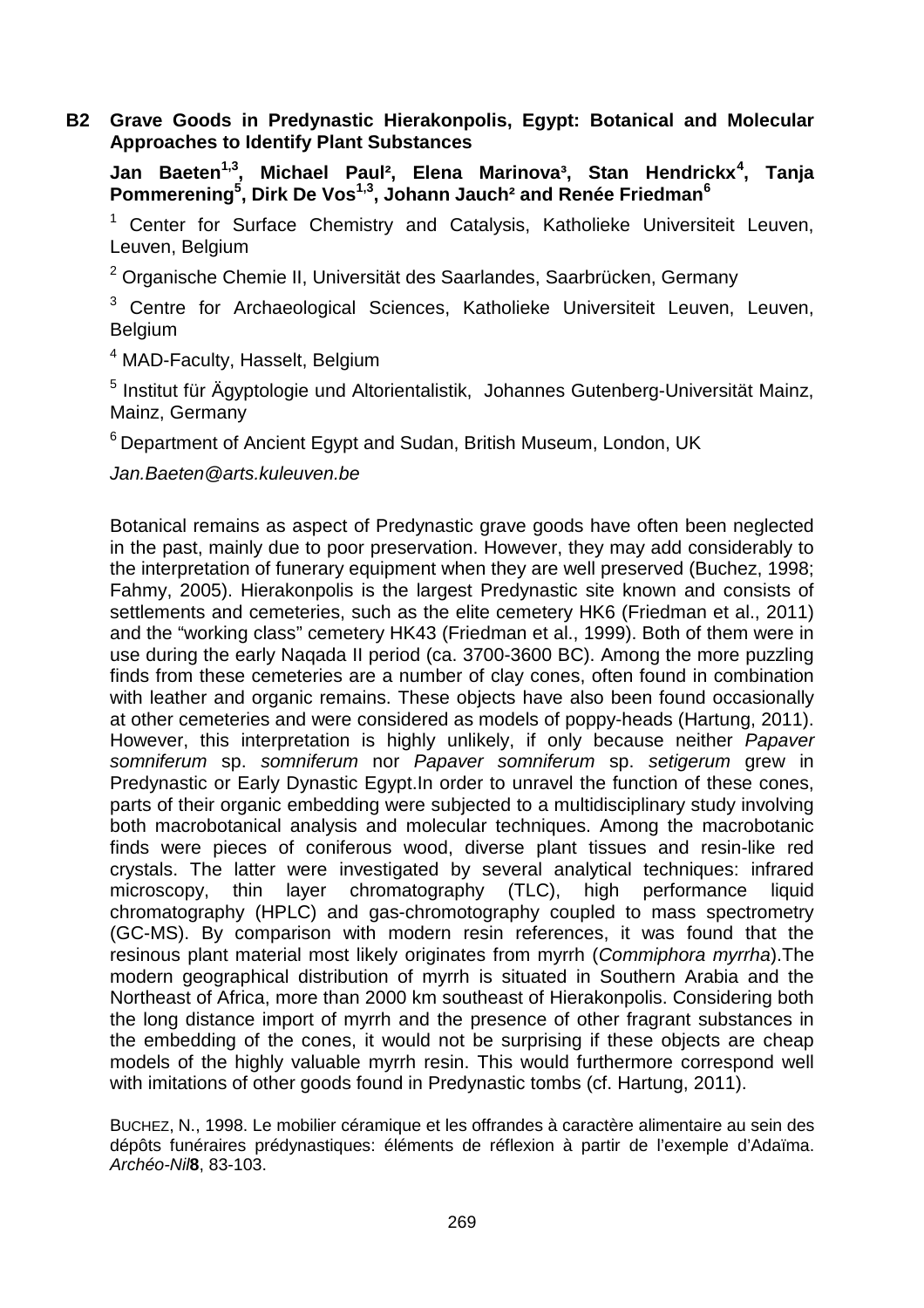## B2 Grave Goods in Predynastic Hierakonpolis, Egypt: Botanical and Molecular Approaches to Identify Plant Substances

**Jan Baeten[1,3], Michael Paul[2], Elena Marinova[3], Stan Hendrickx[4], Tanja Pommerening[5], Dirk De Vos[1,3], Johann Jauch[2] and Renée Friedman[6]**

[1] Center for Surface Chemistry and Catalysis, Katholieke Universiteit Leuven, Leuven, Belgium

[2] Organische Chemie II, Universität des Saarlandes, Saarbrücken, Germany

[3] Centre for Archaeological Sciences, Katholieke Universiteit Leuven, Leuven, Belgium

[4] MAD-Faculty, Hasselt, Belgium

[5] Institut für Ägyptologie und Altorientalistik, Johannes Gutenberg-Universität Mainz, Mainz, Germany

[6] Department of Ancient Egypt and Sudan, British Museum, London, UK

*Jan.Baeten@arts.kuleuven.be*

Botanical remains as aspect of Predynastic grave goods have often been neglected in the past, mainly due to poor preservation. However, they may add considerably to the interpretation of funerary equipment when they are well preserved (Buchez, 1998; Fahmy, 2005). Hierakonpolis is the largest Predynastic site known and consists of settlements and cemeteries, such as the elite cemetery HK6 (Friedman et al., 2011) and the "working class" cemetery HK43 (Friedman et al., 1999). Both of them were in use during the early Naqada II period (ca. 3700-3600 BC). Among the more puzzling finds from these cemeteries are a number of clay cones, often found in combination with leather and organic remains. These objects have also been found occasionally at other cemeteries and were considered as models of poppy-heads (Hartung, 2011). However, this interpretation is highly unlikely, if only because neither *Papaver somniferum* sp. *somniferum* nor *Papaver somniferum* sp. *setigerum* grew in Predynastic or Early Dynastic Egypt.In order to unravel the function of these cones, parts of their organic embedding were subjected to a multidisciplinary study involving both macrobotanical analysis and molecular techniques. Among the macrobotanic finds were pieces of coniferous wood, diverse plant tissues and resin-like red crystals. The latter were investigated by several analytical techniques: infrared microscopy, thin layer chromatography (TLC), high performance liquid chromatography (HPLC) and gas-chromotography coupled to mass spectrometry (GC-MS). By comparison with modern resin references, it was found that the resinous plant material most likely originates from myrrh (*Commiphora myrrha*).The modern geographical distribution of myrrh is situated in Southern Arabia and the Northeast of Africa, more than 2000 km southeast of Hierakonpolis. Considering both the long distance import of myrrh and the presence of other fragrant substances in the embedding of the cones, it would not be surprising if these objects are cheap models of the highly valuable myrrh resin. This would furthermore correspond well with imitations of other goods found in Predynastic tombs (cf. Hartung, 2011).

BUCHEZ, N., 1998. Le mobilier céramique et les offrandes à caractère alimentaire au sein des dépôts funéraires prédynastiques: éléments de réflexion à partir de l'exemple d'Adaïma. *Archéo-Nil* **8**, 83-103.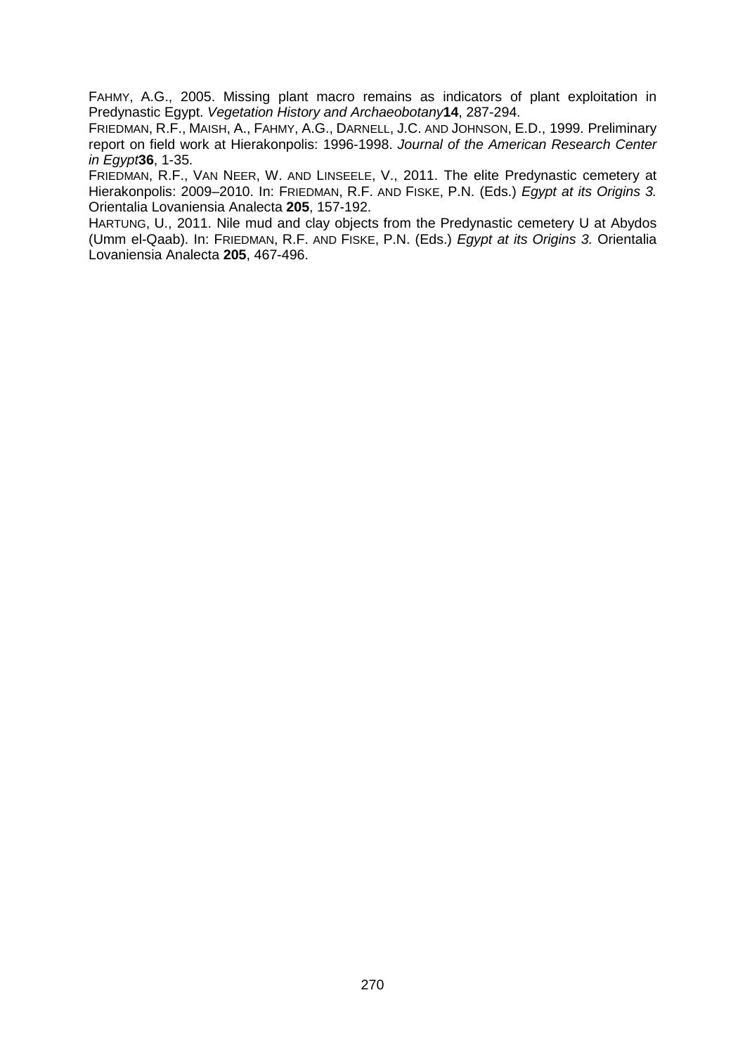FAHMY, A.G., 2005. Missing plant macro remains as indicators of plant exploitation in Predynastic Egypt. *Vegetation History and Archaeobotany* **14**, 287-294.

FRIEDMAN, R.F., MAISH, A., FAHMY, A.G., DARNELL, J.C. AND JOHNSON, E.D., 1999. Preliminary report on field work at Hierakonpolis: 1996-1998. *Journal of the American Research Center in Egypt* **36**, 1-35.

FRIEDMAN, R.F., VAN NEER, W. AND LINSEELE, V., 2011. The elite Predynastic cemetery at Hierakonpolis: 2009–2010. In: FRIEDMAN, R.F. AND FISKE, P.N. (Eds.) *Egypt at its Origins 3.* Orientalia Lovaniensia Analecta **205**, 157-192.

HARTUNG, U., 2011. Nile mud and clay objects from the Predynastic cemetery U at Abydos (Umm el-Qaab). In: FRIEDMAN, R.F. AND FISKE, P.N. (Eds.) *Egypt at its Origins 3.* Orientalia Lovaniensia Analecta **205**, 467-496.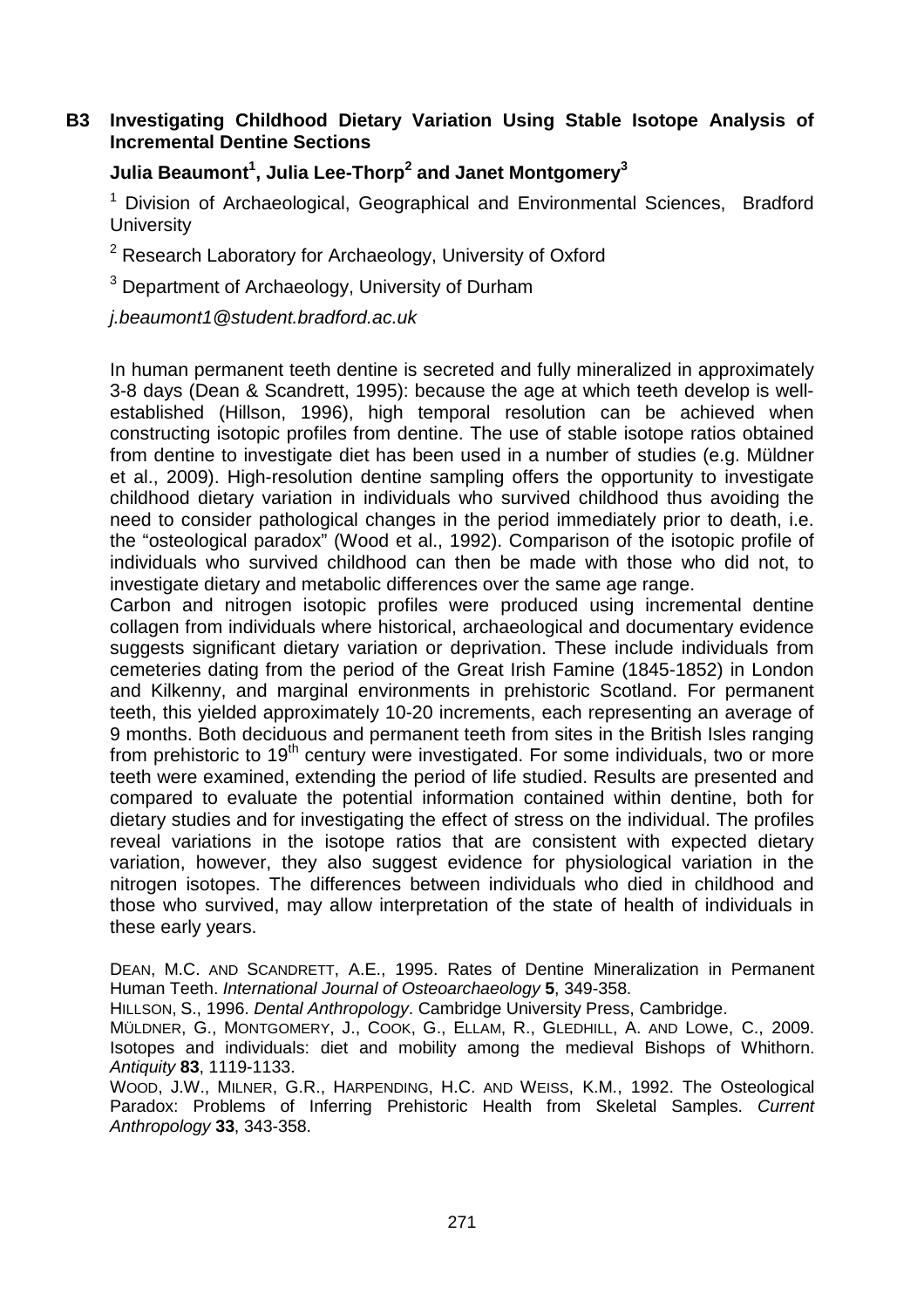### B3 Investigating Childhood Dietary Variation Using Stable Isotope Analysis of Incremental Dentine Sections

**Julia Beaumont[1], Julia Lee-Thorp[2] and Janet Montgomery[3]**

[1] Division of Archaeological, Geographical and Environmental Sciences, Bradford University

[2] Research Laboratory for Archaeology, University of Oxford

[3] Department of Archaeology, University of Durham

*j.beaumont1@student.bradford.ac.uk*

In human permanent teeth dentine is secreted and fully mineralized in approximately 3-8 days (Dean & Scandrett, 1995): because the age at which teeth develop is well-established (Hillson, 1996), high temporal resolution can be achieved when constructing isotopic profiles from dentine. The use of stable isotope ratios obtained from dentine to investigate diet has been used in a number of studies (e.g. Müldner et al., 2009). High-resolution dentine sampling offers the opportunity to investigate childhood dietary variation in individuals who survived childhood thus avoiding the need to consider pathological changes in the period immediately prior to death, i.e. the "osteological paradox" (Wood et al., 1992). Comparison of the isotopic profile of individuals who survived childhood can then be made with those who did not, to investigate dietary and metabolic differences over the same age range.

Carbon and nitrogen isotopic profiles were produced using incremental dentine collagen from individuals where historical, archaeological and documentary evidence suggests significant dietary variation or deprivation. These include individuals from cemeteries dating from the period of the Great Irish Famine (1845-1852) in London and Kilkenny, and marginal environments in prehistoric Scotland. For permanent teeth, this yielded approximately 10-20 increments, each representing an average of 9 months. Both deciduous and permanent teeth from sites in the British Isles ranging from prehistoric to 19th century were investigated. For some individuals, two or more teeth were examined, extending the period of life studied. Results are presented and compared to evaluate the potential information contained within dentine, both for dietary studies and for investigating the effect of stress on the individual. The profiles reveal variations in the isotope ratios that are consistent with expected dietary variation, however, they also suggest evidence for physiological variation in the nitrogen isotopes. The differences between individuals who died in childhood and those who survived, may allow interpretation of the state of health of individuals in these early years.

DEAN, M.C. AND SCANDRETT, A.E., 1995. Rates of Dentine Mineralization in Permanent Human Teeth. *International Journal of Osteoarchaeology* **5**, 349-358.

HILLSON, S., 1996. *Dental Anthropology*. Cambridge University Press, Cambridge.

MÜLDNER, G., MONTGOMERY, J., COOK, G., ELLAM, R., GLEDHILL, A. AND LOWE, C., 2009. Isotopes and individuals: diet and mobility among the medieval Bishops of Whithorn. *Antiquity* **83**, 1119-1133.

WOOD, J.W., MILNER, G.R., HARPENDING, H.C. AND WEISS, K.M., 1992. The Osteological Paradox: Problems of Inferring Prehistoric Health from Skeletal Samples. *Current Anthropology* **33**, 343-358.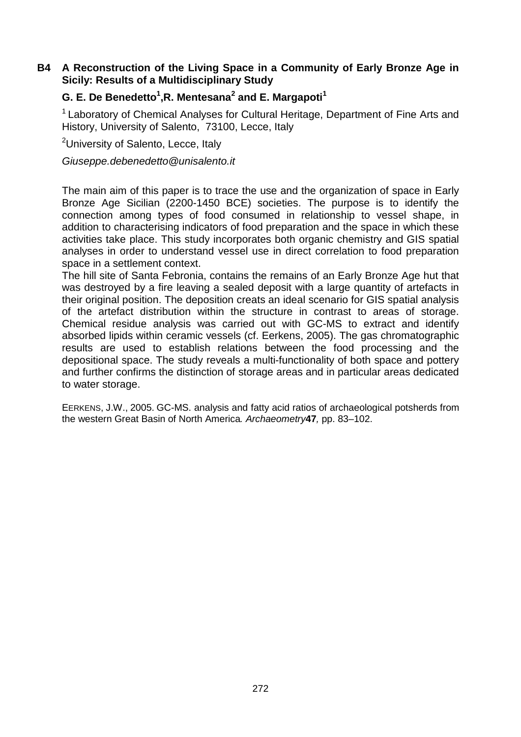## B4 A Reconstruction of the Living Space in a Community of Early Bronze Age in Sicily: Results of a Multidisciplinary Study

**G. E. De Benedetto[1], R. Mentesana[2] and E. Margapoti[1]**

[1] Laboratory of Chemical Analyses for Cultural Heritage, Department of Fine Arts and History, University of Salento, 73100, Lecce, Italy

[2] University of Salento, Lecce, Italy

*Giuseppe.debenedetto@unisalento.it*

The main aim of this paper is to trace the use and the organization of space in Early Bronze Age Sicilian (2200-1450 BCE) societies. The purpose is to identify the connection among types of food consumed in relationship to vessel shape, in addition to characterising indicators of food preparation and the space in which these activities take place. This study incorporates both organic chemistry and GIS spatial analyses in order to understand vessel use in direct correlation to food preparation space in a settlement context.

The hill site of Santa Febronia, contains the remains of an Early Bronze Age hut that was destroyed by a fire leaving a sealed deposit with a large quantity of artefacts in their original position. The deposition creats an ideal scenario for GIS spatial analysis of the artefact distribution within the structure in contrast to areas of storage. Chemical residue analysis was carried out with GC-MS to extract and identify absorbed lipids within ceramic vessels (cf. Eerkens, 2005). The gas chromatographic results are used to establish relations between the food processing and the depositional space. The study reveals a multi-functionality of both space and pottery and further confirms the distinction of storage areas and in particular areas dedicated to water storage.

EERKENS, J.W., 2005. GC-MS. analysis and fatty acid ratios of archaeological potsherds from the western Great Basin of North America. *Archaeometry* **47**, pp. 83–102.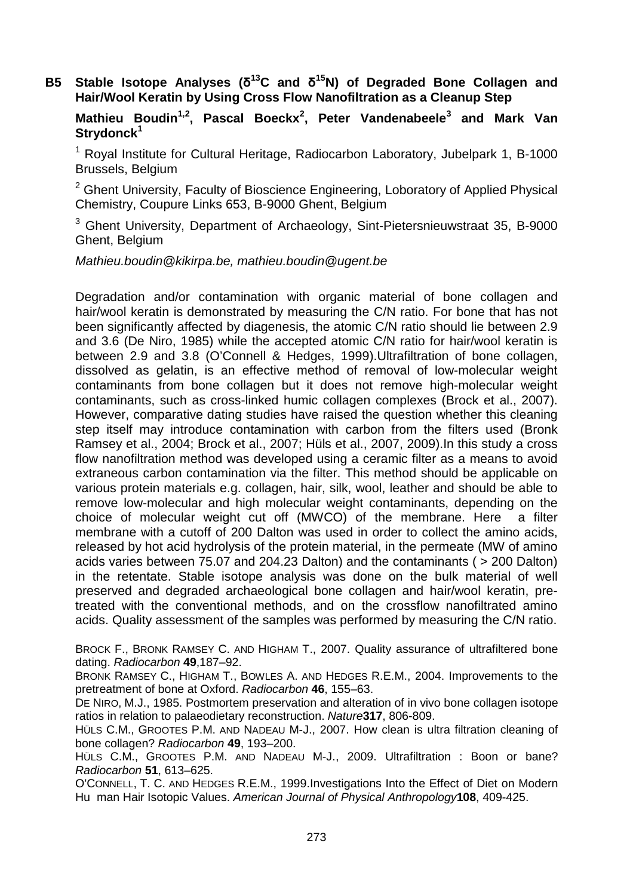## B5 Stable Isotope Analyses ($\delta^{13}C$ and $\delta^{15}N$) of Degraded Bone Collagen and Hair/Wool Keratin by Using Cross Flow Nanofiltration as a Cleanup Step

**Mathieu Boudin[1,2], Pascal Boeckx[2], Peter Vandenabeele[3] and Mark Van Strydonck[1]**

[1] Royal Institute for Cultural Heritage, Radiocarbon Laboratory, Jubelpark 1, B-1000 Brussels, Belgium

[2] Ghent University, Faculty of Bioscience Engineering, Loboratory of Applied Physical Chemistry, Coupure Links 653, B-9000 Ghent, Belgium

[3] Ghent University, Department of Archaeology, Sint-Pietersnieuwstraat 35, B-9000 Ghent, Belgium

*Mathieu.boudin@kikirpa.be, mathieu.boudin@ugent.be*

Degradation and/or contamination with organic material of bone collagen and hair/wool keratin is demonstrated by measuring the C/N ratio. For bone that has not been significantly affected by diagenesis, the atomic C/N ratio should lie between 2.9 and 3.6 (De Niro, 1985) while the accepted atomic C/N ratio for hair/wool keratin is between 2.9 and 3.8 (O'Connell & Hedges, 1999).Ultrafiltration of bone collagen, dissolved as gelatin, is an effective method of removal of low-molecular weight contaminants from bone collagen but it does not remove high-molecular weight contaminants, such as cross-linked humic collagen complexes (Brock et al., 2007). However, comparative dating studies have raised the question whether this cleaning step itself may introduce contamination with carbon from the filters used (Bronk Ramsey et al., 2004; Brock et al., 2007; Hüls et al., 2007, 2009).In this study a cross flow nanofiltration method was developed using a ceramic filter as a means to avoid extraneous carbon contamination via the filter. This method should be applicable on various protein materials e.g. collagen, hair, silk, wool, leather and should be able to remove low-molecular and high molecular weight contaminants, depending on the choice of molecular weight cut off (MWCO) of the membrane. Here a filter membrane with a cutoff of 200 Dalton was used in order to collect the amino acids, released by hot acid hydrolysis of the protein material, in the permeate (MW of amino acids varies between 75.07 and 204.23 Dalton) and the contaminants ( > 200 Dalton) in the retentate. Stable isotope analysis was done on the bulk material of well preserved and degraded archaeological bone collagen and hair/wool keratin, pre-treated with the conventional methods, and on the crossflow nanofiltrated amino acids. Quality assessment of the samples was performed by measuring the C/N ratio.

Brock F., Bronk Ramsey C. and Higham T., 2007. Quality assurance of ultrafiltered bone dating. *Radiocarbon* **49**,187–92.

Bronk Ramsey C., Higham T., Bowles A. and Hedges R.E.M., 2004. Improvements to the pretreatment of bone at Oxford. *Radiocarbon* **46**, 155–63.

De Niro, M.J., 1985. Postmortem preservation and alteration of in vivo bone collagen isotope ratios in relation to palaeodietary reconstruction. *Nature***317**, 806-809.

Hüls C.M., Grootes P.M. and Nadeau M-J., 2007. How clean is ultra filtration cleaning of bone collagen? *Radiocarbon* **49**, 193–200.

Hüls C.M., Grootes P.M. and Nadeau M-J., 2009. Ultrafiltration : Boon or bane? *Radiocarbon* **51**, 613–625.

O'Connell, T. C. and Hedges R.E.M., 1999.Investigations Into the Effect of Diet on Modern Hu man Hair Isotopic Values. *American Journal of Physical Anthropology***108**, 409-425.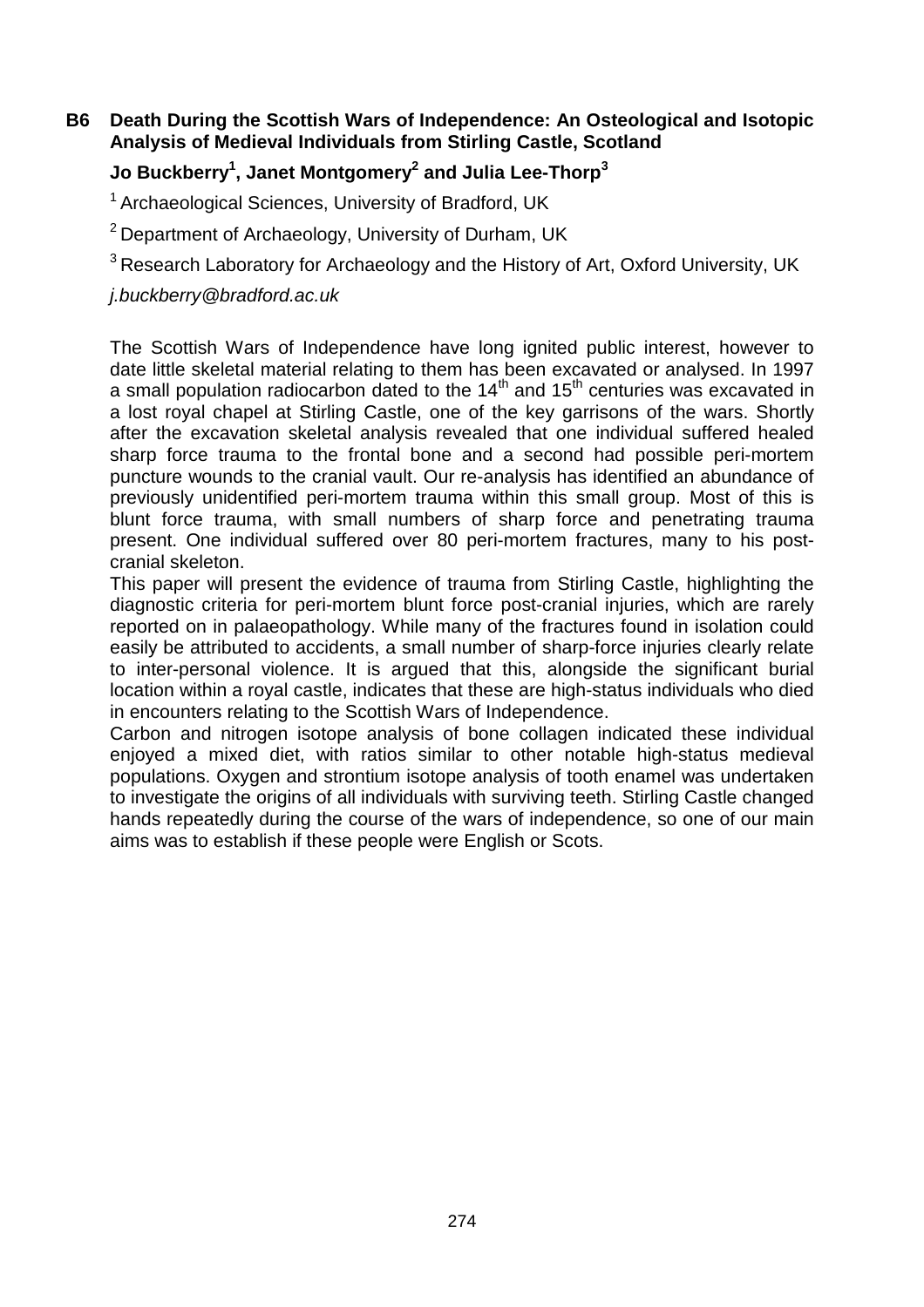## B6 Death During the Scottish Wars of Independence: An Osteological and Isotopic Analysis of Medieval Individuals from Stirling Castle, Scotland

**Jo Buckberry[1], Janet Montgomery[2] and Julia Lee-Thorp[3]**

[1] Archaeological Sciences, University of Bradford, UK

[2] Department of Archaeology, University of Durham, UK

[3] Research Laboratory for Archaeology and the History of Art, Oxford University, UK

*j.buckberry@bradford.ac.uk*

The Scottish Wars of Independence have long ignited public interest, however to date little skeletal material relating to them has been excavated or analysed. In 1997 a small population radiocarbon dated to the 14th and 15th centuries was excavated in a lost royal chapel at Stirling Castle, one of the key garrisons of the wars. Shortly after the excavation skeletal analysis revealed that one individual suffered healed sharp force trauma to the frontal bone and a second had possible peri-mortem puncture wounds to the cranial vault. Our re-analysis has identified an abundance of previously unidentified peri-mortem trauma within this small group. Most of this is blunt force trauma, with small numbers of sharp force and penetrating trauma present. One individual suffered over 80 peri-mortem fractures, many to his post-cranial skeleton.

This paper will present the evidence of trauma from Stirling Castle, highlighting the diagnostic criteria for peri-mortem blunt force post-cranial injuries, which are rarely reported on in palaeopathology. While many of the fractures found in isolation could easily be attributed to accidents, a small number of sharp-force injuries clearly relate to inter-personal violence. It is argued that this, alongside the significant burial location within a royal castle, indicates that these are high-status individuals who died in encounters relating to the Scottish Wars of Independence.

Carbon and nitrogen isotope analysis of bone collagen indicated these individual enjoyed a mixed diet, with ratios similar to other notable high-status medieval populations. Oxygen and strontium isotope analysis of tooth enamel was undertaken to investigate the origins of all individuals with surviving teeth. Stirling Castle changed hands repeatedly during the course of the wars of independence, so one of our main aims was to establish if these people were English or Scots.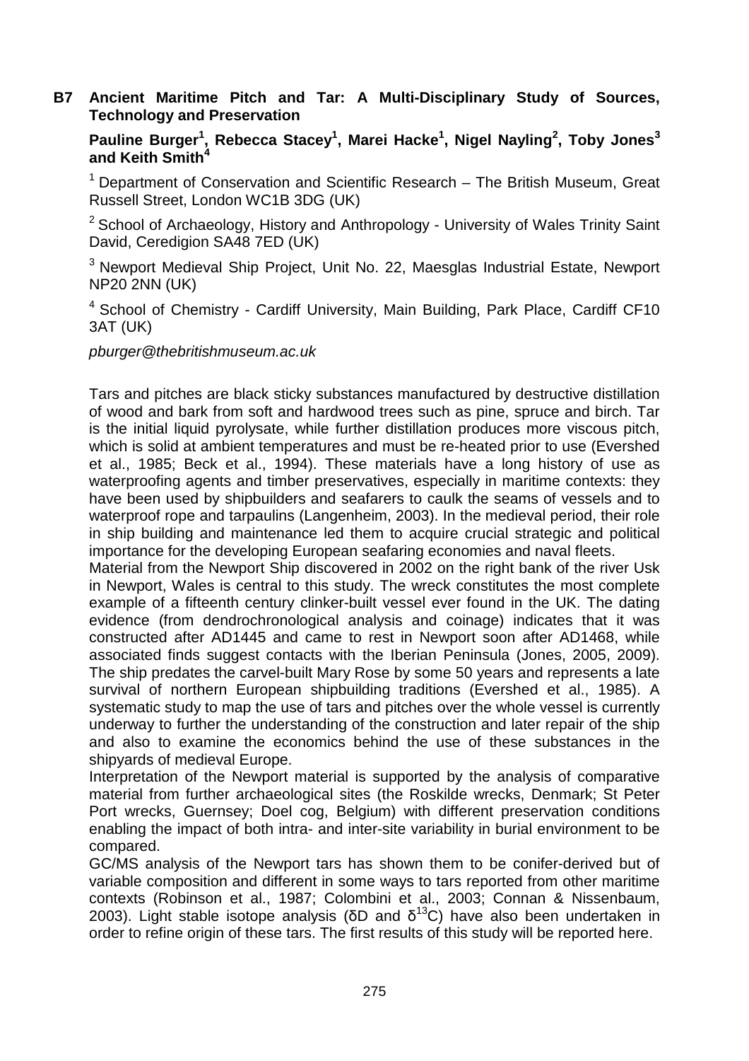## B7 Ancient Maritime Pitch and Tar: A Multi-Disciplinary Study of Sources, Technology and Preservation

**Pauline Burger[1], Rebecca Stacey[1], Marei Hacke[1], Nigel Nayling[2], Toby Jones[3] and Keith Smith[4]**

[1] Department of Conservation and Scientific Research – The British Museum, Great Russell Street, London WC1B 3DG (UK)

[2] School of Archaeology, History and Anthropology - University of Wales Trinity Saint David, Ceredigion SA48 7ED (UK)

[3] Newport Medieval Ship Project, Unit No. 22, Maesglas Industrial Estate, Newport NP20 2NN (UK)

[4] School of Chemistry - Cardiff University, Main Building, Park Place, Cardiff CF10 3AT (UK)

*pburger@thebritishmuseum.ac.uk*

Tars and pitches are black sticky substances manufactured by destructive distillation of wood and bark from soft and hardwood trees such as pine, spruce and birch. Tar is the initial liquid pyrolysate, while further distillation produces more viscous pitch, which is solid at ambient temperatures and must be re-heated prior to use (Evershed et al., 1985; Beck et al., 1994). These materials have a long history of use as waterproofing agents and timber preservatives, especially in maritime contexts: they have been used by shipbuilders and seafarers to caulk the seams of vessels and to waterproof rope and tarpaulins (Langenheim, 2003). In the medieval period, their role in ship building and maintenance led them to acquire crucial strategic and political importance for the developing European seafaring economies and naval fleets.

Material from the Newport Ship discovered in 2002 on the right bank of the river Usk in Newport, Wales is central to this study. The wreck constitutes the most complete example of a fifteenth century clinker-built vessel ever found in the UK. The dating evidence (from dendrochronological analysis and coinage) indicates that it was constructed after AD1445 and came to rest in Newport soon after AD1468, while associated finds suggest contacts with the Iberian Peninsula (Jones, 2005, 2009). The ship predates the carvel-built Mary Rose by some 50 years and represents a late survival of northern European shipbuilding traditions (Evershed et al., 1985). A systematic study to map the use of tars and pitches over the whole vessel is currently underway to further the understanding of the construction and later repair of the ship and also to examine the economics behind the use of these substances in the shipyards of medieval Europe.

Interpretation of the Newport material is supported by the analysis of comparative material from further archaeological sites (the Roskilde wrecks, Denmark; St Peter Port wrecks, Guernsey; Doel cog, Belgium) with different preservation conditions enabling the impact of both intra- and inter-site variability in burial environment to be compared.

GC/MS analysis of the Newport tars has shown them to be conifer-derived but of variable composition and different in some ways to tars reported from other maritime contexts (Robinson et al., 1987; Colombini et al., 2003; Connan & Nissenbaum, 2003). Light stable isotope analysis ($\delta D$ and $\delta^{13}C$) have also been undertaken in order to refine origin of these tars. The first results of this study will be reported here.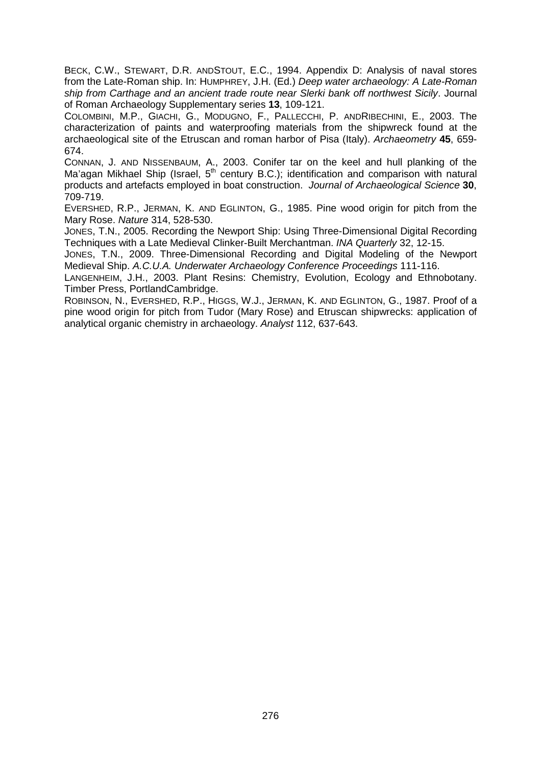BECK, C.W., STEWART, D.R. ANDSTOUT, E.C., 1994. Appendix D: Analysis of naval stores from the Late-Roman ship. In: HUMPHREY, J.H. (Ed.) *Deep water archaeology: A Late-Roman ship from Carthage and an ancient trade route near Slerki bank off northwest Sicily*. Journal of Roman Archaeology Supplementary series **13**, 109-121.

COLOMBINI, M.P., GIACHI, G., MODUGNO, F., PALLECCHI, P. ANDRIBECHINI, E., 2003. The characterization of paints and waterproofing materials from the shipwreck found at the archaeological site of the Etruscan and roman harbor of Pisa (Italy). *Archaeometry* **45**, 659-674.

CONNAN, J. AND NISSENBAUM, A., 2003. Conifer tar on the keel and hull planking of the Ma'agan Mikhael Ship (Israel, 5$^{th}$ century B.C.); identification and comparison with natural products and artefacts employed in boat construction. *Journal of Archaeological Science* **30**, 709-719.

EVERSHED, R.P., JERMAN, K. AND EGLINTON, G., 1985. Pine wood origin for pitch from the Mary Rose. *Nature* 314, 528-530.

JONES, T.N., 2005. Recording the Newport Ship: Using Three-Dimensional Digital Recording Techniques with a Late Medieval Clinker-Built Merchantman. *INA Quarterly* 32, 12-15.

JONES, T.N., 2009. Three-Dimensional Recording and Digital Modeling of the Newport Medieval Ship. *A.C.U.A. Underwater Archaeology Conference Proceedings* 111-116.

LANGENHEIM, J.H., 2003. Plant Resins: Chemistry, Evolution, Ecology and Ethnobotany. Timber Press, PortlandCambridge.

ROBINSON, N., EVERSHED, R.P., HIGGS, W.J., JERMAN, K. AND EGLINTON, G., 1987. Proof of a pine wood origin for pitch from Tudor (Mary Rose) and Etruscan shipwrecks: application of analytical organic chemistry in archaeology. *Analyst* 112, 637-643.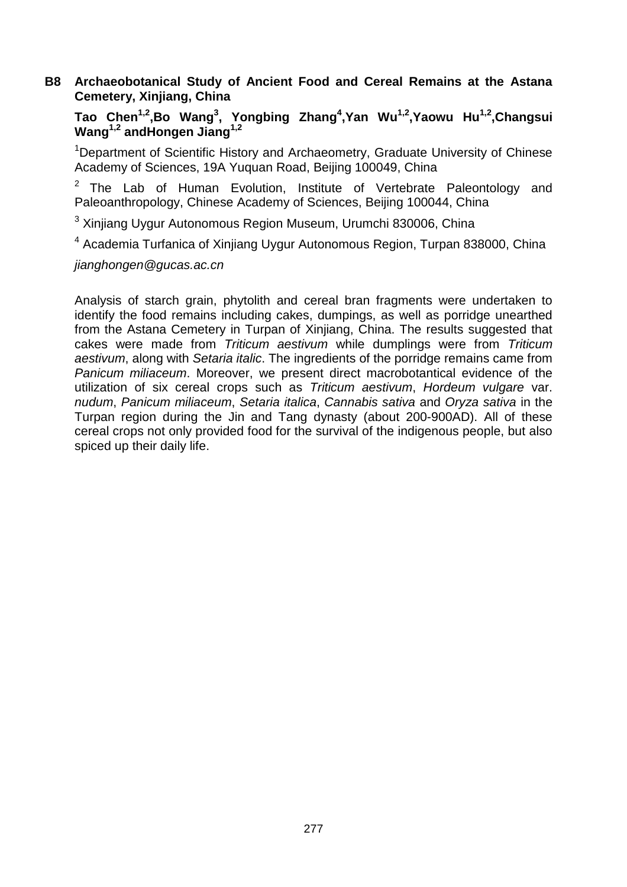## B8 Archaeobotanical Study of Ancient Food and Cereal Remains at the Astana Cemetery, Xinjiang, China

**Tao Chen[1,2],Bo Wang[3], Yongbing Zhang[4],Yan Wu[1,2],Yaowu Hu[1,2],Changsui Wang[1,2] andHongen Jiang[1,2]**

[1]Department of Scientific History and Archaeometry, Graduate University of Chinese Academy of Sciences, 19A Yuquan Road, Beijing 100049, China

[2] The Lab of Human Evolution, Institute of Vertebrate Paleontology and Paleoanthropology, Chinese Academy of Sciences, Beijing 100044, China

[3] Xinjiang Uygur Autonomous Region Museum, Urumchi 830006, China

[4] Academia Turfanica of Xinjiang Uygur Autonomous Region, Turpan 838000, China

*jianghongen@gucas.ac.cn*

Analysis of starch grain, phytolith and cereal bran fragments were undertaken to identify the food remains including cakes, dumpings, as well as porridge unearthed from the Astana Cemetery in Turpan of Xinjiang, China. The results suggested that cakes were made from *Triticum aestivum* while dumplings were from *Triticum aestivum*, along with *Setaria italic*. The ingredients of the porridge remains came from *Panicum miliaceum*. Moreover, we present direct macrobotantical evidence of the utilization of six cereal crops such as *Triticum aestivum*, *Hordeum vulgare* var. *nudum*, *Panicum miliaceum*, *Setaria italica*, *Cannabis sativa* and *Oryza sativa* in the Turpan region during the Jin and Tang dynasty (about 200-900AD). All of these cereal crops not only provided food for the survival of the indigenous people, but also spiced up their daily life.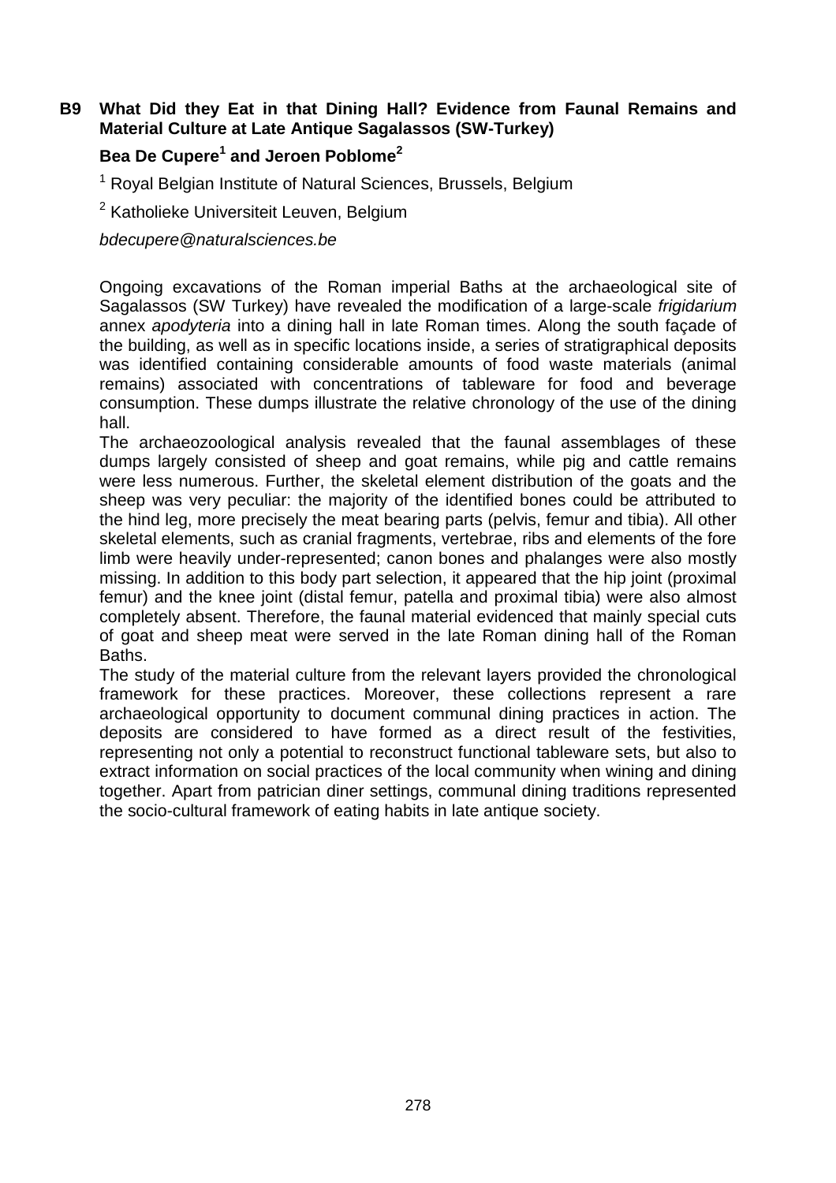## B9 What Did they Eat in that Dining Hall? Evidence from Faunal Remains and Material Culture at Late Antique Sagalassos (SW-Turkey)

**Bea De Cupere[1] and Jeroen Poblome[2]**

[1] Royal Belgian Institute of Natural Sciences, Brussels, Belgium

[2] Katholieke Universiteit Leuven, Belgium

*bdecupere@naturalsciences.be*

Ongoing excavations of the Roman imperial Baths at the archaeological site of Sagalassos (SW Turkey) have revealed the modification of a large-scale *frigidarium* annex *apodyteria* into a dining hall in late Roman times. Along the south façade of the building, as well as in specific locations inside, a series of stratigraphical deposits was identified containing considerable amounts of food waste materials (animal remains) associated with concentrations of tableware for food and beverage consumption. These dumps illustrate the relative chronology of the use of the dining hall.

The archaeozoological analysis revealed that the faunal assemblages of these dumps largely consisted of sheep and goat remains, while pig and cattle remains were less numerous. Further, the skeletal element distribution of the goats and the sheep was very peculiar: the majority of the identified bones could be attributed to the hind leg, more precisely the meat bearing parts (pelvis, femur and tibia). All other skeletal elements, such as cranial fragments, vertebrae, ribs and elements of the fore limb were heavily under-represented; canon bones and phalanges were also mostly missing. In addition to this body part selection, it appeared that the hip joint (proximal femur) and the knee joint (distal femur, patella and proximal tibia) were also almost completely absent. Therefore, the faunal material evidenced that mainly special cuts of goat and sheep meat were served in the late Roman dining hall of the Roman Baths.

The study of the material culture from the relevant layers provided the chronological framework for these practices. Moreover, these collections represent a rare archaeological opportunity to document communal dining practices in action. The deposits are considered to have formed as a direct result of the festivities, representing not only a potential to reconstruct functional tableware sets, but also to extract information on social practices of the local community when wining and dining together. Apart from patrician diner settings, communal dining traditions represented the socio-cultural framework of eating habits in late antique society.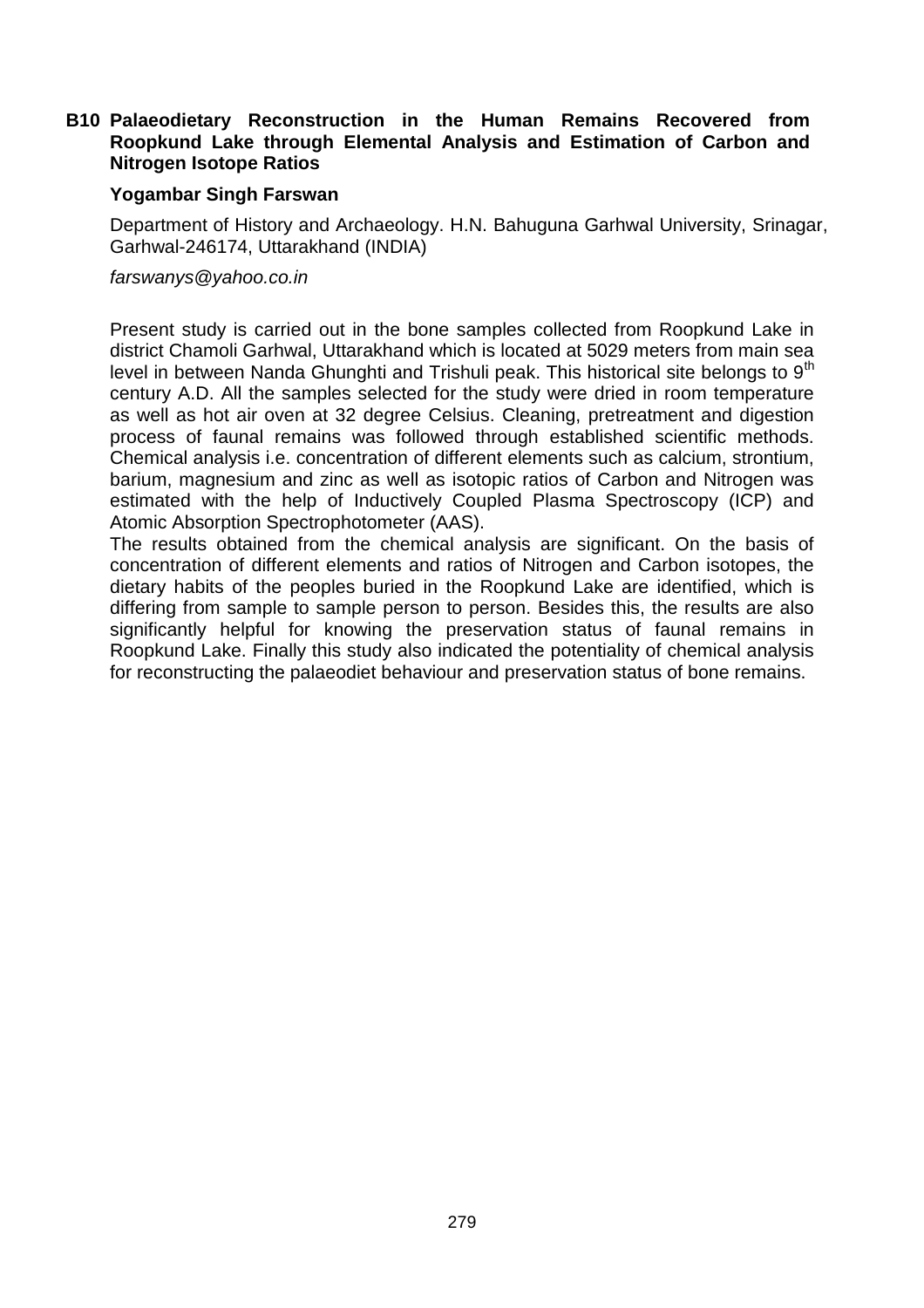## B10 Palaeodietary Reconstruction in the Human Remains Recovered from Roopkund Lake through Elemental Analysis and Estimation of Carbon and Nitrogen Isotope Ratios

**Yogambar Singh Farswan**

Department of History and Archaeology. H.N. Bahuguna Garhwal University, Srinagar, Garhwal-246174, Uttarakhand (INDIA)

*farswanys@yahoo.co.in*

Present study is carried out in the bone samples collected from Roopkund Lake in district Chamoli Garhwal, Uttarakhand which is located at 5029 meters from main sea level in between Nanda Ghunghti and Trishuli peak. This historical site belongs to $9^{th}$ century A.D. All the samples selected for the study were dried in room temperature as well as hot air oven at 32 degree Celsius. Cleaning, pretreatment and digestion process of faunal remains was followed through established scientific methods. Chemical analysis i.e. concentration of different elements such as calcium, strontium, barium, magnesium and zinc as well as isotopic ratios of Carbon and Nitrogen was estimated with the help of Inductively Coupled Plasma Spectroscopy (ICP) and Atomic Absorption Spectrophotometer (AAS).

The results obtained from the chemical analysis are significant. On the basis of concentration of different elements and ratios of Nitrogen and Carbon isotopes, the dietary habits of the peoples buried in the Roopkund Lake are identified, which is differing from sample to sample person to person. Besides this, the results are also significantly helpful for knowing the preservation status of faunal remains in Roopkund Lake. Finally this study also indicated the potentiality of chemical analysis for reconstructing the palaeodiet behaviour and preservation status of bone remains.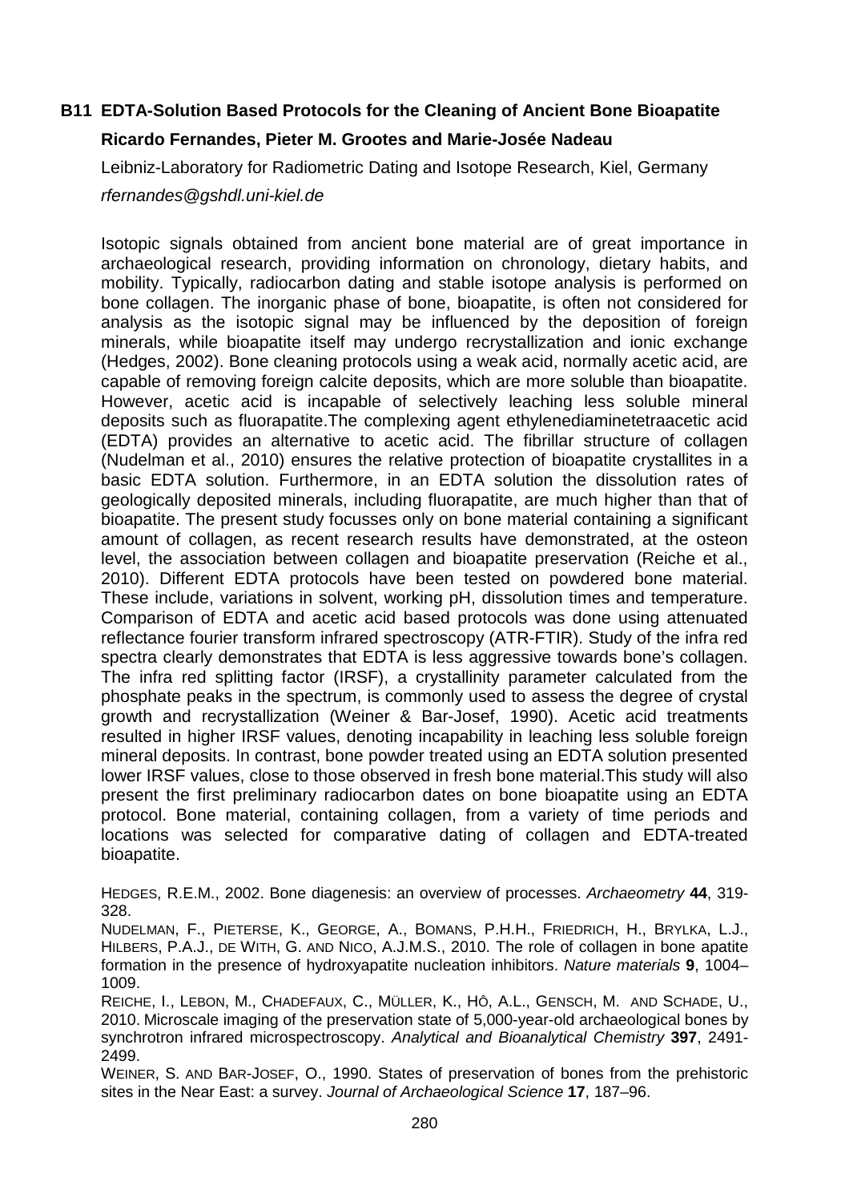## B11 EDTA-Solution Based Protocols for the Cleaning of Ancient Bone Bioapatite

**Ricardo Fernandes, Pieter M. Grootes and Marie-Josée Nadeau**

Leibniz-Laboratory for Radiometric Dating and Isotope Research, Kiel, Germany

*rfernandes@gshdl.uni-kiel.de*

Isotopic signals obtained from ancient bone material are of great importance in archaeological research, providing information on chronology, dietary habits, and mobility. Typically, radiocarbon dating and stable isotope analysis is performed on bone collagen. The inorganic phase of bone, bioapatite, is often not considered for analysis as the isotopic signal may be influenced by the deposition of foreign minerals, while bioapatite itself may undergo recrystallization and ionic exchange (Hedges, 2002). Bone cleaning protocols using a weak acid, normally acetic acid, are capable of removing foreign calcite deposits, which are more soluble than bioapatite. However, acetic acid is incapable of selectively leaching less soluble mineral deposits such as fluorapatite.The complexing agent ethylenediaminetetraacetic acid (EDTA) provides an alternative to acetic acid. The fibrillar structure of collagen (Nudelman et al., 2010) ensures the relative protection of bioapatite crystallites in a basic EDTA solution. Furthermore, in an EDTA solution the dissolution rates of geologically deposited minerals, including fluorapatite, are much higher than that of bioapatite. The present study focusses only on bone material containing a significant amount of collagen, as recent research results have demonstrated, at the osteon level, the association between collagen and bioapatite preservation (Reiche et al., 2010). Different EDTA protocols have been tested on powdered bone material. These include, variations in solvent, working pH, dissolution times and temperature. Comparison of EDTA and acetic acid based protocols was done using attenuated reflectance fourier transform infrared spectroscopy (ATR-FTIR). Study of the infra red spectra clearly demonstrates that EDTA is less aggressive towards bone's collagen. The infra red splitting factor (IRSF), a crystallinity parameter calculated from the phosphate peaks in the spectrum, is commonly used to assess the degree of crystal growth and recrystallization (Weiner & Bar-Josef, 1990). Acetic acid treatments resulted in higher IRSF values, denoting incapability in leaching less soluble foreign mineral deposits. In contrast, bone powder treated using an EDTA solution presented lower IRSF values, close to those observed in fresh bone material.This study will also present the first preliminary radiocarbon dates on bone bioapatite using an EDTA protocol. Bone material, containing collagen, from a variety of time periods and locations was selected for comparative dating of collagen and EDTA-treated bioapatite.

HEDGES, R.E.M., 2002. Bone diagenesis: an overview of processes. *Archaeometry* **44**, 319-328.

NUDELMAN, F., PIETERSE, K., GEORGE, A., BOMANS, P.H.H., FRIEDRICH, H., BRYLKA, L.J., HILBERS, P.A.J., DE WITH, G. AND NICO, A.J.M.S., 2010. The role of collagen in bone apatite formation in the presence of hydroxyapatite nucleation inhibitors. *Nature materials* **9**, 1004–1009.

REICHE, I., LEBON, M., CHADEFAUX, C., MÜLLER, K., HÔ, A.L., GENSCH, M. AND SCHADE, U., 2010. Microscale imaging of the preservation state of 5,000-year-old archaeological bones by synchrotron infrared microspectroscopy. *Analytical and Bioanalytical Chemistry* **397**, 2491-2499.

WEINER, S. AND BAR-JOSEF, O., 1990. States of preservation of bones from the prehistoric sites in the Near East: a survey. *Journal of Archaeological Science* **17**, 187–96.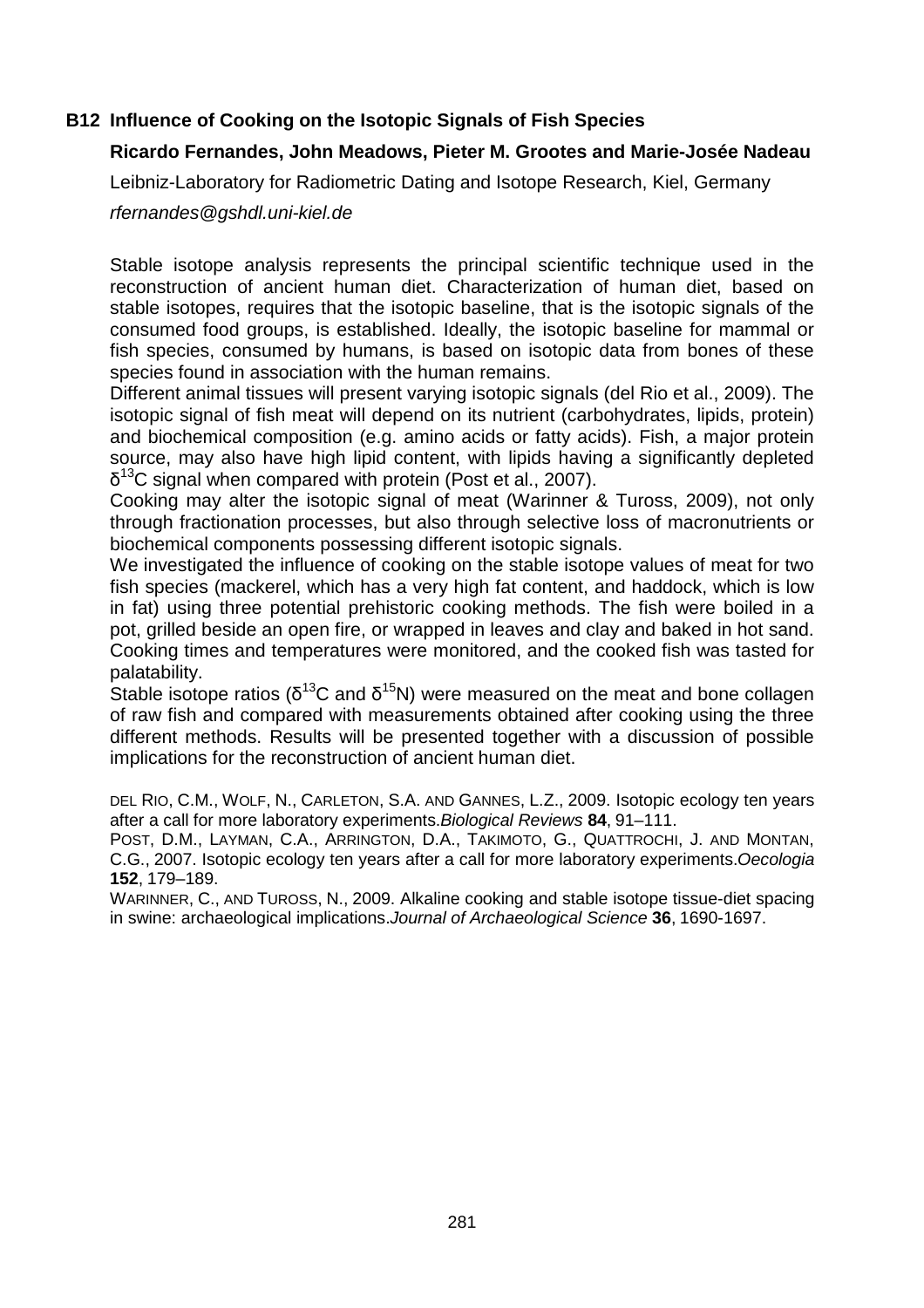## B12 Influence of Cooking on the Isotopic Signals of Fish Species

**Ricardo Fernandes, John Meadows, Pieter M. Grootes and Marie-Josée Nadeau**

Leibniz-Laboratory for Radiometric Dating and Isotope Research, Kiel, Germany

*rfernandes@gshdl.uni-kiel.de*

Stable isotope analysis represents the principal scientific technique used in the reconstruction of ancient human diet. Characterization of human diet, based on stable isotopes, requires that the isotopic baseline, that is the isotopic signals of the consumed food groups, is established. Ideally, the isotopic baseline for mammal or fish species, consumed by humans, is based on isotopic data from bones of these species found in association with the human remains.

Different animal tissues will present varying isotopic signals (del Rio et al., 2009). The isotopic signal of fish meat will depend on its nutrient (carbohydrates, lipids, protein) and biochemical composition (e.g. amino acids or fatty acids). Fish, a major protein source, may also have high lipid content, with lipids having a significantly depleted $\delta^{13}C$ signal when compared with protein (Post et al., 2007).

Cooking may alter the isotopic signal of meat (Warinner & Tuross, 2009), not only through fractionation processes, but also through selective loss of macronutrients or biochemical components possessing different isotopic signals.

We investigated the influence of cooking on the stable isotope values of meat for two fish species (mackerel, which has a very high fat content, and haddock, which is low in fat) using three potential prehistoric cooking methods. The fish were boiled in a pot, grilled beside an open fire, or wrapped in leaves and clay and baked in hot sand. Cooking times and temperatures were monitored, and the cooked fish was tasted for palatability.

Stable isotope ratios ($\delta^{13}C$ and $\delta^{15}N$) were measured on the meat and bone collagen of raw fish and compared with measurements obtained after cooking using the three different methods. Results will be presented together with a discussion of possible implications for the reconstruction of ancient human diet.

DEL RIO, C.M., WOLF, N., CARLETON, S.A. AND GANNES, L.Z., 2009. Isotopic ecology ten years after a call for more laboratory experiments.*Biological Reviews* **84**, 91–111.

POST, D.M., LAYMAN, C.A., ARRINGTON, D.A., TAKIMOTO, G., QUATTROCHI, J. AND MONTAN, C.G., 2007. Isotopic ecology ten years after a call for more laboratory experiments.*Oecologia* **152**, 179–189.

WARINNER, C., AND TUROSS, N., 2009. Alkaline cooking and stable isotope tissue-diet spacing in swine: archaeological implications.*Journal of Archaeological Science* **36**, 1690-1697.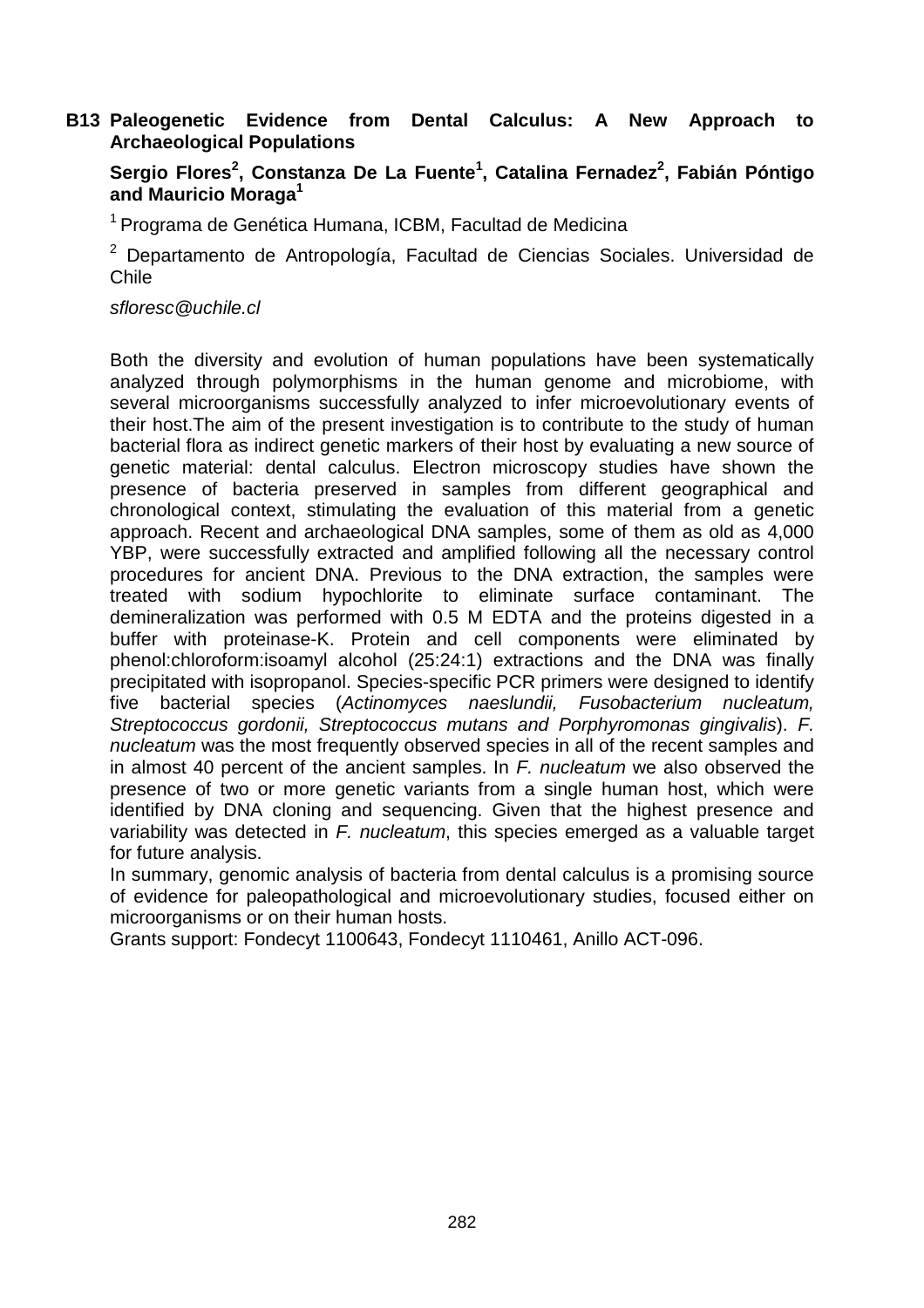## B13 Paleogenetic Evidence from Dental Calculus: A New Approach to Archaeological Populations

**Sergio Flores[2], Constanza De La Fuente[1], Catalina Fernadez[2], Fabián Póntigo and Mauricio Moraga[1]**

[1] Programa de Genética Humana, ICBM, Facultad de Medicina

[2] Departamento de Antropología, Facultad de Ciencias Sociales. Universidad de Chile

*sfloresc@uchile.cl*

Both the diversity and evolution of human populations have been systematically analyzed through polymorphisms in the human genome and microbiome, with several microorganisms successfully analyzed to infer microevolutionary events of their host.The aim of the present investigation is to contribute to the study of human bacterial flora as indirect genetic markers of their host by evaluating a new source of genetic material: dental calculus. Electron microscopy studies have shown the presence of bacteria preserved in samples from different geographical and chronological context, stimulating the evaluation of this material from a genetic approach. Recent and archaeological DNA samples, some of them as old as 4,000 YBP, were successfully extracted and amplified following all the necessary control procedures for ancient DNA. Previous to the DNA extraction, the samples were treated with sodium hypochlorite to eliminate surface contaminant. The demineralization was performed with 0.5 M EDTA and the proteins digested in a buffer with proteinase-K. Protein and cell components were eliminated by phenol:chloroform:isoamyl alcohol (25:24:1) extractions and the DNA was finally precipitated with isopropanol. Species-specific PCR primers were designed to identify five bacterial species (*Actinomyces naeslundii, Fusobacterium nucleatum, Streptococcus gordonii, Streptococcus mutans and Porphyromonas gingivalis*). *F. nucleatum* was the most frequently observed species in all of the recent samples and in almost 40 percent of the ancient samples. In *F. nucleatum* we also observed the presence of two or more genetic variants from a single human host, which were identified by DNA cloning and sequencing. Given that the highest presence and variability was detected in *F. nucleatum*, this species emerged as a valuable target for future analysis.

In summary, genomic analysis of bacteria from dental calculus is a promising source of evidence for paleopathological and microevolutionary studies, focused either on microorganisms or on their human hosts.

Grants support: Fondecyt 1100643, Fondecyt 1110461, Anillo ACT-096.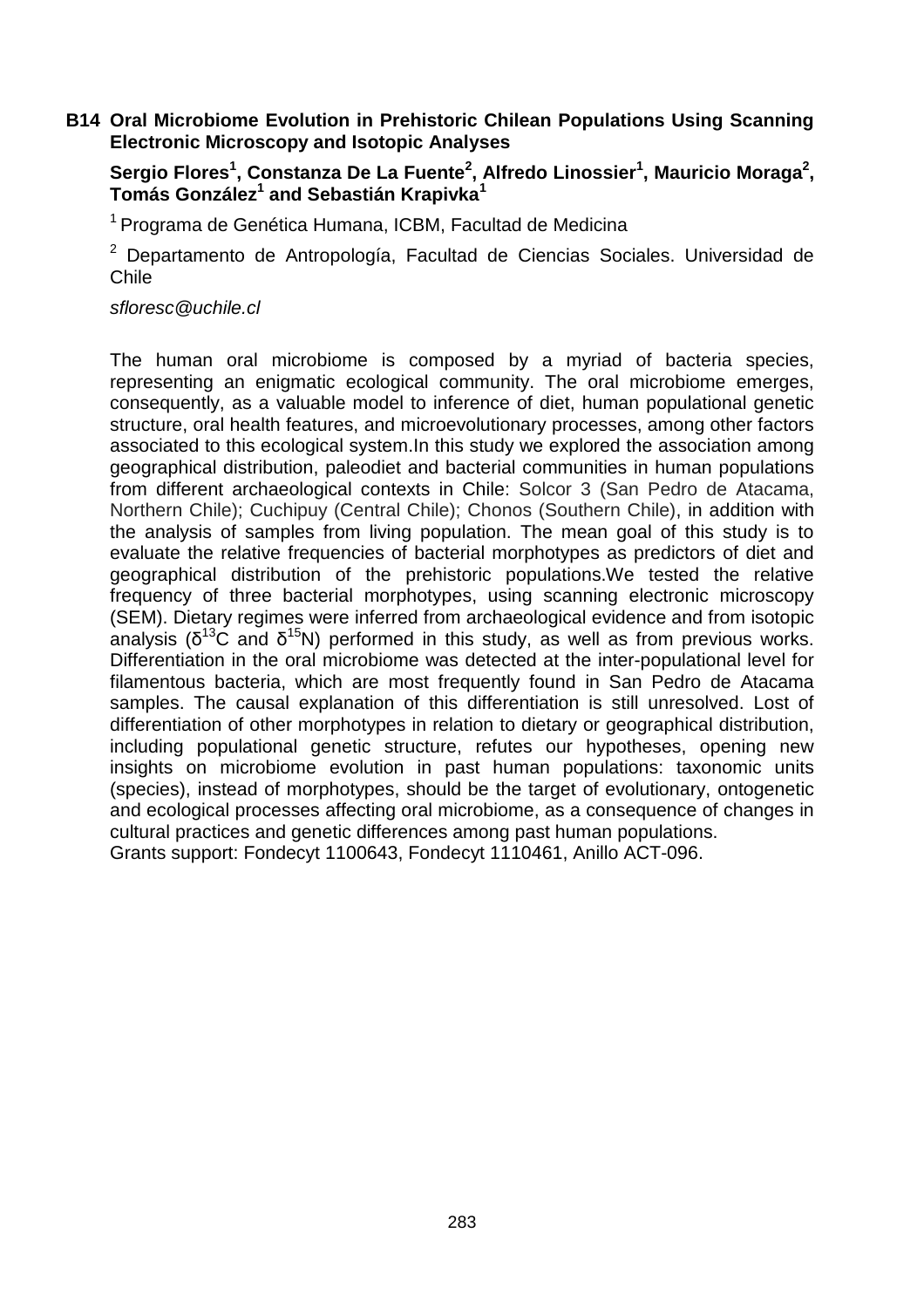**B14 Oral Microbiome Evolution in Prehistoric Chilean Populations Using Scanning Electronic Microscopy and Isotopic Analyses**

**Sergio Flores[1], Constanza De La Fuente[2], Alfredo Linossier[1], Mauricio Moraga[2], Tomás González[1] and Sebastián Krapivka[1]**

[1] Programa de Genética Humana, ICBM, Facultad de Medicina

[2] Departamento de Antropología, Facultad de Ciencias Sociales. Universidad de Chile

*sfloresc@uchile.cl*

The human oral microbiome is composed by a myriad of bacteria species, representing an enigmatic ecological community. The oral microbiome emerges, consequently, as a valuable model to inference of diet, human populational genetic structure, oral health features, and microevolutionary processes, among other factors associated to this ecological system.In this study we explored the association among geographical distribution, paleodiet and bacterial communities in human populations from different archaeological contexts in Chile: Solcor 3 (San Pedro de Atacama, Northern Chile); Cuchipuy (Central Chile); Chonos (Southern Chile), in addition with the analysis of samples from living population. The mean goal of this study is to evaluate the relative frequencies of bacterial morphotypes as predictors of diet and geographical distribution of the prehistoric populations.We tested the relative frequency of three bacterial morphotypes, using scanning electronic microscopy (SEM). Dietary regimes were inferred from archaeological evidence and from isotopic analysis ($\delta^{13}C$ and $\delta^{15}N$) performed in this study, as well as from previous works. Differentiation in the oral microbiome was detected at the inter-populational level for filamentous bacteria, which are most frequently found in San Pedro de Atacama samples. The causal explanation of this differentiation is still unresolved. Lost of differentiation of other morphotypes in relation to dietary or geographical distribution, including populational genetic structure, refutes our hypotheses, opening new insights on microbiome evolution in past human populations: taxonomic units (species), instead of morphotypes, should be the target of evolutionary, ontogenetic and ecological processes affecting oral microbiome, as a consequence of changes in cultural practices and genetic differences among past human populations.
Grants support: Fondecyt 1100643, Fondecyt 1110461, Anillo ACT-096.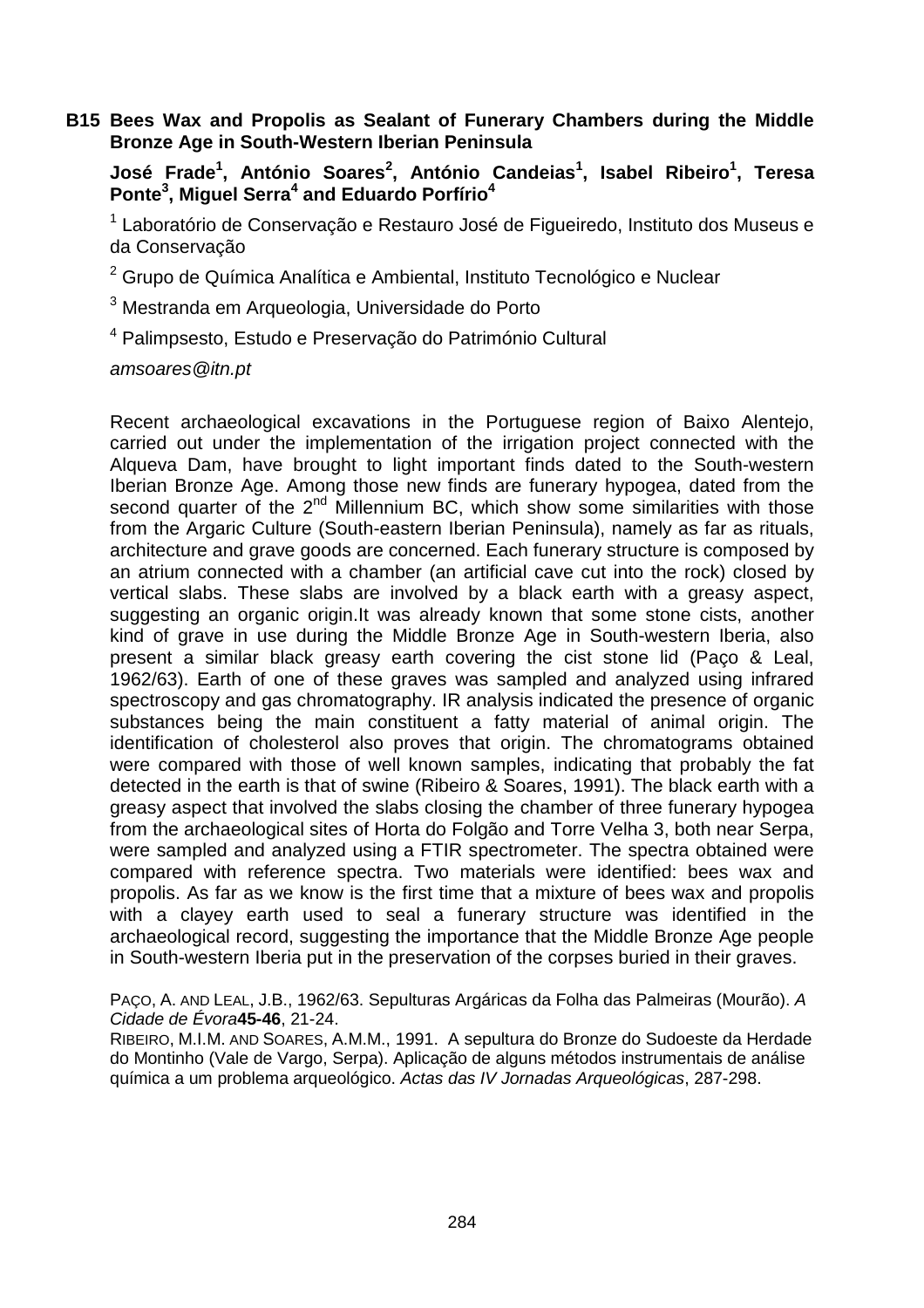## B15 Bees Wax and Propolis as Sealant of Funerary Chambers during the Middle Bronze Age in South-Western Iberian Peninsula

**José Frade[1], António Soares[2], António Candeias[1], Isabel Ribeiro[1], Teresa Ponte[3], Miguel Serra[4] and Eduardo Porfírio[4]**

[1] Laboratório de Conservação e Restauro José de Figueiredo, Instituto dos Museus e da Conservação

[2] Grupo de Química Analítica e Ambiental, Instituto Tecnológico e Nuclear

[3] Mestranda em Arqueologia, Universidade do Porto

[4] Palimpsesto, Estudo e Preservação do Património Cultural

*amsoares@itn.pt*

Recent archaeological excavations in the Portuguese region of Baixo Alentejo, carried out under the implementation of the irrigation project connected with the Alqueva Dam, have brought to light important finds dated to the South-western Iberian Bronze Age. Among those new finds are funerary hypogea, dated from the second quarter of the 2$^{nd}$ Millennium BC, which show some similarities with those from the Argaric Culture (South-eastern Iberian Peninsula), namely as far as rituals, architecture and grave goods are concerned. Each funerary structure is composed by an atrium connected with a chamber (an artificial cave cut into the rock) closed by vertical slabs. These slabs are involved by a black earth with a greasy aspect, suggesting an organic origin.It was already known that some stone cists, another kind of grave in use during the Middle Bronze Age in South-western Iberia, also present a similar black greasy earth covering the cist stone lid (Paço & Leal, 1962/63). Earth of one of these graves was sampled and analyzed using infrared spectroscopy and gas chromatography. IR analysis indicated the presence of organic substances being the main constituent a fatty material of animal origin. The identification of cholesterol also proves that origin. The chromatograms obtained were compared with those of well known samples, indicating that probably the fat detected in the earth is that of swine (Ribeiro & Soares, 1991). The black earth with a greasy aspect that involved the slabs closing the chamber of three funerary hypogea from the archaeological sites of Horta do Folgão and Torre Velha 3, both near Serpa, were sampled and analyzed using a FTIR spectrometer. The spectra obtained were compared with reference spectra. Two materials were identified: bees wax and propolis. As far as we know is the first time that a mixture of bees wax and propolis with a clayey earth used to seal a funerary structure was identified in the archaeological record, suggesting the importance that the Middle Bronze Age people in South-western Iberia put in the preservation of the corpses buried in their graves.

PAÇO, A. AND LEAL, J.B., 1962/63. Sepulturas Argáricas da Folha das Palmeiras (Mourão). *A Cidade de Évora* **45-46**, 21-24.

RIBEIRO, M.I.M. AND SOARES, A.M.M., 1991. A sepultura do Bronze do Sudoeste da Herdade do Montinho (Vale de Vargo, Serpa). Aplicação de alguns métodos instrumentais de análise química a um problema arqueológico. *Actas das IV Jornadas Arqueológicas*, 287-298.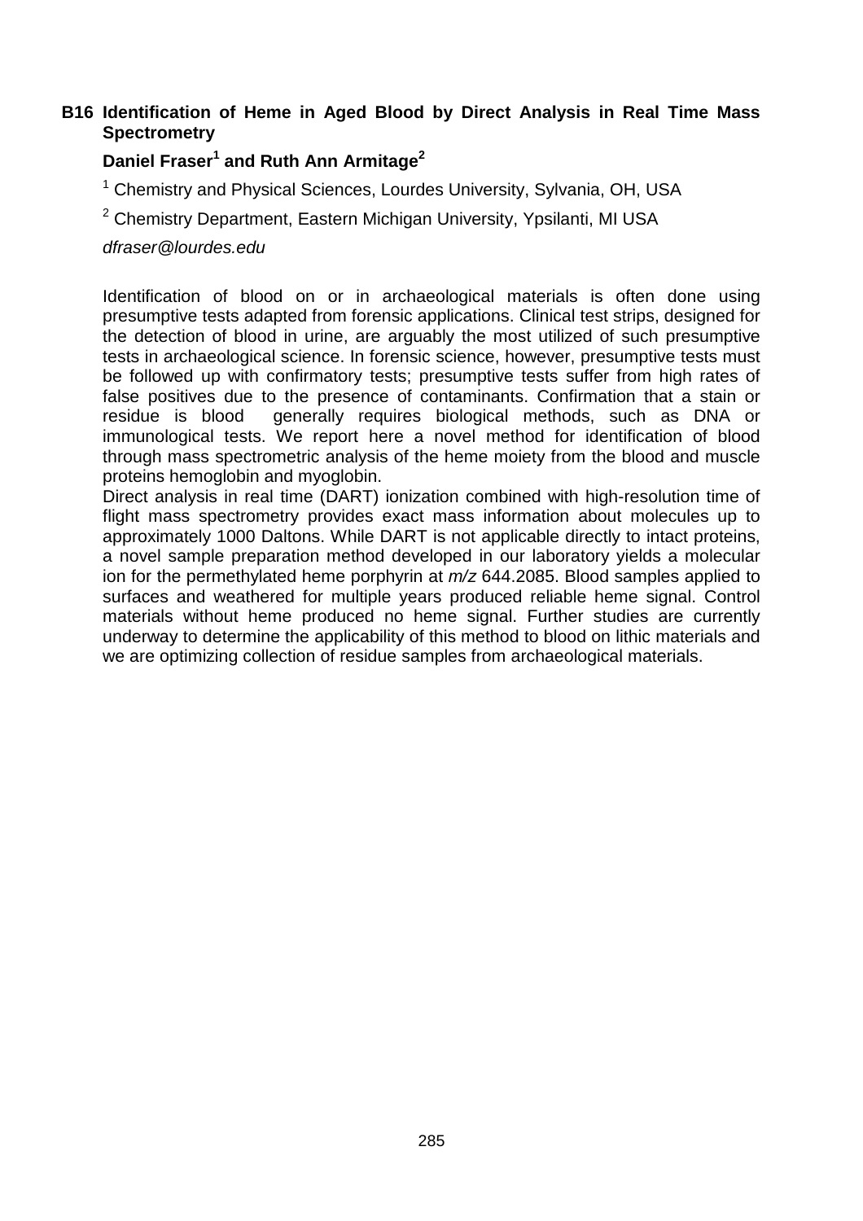### B16 Identification of Heme in Aged Blood by Direct Analysis in Real Time Mass Spectrometry

**Daniel Fraser[1] and Ruth Ann Armitage[2]**

[1] Chemistry and Physical Sciences, Lourdes University, Sylvania, OH, USA

[2] Chemistry Department, Eastern Michigan University, Ypsilanti, MI USA

*dfraser@lourdes.edu*

Identification of blood on or in archaeological materials is often done using presumptive tests adapted from forensic applications. Clinical test strips, designed for the detection of blood in urine, are arguably the most utilized of such presumptive tests in archaeological science. In forensic science, however, presumptive tests must be followed up with confirmatory tests; presumptive tests suffer from high rates of false positives due to the presence of contaminants. Confirmation that a stain or residue is blood generally requires biological methods, such as DNA or immunological tests. We report here a novel method for identification of blood through mass spectrometric analysis of the heme moiety from the blood and muscle proteins hemoglobin and myoglobin.

Direct analysis in real time (DART) ionization combined with high-resolution time of flight mass spectrometry provides exact mass information about molecules up to approximately 1000 Daltons. While DART is not applicable directly to intact proteins, a novel sample preparation method developed in our laboratory yields a molecular ion for the permethylated heme porphyrin at *m/z* 644.2085. Blood samples applied to surfaces and weathered for multiple years produced reliable heme signal. Control materials without heme produced no heme signal. Further studies are currently underway to determine the applicability of this method to blood on lithic materials and we are optimizing collection of residue samples from archaeological materials.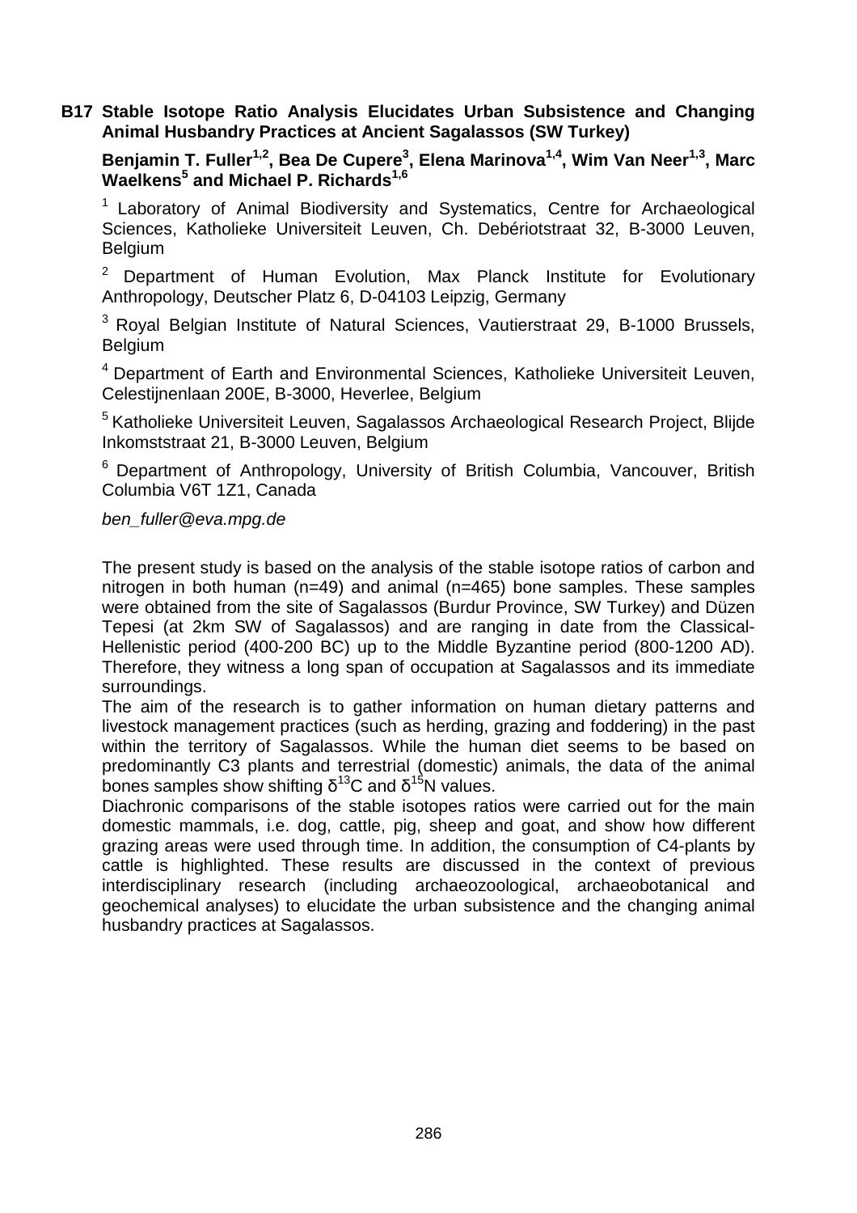## B17 Stable Isotope Ratio Analysis Elucidates Urban Subsistence and Changing Animal Husbandry Practices at Ancient Sagalassos (SW Turkey)

**Benjamin T. Fuller[1,2], Bea De Cupere[3], Elena Marinova[1,4], Wim Van Neer[1,3], Marc Waelkens[5] and Michael P. Richards[1,6]**

[1] Laboratory of Animal Biodiversity and Systematics, Centre for Archaeological Sciences, Katholieke Universiteit Leuven, Ch. Debériotstraat 32, B-3000 Leuven, Belgium

[2] Department of Human Evolution, Max Planck Institute for Evolutionary Anthropology, Deutscher Platz 6, D-04103 Leipzig, Germany

[3] Royal Belgian Institute of Natural Sciences, Vautierstraat 29, B-1000 Brussels, Belgium

[4] Department of Earth and Environmental Sciences, Katholieke Universiteit Leuven, Celestijnenlaan 200E, B-3000, Heverlee, Belgium

[5] Katholieke Universiteit Leuven, Sagalassos Archaeological Research Project, Blijde Inkomststraat 21, B-3000 Leuven, Belgium

[6] Department of Anthropology, University of British Columbia, Vancouver, British Columbia V6T 1Z1, Canada

*ben_fuller@eva.mpg.de*

The present study is based on the analysis of the stable isotope ratios of carbon and nitrogen in both human (n=49) and animal (n=465) bone samples. These samples were obtained from the site of Sagalassos (Burdur Province, SW Turkey) and Düzen Tepesi (at 2km SW of Sagalassos) and are ranging in date from the Classical-Hellenistic period (400-200 BC) up to the Middle Byzantine period (800-1200 AD). Therefore, they witness a long span of occupation at Sagalassos and its immediate surroundings.

The aim of the research is to gather information on human dietary patterns and livestock management practices (such as herding, grazing and foddering) in the past within the territory of Sagalassos. While the human diet seems to be based on predominantly C3 plants and terrestrial (domestic) animals, the data of the animal bones samples show shifting $\delta^{13}C$ and $\delta^{15}N$ values.

Diachronic comparisons of the stable isotopes ratios were carried out for the main domestic mammals, i.e. dog, cattle, pig, sheep and goat, and show how different grazing areas were used through time. In addition, the consumption of C4-plants by cattle is highlighted. These results are discussed in the context of previous interdisciplinary research (including archaeozoological, archaeobotanical and geochemical analyses) to elucidate the urban subsistence and the changing animal husbandry practices at Sagalassos.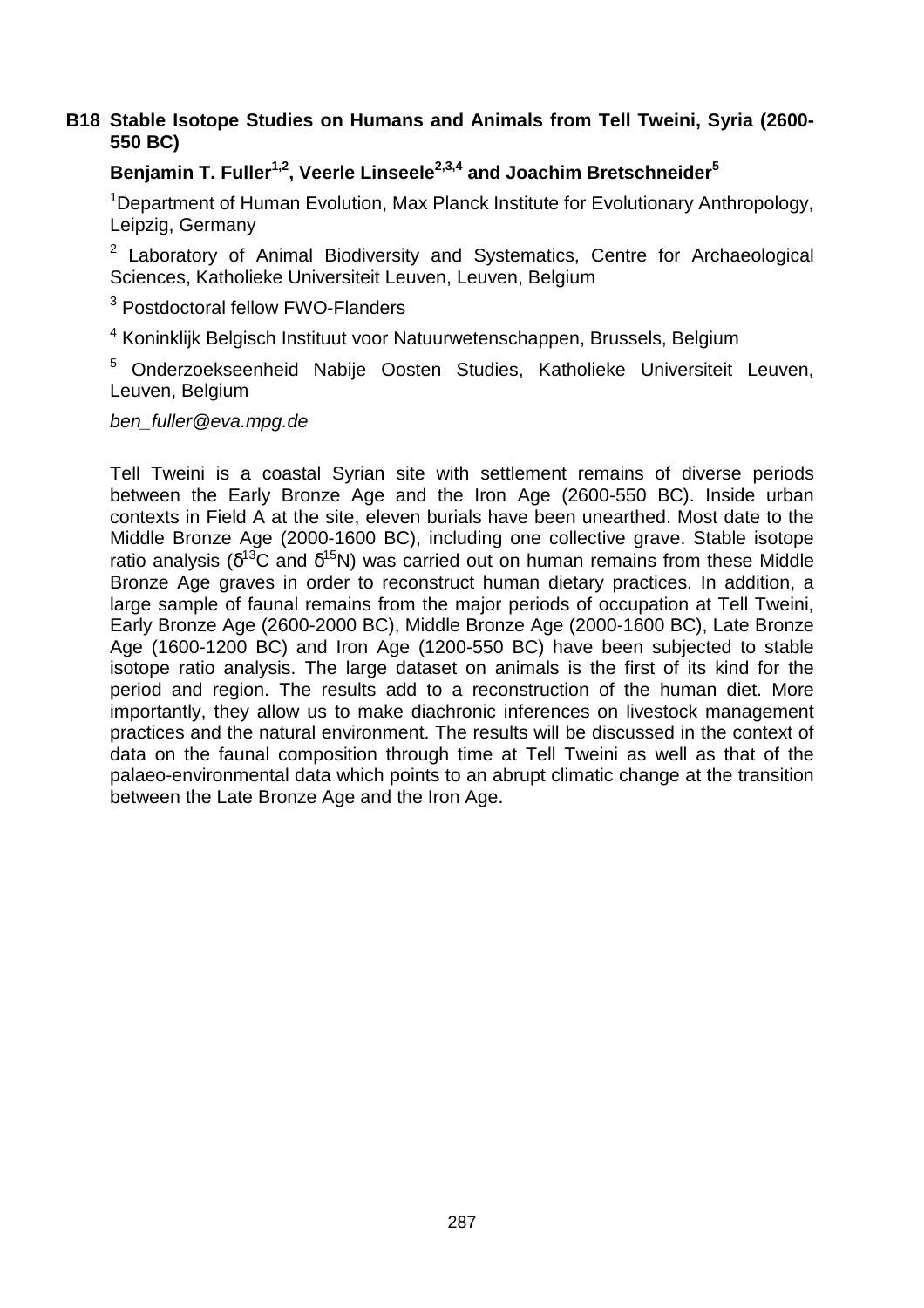### B18 Stable Isotope Studies on Humans and Animals from Tell Tweini, Syria (2600-550 BC)

**Benjamin T. Fuller[1,2], Veerle Linseele[2,3,4] and Joachim Bretschneider[5]**

[1]Department of Human Evolution, Max Planck Institute for Evolutionary Anthropology, Leipzig, Germany

[2] Laboratory of Animal Biodiversity and Systematics, Centre for Archaeological Sciences, Katholieke Universiteit Leuven, Leuven, Belgium

[3] Postdoctoral fellow FWO-Flanders

[4] Koninklijk Belgisch Instituut voor Natuurwetenschappen, Brussels, Belgium

[5] Onderzoekseenheid Nabije Oosten Studies, Katholieke Universiteit Leuven, Leuven, Belgium

*ben_fuller@eva.mpg.de*

Tell Tweini is a coastal Syrian site with settlement remains of diverse periods between the Early Bronze Age and the Iron Age (2600-550 BC). Inside urban contexts in Field A at the site, eleven burials have been unearthed. Most date to the Middle Bronze Age (2000-1600 BC), including one collective grave. Stable isotope ratio analysis ($\delta^{13}C$ and $\delta^{15}N$) was carried out on human remains from these Middle Bronze Age graves in order to reconstruct human dietary practices. In addition, a large sample of faunal remains from the major periods of occupation at Tell Tweini, Early Bronze Age (2600-2000 BC), Middle Bronze Age (2000-1600 BC), Late Bronze Age (1600-1200 BC) and Iron Age (1200-550 BC) have been subjected to stable isotope ratio analysis. The large dataset on animals is the first of its kind for the period and region. The results add to a reconstruction of the human diet. More importantly, they allow us to make diachronic inferences on livestock management practices and the natural environment. The results will be discussed in the context of data on the faunal composition through time at Tell Tweini as well as that of the palaeo-environmental data which points to an abrupt climatic change at the transition between the Late Bronze Age and the Iron Age.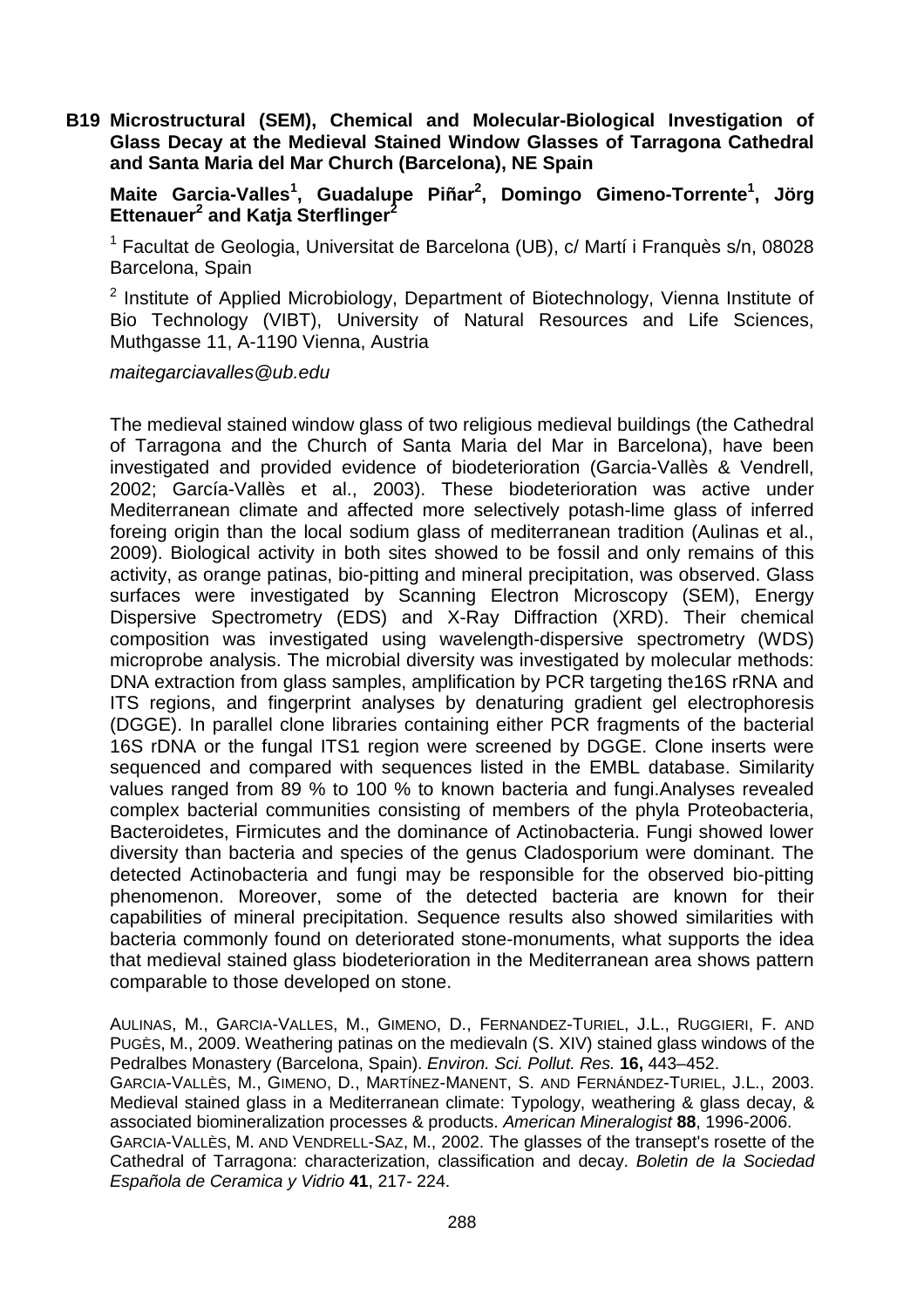## B19 Microstructural (SEM), Chemical and Molecular-Biological Investigation of Glass Decay at the Medieval Stained Window Glasses of Tarragona Cathedral and Santa Maria del Mar Church (Barcelona), NE Spain

**Maite Garcia-Valles[1], Guadalupe Piñar[2], Domingo Gimeno-Torrente[1], Jörg Ettenauer[2] and Katja Sterflinger[2]**

[1] Facultat de Geologia, Universitat de Barcelona (UB), c/ Martí i Franquès s/n, 08028 Barcelona, Spain

[2] Institute of Applied Microbiology, Department of Biotechnology, Vienna Institute of Bio Technology (VIBT), University of Natural Resources and Life Sciences, Muthgasse 11, A-1190 Vienna, Austria

*maitegarciavalles@ub.edu*

The medieval stained window glass of two religious medieval buildings (the Cathedral of Tarragona and the Church of Santa Maria del Mar in Barcelona), have been investigated and provided evidence of biodeterioration (Garcia-Vallès & Vendrell, 2002; García-Vallès et al., 2003). These biodeterioration was active under Mediterranean climate and affected more selectively potash-lime glass of inferred foreing origin than the local sodium glass of mediterranean tradition (Aulinas et al., 2009). Biological activity in both sites showed to be fossil and only remains of this activity, as orange patinas, bio-pitting and mineral precipitation, was observed. Glass surfaces were investigated by Scanning Electron Microscopy (SEM), Energy Dispersive Spectrometry (EDS) and X-Ray Diffraction (XRD). Their chemical composition was investigated using wavelength-dispersive spectrometry (WDS) microprobe analysis. The microbial diversity was investigated by molecular methods: DNA extraction from glass samples, amplification by PCR targeting the16S rRNA and ITS regions, and fingerprint analyses by denaturing gradient gel electrophoresis (DGGE). In parallel clone libraries containing either PCR fragments of the bacterial 16S rDNA or the fungal ITS1 region were screened by DGGE. Clone inserts were sequenced and compared with sequences listed in the EMBL database. Similarity values ranged from 89 % to 100 % to known bacteria and fungi.Analyses revealed complex bacterial communities consisting of members of the phyla Proteobacteria, Bacteroidetes, Firmicutes and the dominance of Actinobacteria. Fungi showed lower diversity than bacteria and species of the genus Cladosporium were dominant. The detected Actinobacteria and fungi may be responsible for the observed bio-pitting phenomenon. Moreover, some of the detected bacteria are known for their capabilities of mineral precipitation. Sequence results also showed similarities with bacteria commonly found on deteriorated stone-monuments, what supports the idea that medieval stained glass biodeterioration in the Mediterranean area shows pattern comparable to those developed on stone.

AULINAS, M., GARCIA-VALLES, M., GIMENO, D., FERNANDEZ-TURIEL, J.L., RUGGIERI, F. AND PUGÈS, M., 2009. Weathering patinas on the medievaln (S. XIV) stained glass windows of the Pedralbes Monastery (Barcelona, Spain). *Environ. Sci. Pollut. Res.* **16,** 443–452.

GARCIA-VALLÈS, M., GIMENO, D., MARTÍNEZ-MANENT, S. AND FERNÁNDEZ-TURIEL, J.L., 2003. Medieval stained glass in a Mediterranean climate: Typology, weathering & glass decay, & associated biomineralization processes & products. *American Mineralogist* **88**, 1996-2006.

GARCIA-VALLÈS, M. AND VENDRELL-SAZ, M., 2002. The glasses of the transept's rosette of the Cathedral of Tarragona: characterization, classification and decay. *Boletin de la Sociedad Española de Ceramica y Vidrio* **41**, 217- 224.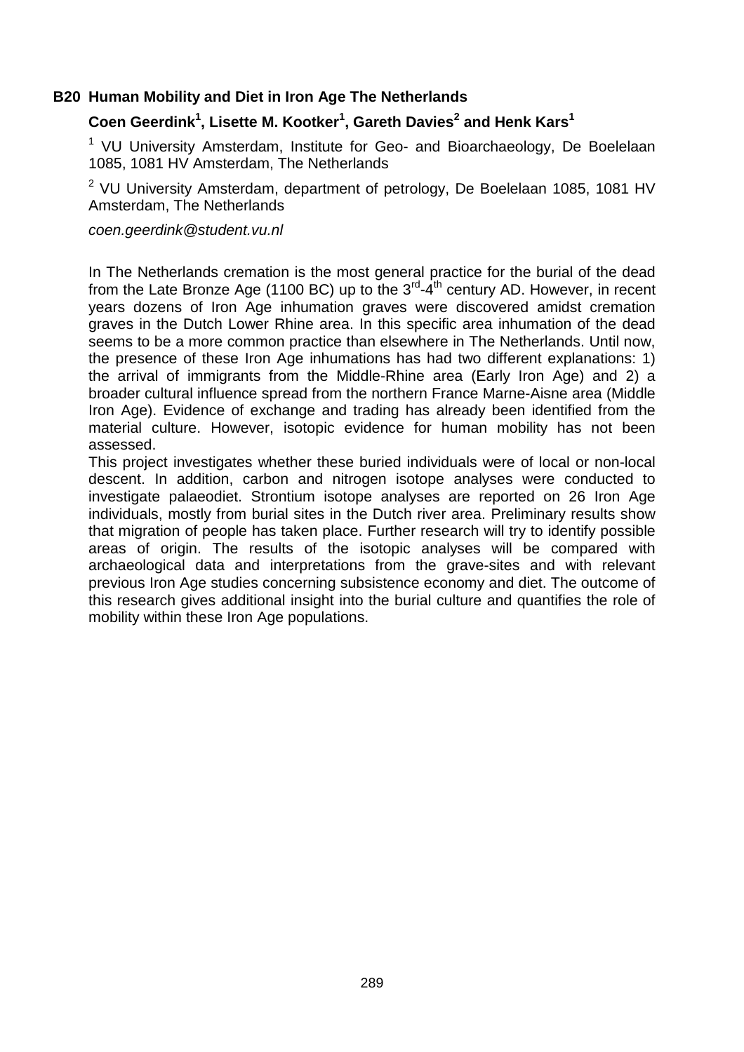## B20 Human Mobility and Diet in Iron Age The Netherlands

**Coen Geerdink[1], Lisette M. Kootker[1], Gareth Davies[2] and Henk Kars[1]**

[1] VU University Amsterdam, Institute for Geo- and Bioarchaeology, De Boelelaan 1085, 1081 HV Amsterdam, The Netherlands

[2] VU University Amsterdam, department of petrology, De Boelelaan 1085, 1081 HV Amsterdam, The Netherlands

*coen.geerdink@student.vu.nl*

In The Netherlands cremation is the most general practice for the burial of the dead from the Late Bronze Age (1100 BC) up to the 3rd-4th century AD. However, in recent years dozens of Iron Age inhumation graves were discovered amidst cremation graves in the Dutch Lower Rhine area. In this specific area inhumation of the dead seems to be a more common practice than elsewhere in The Netherlands. Until now, the presence of these Iron Age inhumations has had two different explanations: 1) the arrival of immigrants from the Middle-Rhine area (Early Iron Age) and 2) a broader cultural influence spread from the northern France Marne-Aisne area (Middle Iron Age). Evidence of exchange and trading has already been identified from the material culture. However, isotopic evidence for human mobility has not been assessed.

This project investigates whether these buried individuals were of local or non-local descent. In addition, carbon and nitrogen isotope analyses were conducted to investigate palaeodiet. Strontium isotope analyses are reported on 26 Iron Age individuals, mostly from burial sites in the Dutch river area. Preliminary results show that migration of people has taken place. Further research will try to identify possible areas of origin. The results of the isotopic analyses will be compared with archaeological data and interpretations from the grave-sites and with relevant previous Iron Age studies concerning subsistence economy and diet. The outcome of this research gives additional insight into the burial culture and quantifies the role of mobility within these Iron Age populations.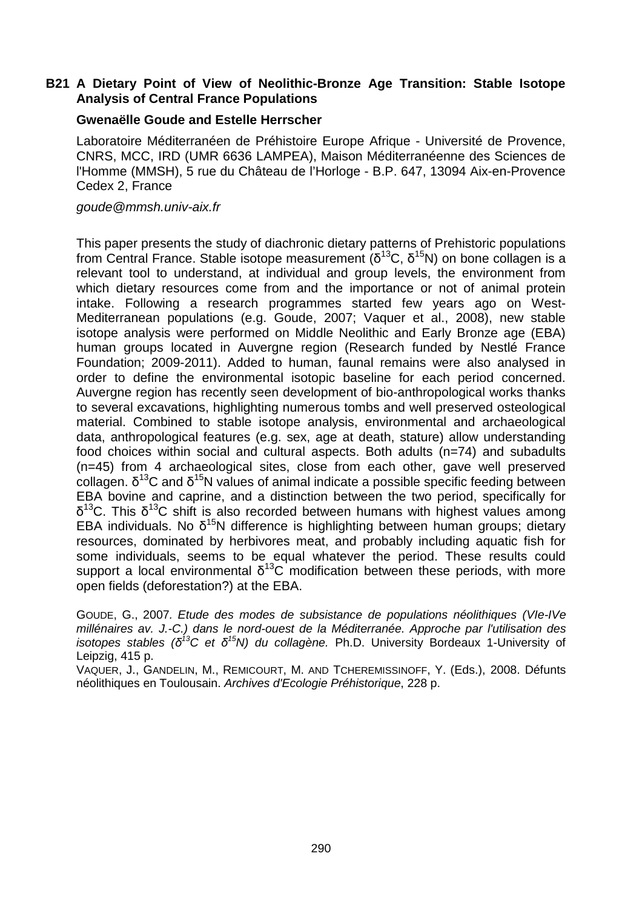### B21 A Dietary Point of View of Neolithic-Bronze Age Transition: Stable Isotope Analysis of Central France Populations

**Gwenaëlle Goude and Estelle Herrscher**

Laboratoire Méditerranéen de Préhistoire Europe Afrique - Université de Provence, CNRS, MCC, IRD (UMR 6636 LAMPEA), Maison Méditerranéenne des Sciences de l'Homme (MMSH), 5 rue du Château de l'Horloge - B.P. 647, 13094 Aix-en-Provence Cedex 2, France

*goude@mmsh.univ-aix.fr*

This paper presents the study of diachronic dietary patterns of Prehistoric populations from Central France. Stable isotope measurement ($\delta^{13}C$, $\delta^{15}N$) on bone collagen is a relevant tool to understand, at individual and group levels, the environment from which dietary resources come from and the importance or not of animal protein intake. Following a research programmes started few years ago on West-Mediterranean populations (e.g. Goude, 2007; Vaquer et al., 2008), new stable isotope analysis were performed on Middle Neolithic and Early Bronze age (EBA) human groups located in Auvergne region (Research funded by Nestlé France Foundation; 2009-2011). Added to human, faunal remains were also analysed in order to define the environmental isotopic baseline for each period concerned. Auvergne region has recently seen development of bio-anthropological works thanks to several excavations, highlighting numerous tombs and well preserved osteological material. Combined to stable isotope analysis, environmental and archaeological data, anthropological features (e.g. sex, age at death, stature) allow understanding food choices within social and cultural aspects. Both adults (n=74) and subadults (n=45) from 4 archaeological sites, close from each other, gave well preserved collagen. $\delta^{13}C$ and $\delta^{15}N$ values of animal indicate a possible specific feeding between EBA bovine and caprine, and a distinction between the two period, specifically for $\delta^{13}C$. This $\delta^{13}C$ shift is also recorded between humans with highest values among EBA individuals. No $\delta^{15}N$ difference is highlighting between human groups; dietary resources, dominated by herbivores meat, and probably including aquatic fish for some individuals, seems to be equal whatever the period. These results could support a local environmental $\delta^{13}C$ modification between these periods, with more open fields (deforestation?) at the EBA.

GOUDE, G., 2007. *Etude des modes de subsistance de populations néolithiques (VIe-IVe millénaires av. J.-C.) dans le nord-ouest de la Méditerranée. Approche par l'utilisation des isotopes stables ($\delta^{13}C$ et $\delta^{15}N$) du collagène.* Ph.D. University Bordeaux 1-University of Leipzig, 415 p.

VAQUER, J., GANDELIN, M., REMICOURT, M. AND TCHEREMISSINOFF, Y. (Eds.), 2008. Défunts néolithiques en Toulousain. *Archives d'Ecologie Préhistorique*, 228 p.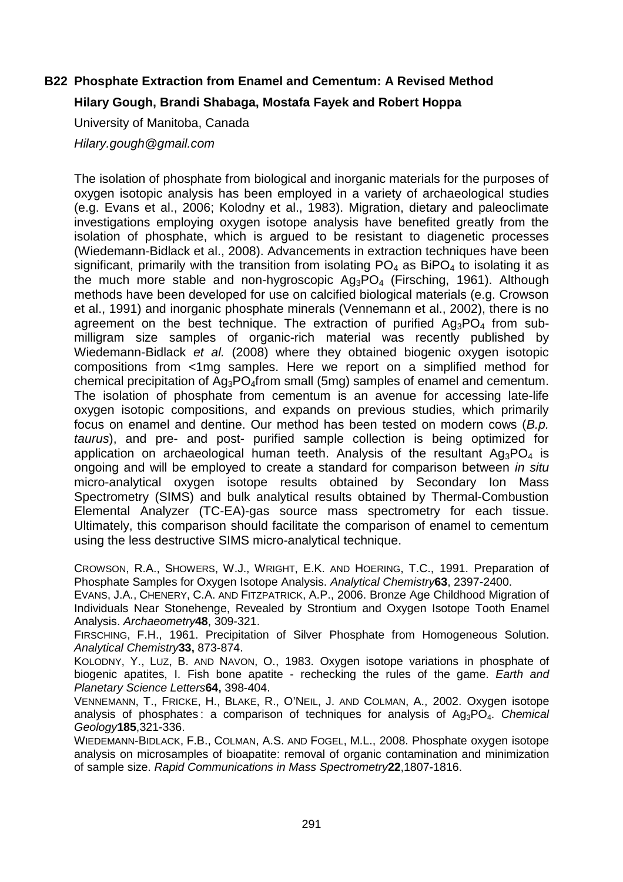## B22 Phosphate Extraction from Enamel and Cementum: A Revised Method

**Hilary Gough, Brandi Shabaga, Mostafa Fayek and Robert Hoppa**

University of Manitoba, Canada

*Hilary.gough@gmail.com*

The isolation of phosphate from biological and inorganic materials for the purposes of oxygen isotopic analysis has been employed in a variety of archaeological studies (e.g. Evans et al., 2006; Kolodny et al., 1983). Migration, dietary and paleoclimate investigations employing oxygen isotope analysis have benefited greatly from the isolation of phosphate, which is argued to be resistant to diagenetic processes (Wiedemann-Bidlack et al., 2008). Advancements in extraction techniques have been significant, primarily with the transition from isolating $PO_4$ as $BiPO_4$ to isolating it as the much more stable and non-hygroscopic $Ag_3PO_4$ (Firsching, 1961). Although methods have been developed for use on calcified biological materials (e.g. Crowson et al., 1991) and inorganic phosphate minerals (Vennemann et al., 2002), there is no agreement on the best technique. The extraction of purified $Ag_3PO_4$ from sub-milligram size samples of organic-rich material was recently published by Wiedemann-Bidlack *et al.* (2008) where they obtained biogenic oxygen isotopic compositions from <1mg samples. Here we report on a simplified method for chemical precipitation of $Ag_3PO_4$ from small (5mg) samples of enamel and cementum. The isolation of phosphate from cementum is an avenue for accessing late-life oxygen isotopic compositions, and expands on previous studies, which primarily focus on enamel and dentine. Our method has been tested on modern cows (*B.p. taurus*), and pre- and post- purified sample collection is being optimized for application on archaeological human teeth. Analysis of the resultant $Ag_3PO_4$ is ongoing and will be employed to create a standard for comparison between *in situ* micro-analytical oxygen isotope results obtained by Secondary Ion Mass Spectrometry (SIMS) and bulk analytical results obtained by Thermal-Combustion Elemental Analyzer (TC-EA)-gas source mass spectrometry for each tissue. Ultimately, this comparison should facilitate the comparison of enamel to cementum using the less destructive SIMS micro-analytical technique.

CROWSON, R.A., SHOWERS, W.J., WRIGHT, E.K. AND HOERING, T.C., 1991. Preparation of Phosphate Samples for Oxygen Isotope Analysis. *Analytical Chemistry* **63**, 2397-2400.

EVANS, J.A., CHENERY, C.A. AND FITZPATRICK, A.P., 2006. Bronze Age Childhood Migration of Individuals Near Stonehenge, Revealed by Strontium and Oxygen Isotope Tooth Enamel Analysis. *Archaeometry* **48**, 309-321.

FIRSCHING, F.H., 1961. Precipitation of Silver Phosphate from Homogeneous Solution. *Analytical Chemistry* **33,** 873-874.

KOLODNY, Y., LUZ, B. AND NAVON, O., 1983. Oxygen isotope variations in phosphate of biogenic apatites, I. Fish bone apatite - rechecking the rules of the game. *Earth and Planetary Science Letters* **64,** 398-404.

VENNEMANN, T., FRICKE, H., BLAKE, R., O'NEIL, J. AND COLMAN, A., 2002. Oxygen isotope analysis of phosphates: a comparison of techniques for analysis of $Ag_3PO_4$. *Chemical Geology* **185**, 321-336.

WIEDEMANN-BIDLACK, F.B., COLMAN, A.S. AND FOGEL, M.L., 2008. Phosphate oxygen isotope analysis on microsamples of bioapatite: removal of organic contamination and minimization of sample size. *Rapid Communications in Mass Spectrometry* **22**, 1807-1816.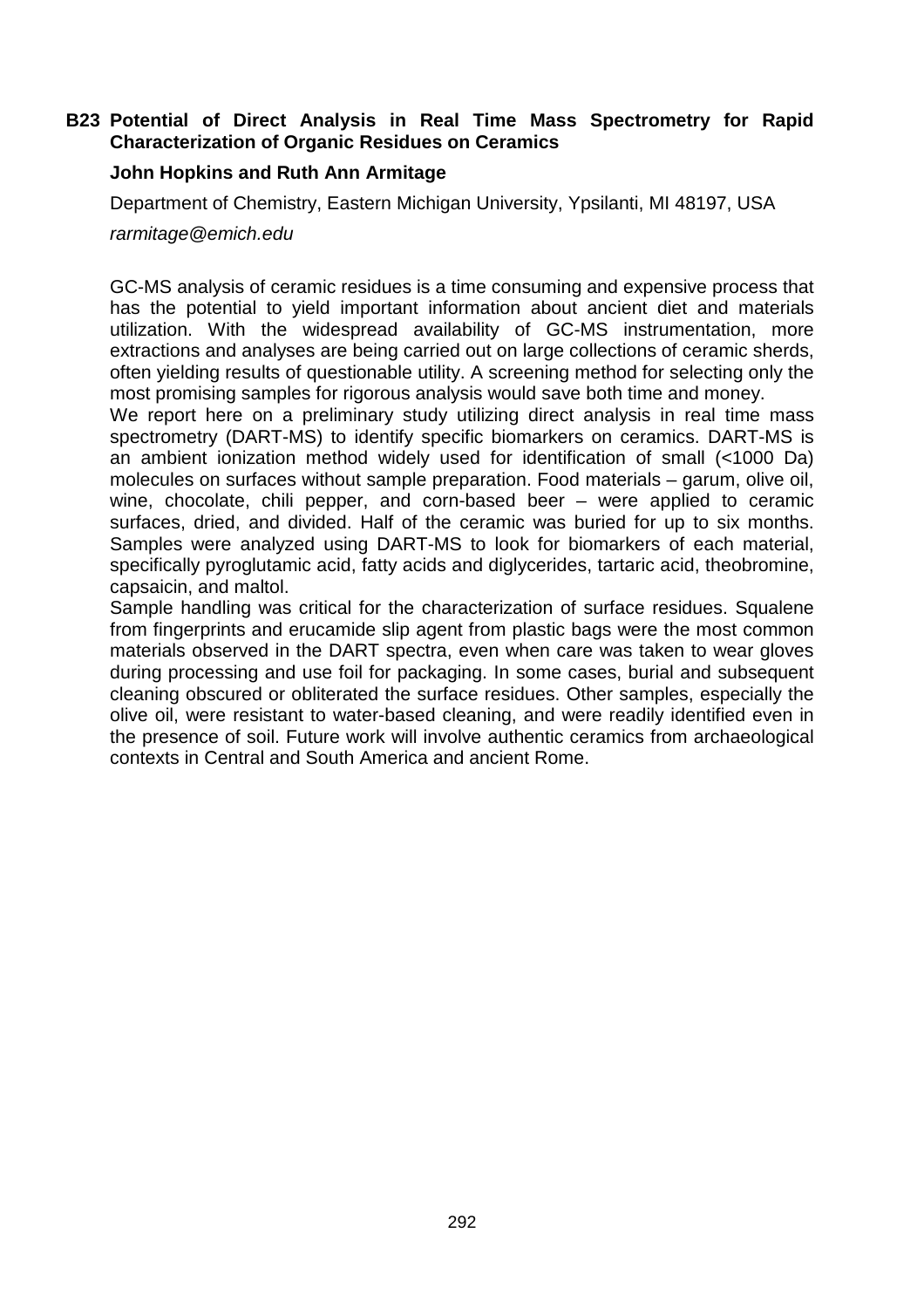### B23 Potential of Direct Analysis in Real Time Mass Spectrometry for Rapid Characterization of Organic Residues on Ceramics

**John Hopkins and Ruth Ann Armitage**

Department of Chemistry, Eastern Michigan University, Ypsilanti, MI 48197, USA

*rarmitage@emich.edu*

GC-MS analysis of ceramic residues is a time consuming and expensive process that has the potential to yield important information about ancient diet and materials utilization. With the widespread availability of GC-MS instrumentation, more extractions and analyses are being carried out on large collections of ceramic sherds, often yielding results of questionable utility. A screening method for selecting only the most promising samples for rigorous analysis would save both time and money.

We report here on a preliminary study utilizing direct analysis in real time mass spectrometry (DART-MS) to identify specific biomarkers on ceramics. DART-MS is an ambient ionization method widely used for identification of small (<1000 Da) molecules on surfaces without sample preparation. Food materials – garum, olive oil, wine, chocolate, chili pepper, and corn-based beer – were applied to ceramic surfaces, dried, and divided. Half of the ceramic was buried for up to six months. Samples were analyzed using DART-MS to look for biomarkers of each material, specifically pyroglutamic acid, fatty acids and diglycerides, tartaric acid, theobromine, capsaicin, and maltol.

Sample handling was critical for the characterization of surface residues. Squalene from fingerprints and erucamide slip agent from plastic bags were the most common materials observed in the DART spectra, even when care was taken to wear gloves during processing and use foil for packaging. In some cases, burial and subsequent cleaning obscured or obliterated the surface residues. Other samples, especially the olive oil, were resistant to water-based cleaning, and were readily identified even in the presence of soil. Future work will involve authentic ceramics from archaeological contexts in Central and South America and ancient Rome.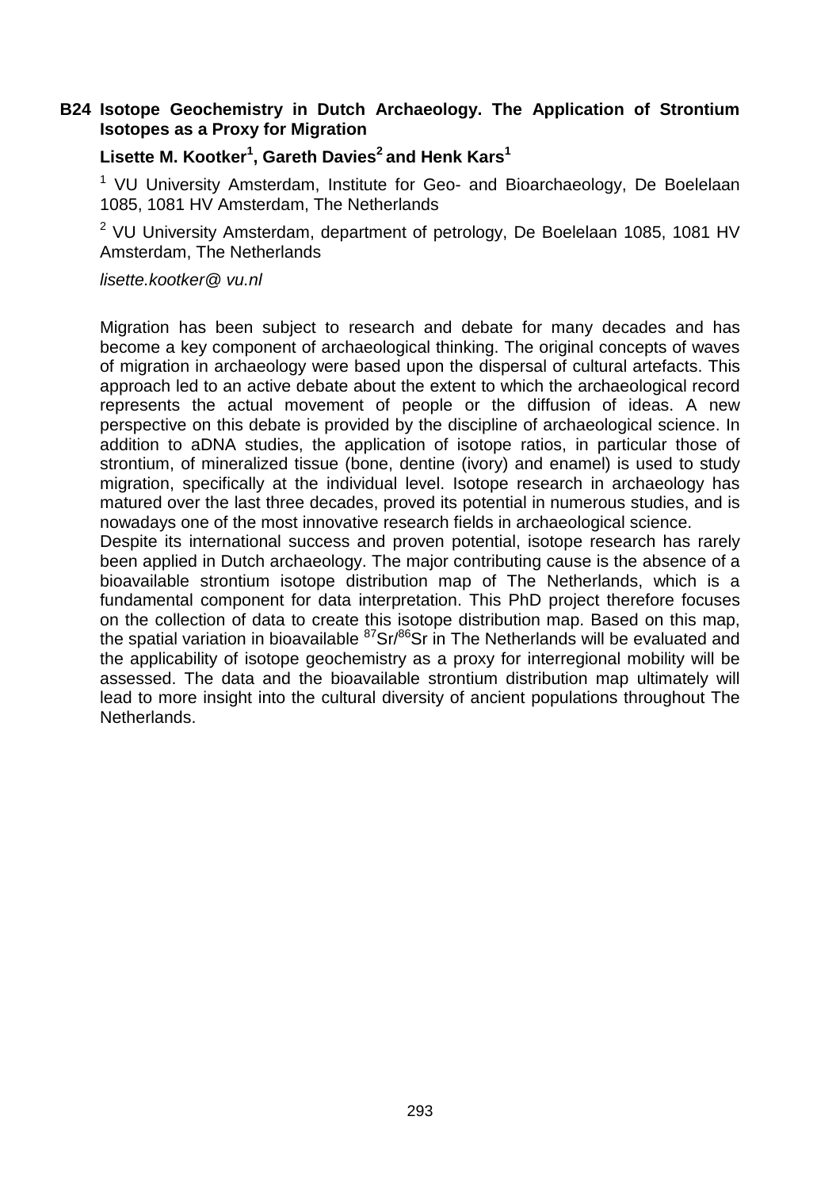## B24 Isotope Geochemistry in Dutch Archaeology. The Application of Strontium Isotopes as a Proxy for Migration

**Lisette M. Kootker[1], Gareth Davies[2] and Henk Kars[1]**

[1] VU University Amsterdam, Institute for Geo- and Bioarchaeology, De Boelelaan 1085, 1081 HV Amsterdam, The Netherlands

[2] VU University Amsterdam, department of petrology, De Boelelaan 1085, 1081 HV Amsterdam, The Netherlands

*lisette.kootker@ vu.nl*

Migration has been subject to research and debate for many decades and has become a key component of archaeological thinking. The original concepts of waves of migration in archaeology were based upon the dispersal of cultural artefacts. This approach led to an active debate about the extent to which the archaeological record represents the actual movement of people or the diffusion of ideas. A new perspective on this debate is provided by the discipline of archaeological science. In addition to aDNA studies, the application of isotope ratios, in particular those of strontium, of mineralized tissue (bone, dentine (ivory) and enamel) is used to study migration, specifically at the individual level. Isotope research in archaeology has matured over the last three decades, proved its potential in numerous studies, and is nowadays one of the most innovative research fields in archaeological science.

Despite its international success and proven potential, isotope research has rarely been applied in Dutch archaeology. The major contributing cause is the absence of a bioavailable strontium isotope distribution map of The Netherlands, which is a fundamental component for data interpretation. This PhD project therefore focuses on the collection of data to create this isotope distribution map. Based on this map, the spatial variation in bioavailable $^{87}Sr/^{86}Sr$ in The Netherlands will be evaluated and the applicability of isotope geochemistry as a proxy for interregional mobility will be assessed. The data and the bioavailable strontium distribution map ultimately will lead to more insight into the cultural diversity of ancient populations throughout The Netherlands.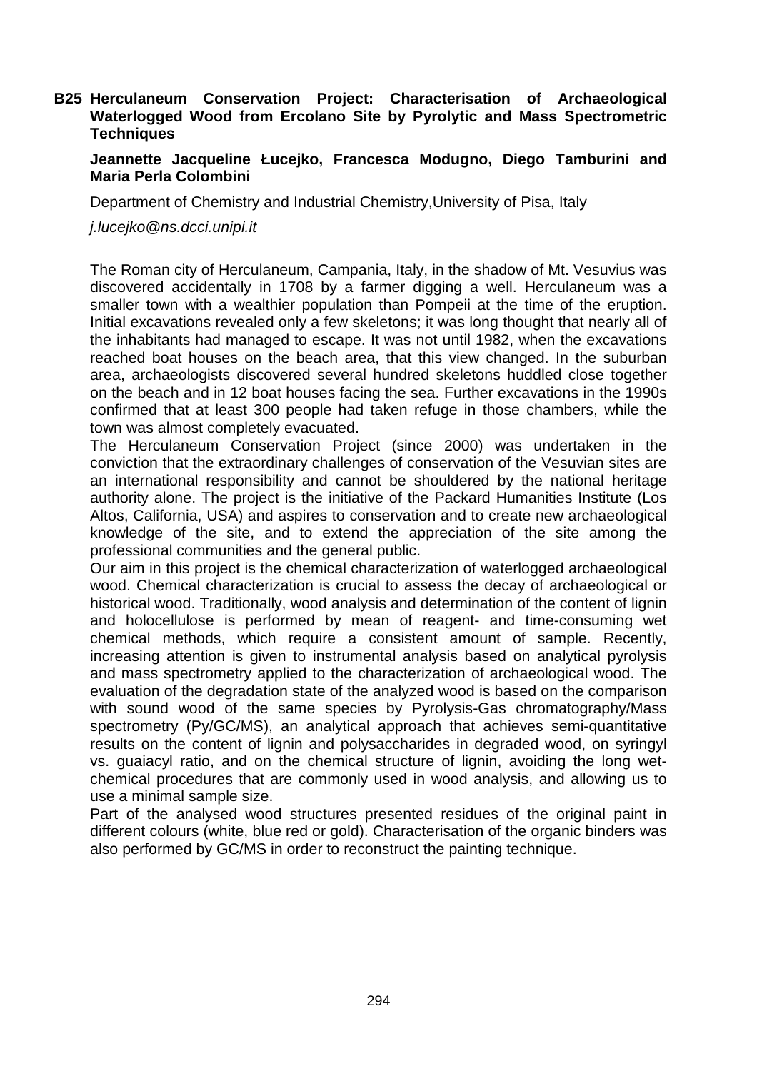## B25 Herculaneum Conservation Project: Characterisation of Archaeological Waterlogged Wood from Ercolano Site by Pyrolytic and Mass Spectrometric Techniques

**Jeannette Jacqueline Łucejko, Francesca Modugno, Diego Tamburini and Maria Perla Colombini**

Department of Chemistry and Industrial Chemistry,University of Pisa, Italy

*j.lucejko@ns.dcci.unipi.it*

The Roman city of Herculaneum, Campania, Italy, in the shadow of Mt. Vesuvius was discovered accidentally in 1708 by a farmer digging a well. Herculaneum was a smaller town with a wealthier population than Pompeii at the time of the eruption. Initial excavations revealed only a few skeletons; it was long thought that nearly all of the inhabitants had managed to escape. It was not until 1982, when the excavations reached boat houses on the beach area, that this view changed. In the suburban area, archaeologists discovered several hundred skeletons huddled close together on the beach and in 12 boat houses facing the sea. Further excavations in the 1990s confirmed that at least 300 people had taken refuge in those chambers, while the town was almost completely evacuated.

The Herculaneum Conservation Project (since 2000) was undertaken in the conviction that the extraordinary challenges of conservation of the Vesuvian sites are an international responsibility and cannot be shouldered by the national heritage authority alone. The project is the initiative of the Packard Humanities Institute (Los Altos, California, USA) and aspires to conservation and to create new archaeological knowledge of the site, and to extend the appreciation of the site among the professional communities and the general public.

Our aim in this project is the chemical characterization of waterlogged archaeological wood. Chemical characterization is crucial to assess the decay of archaeological or historical wood. Traditionally, wood analysis and determination of the content of lignin and holocellulose is performed by mean of reagent- and time-consuming wet chemical methods, which require a consistent amount of sample. Recently, increasing attention is given to instrumental analysis based on analytical pyrolysis and mass spectrometry applied to the characterization of archaeological wood. The evaluation of the degradation state of the analyzed wood is based on the comparison with sound wood of the same species by Pyrolysis-Gas chromatography/Mass spectrometry (Py/GC/MS), an analytical approach that achieves semi-quantitative results on the content of lignin and polysaccharides in degraded wood, on syringyl vs. guaiacyl ratio, and on the chemical structure of lignin, avoiding the long wet-chemical procedures that are commonly used in wood analysis, and allowing us to use a minimal sample size.

Part of the analysed wood structures presented residues of the original paint in different colours (white, blue red or gold). Characterisation of the organic binders was also performed by GC/MS in order to reconstruct the painting technique.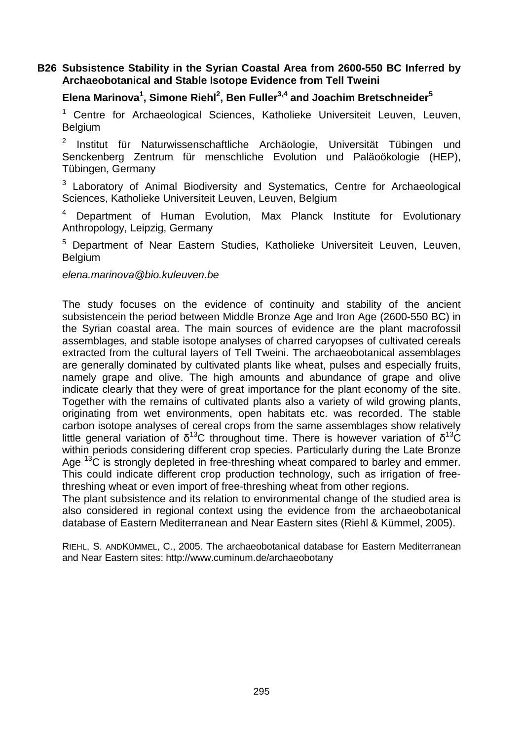## B26 Subsistence Stability in the Syrian Coastal Area from 2600-550 BC Inferred by Archaeobotanical and Stable Isotope Evidence from Tell Tweini

**Elena Marinova[1], Simone Riehl[2], Ben Fuller[3,4] and Joachim Bretschneider[5]**

[1] Centre for Archaeological Sciences, Katholieke Universiteit Leuven, Leuven, Belgium

[2] Institut für Naturwissenschaftliche Archäologie, Universität Tübingen und Senckenberg Zentrum für menschliche Evolution und Paläoökologie (HEP), Tübingen, Germany

[3] Laboratory of Animal Biodiversity and Systematics, Centre for Archaeological Sciences, Katholieke Universiteit Leuven, Leuven, Belgium

[4] Department of Human Evolution, Max Planck Institute for Evolutionary Anthropology, Leipzig, Germany

[5] Department of Near Eastern Studies, Katholieke Universiteit Leuven, Leuven, Belgium

*elena.marinova@bio.kuleuven.be*

The study focuses on the evidence of continuity and stability of the ancient subsistencein the period between Middle Bronze Age and Iron Age (2600-550 BC) in the Syrian coastal area. The main sources of evidence are the plant macrofossil assemblages, and stable isotope analyses of charred caryopses of cultivated cereals extracted from the cultural layers of Tell Tweini. The archaeobotanical assemblages are generally dominated by cultivated plants like wheat, pulses and especially fruits, namely grape and olive. The high amounts and abundance of grape and olive indicate clearly that they were of great importance for the plant economy of the site. Together with the remains of cultivated plants also a variety of wild growing plants, originating from wet environments, open habitats etc. was recorded. The stable carbon isotope analyses of cereal crops from the same assemblages show relatively little general variation of $\delta^{13}C$ throughout time. There is however variation of $\delta^{13}C$ within periods considering different crop species. Particularly during the Late Bronze Age $^{13}C$ is strongly depleted in free-threshing wheat compared to barley and emmer. This could indicate different crop production technology, such as irrigation of free-threshing wheat or even import of free-threshing wheat from other regions.
The plant subsistence and its relation to environmental change of the studied area is also considered in regional context using the evidence from the archaeobotanical database of Eastern Mediterranean and Near Eastern sites (Riehl & Kümmel, 2005).

RIEHL, S. ANDKÜMMEL, C., 2005. The archaeobotanical database for Eastern Mediterranean and Near Eastern sites: http://www.cuminum.de/archaeobotany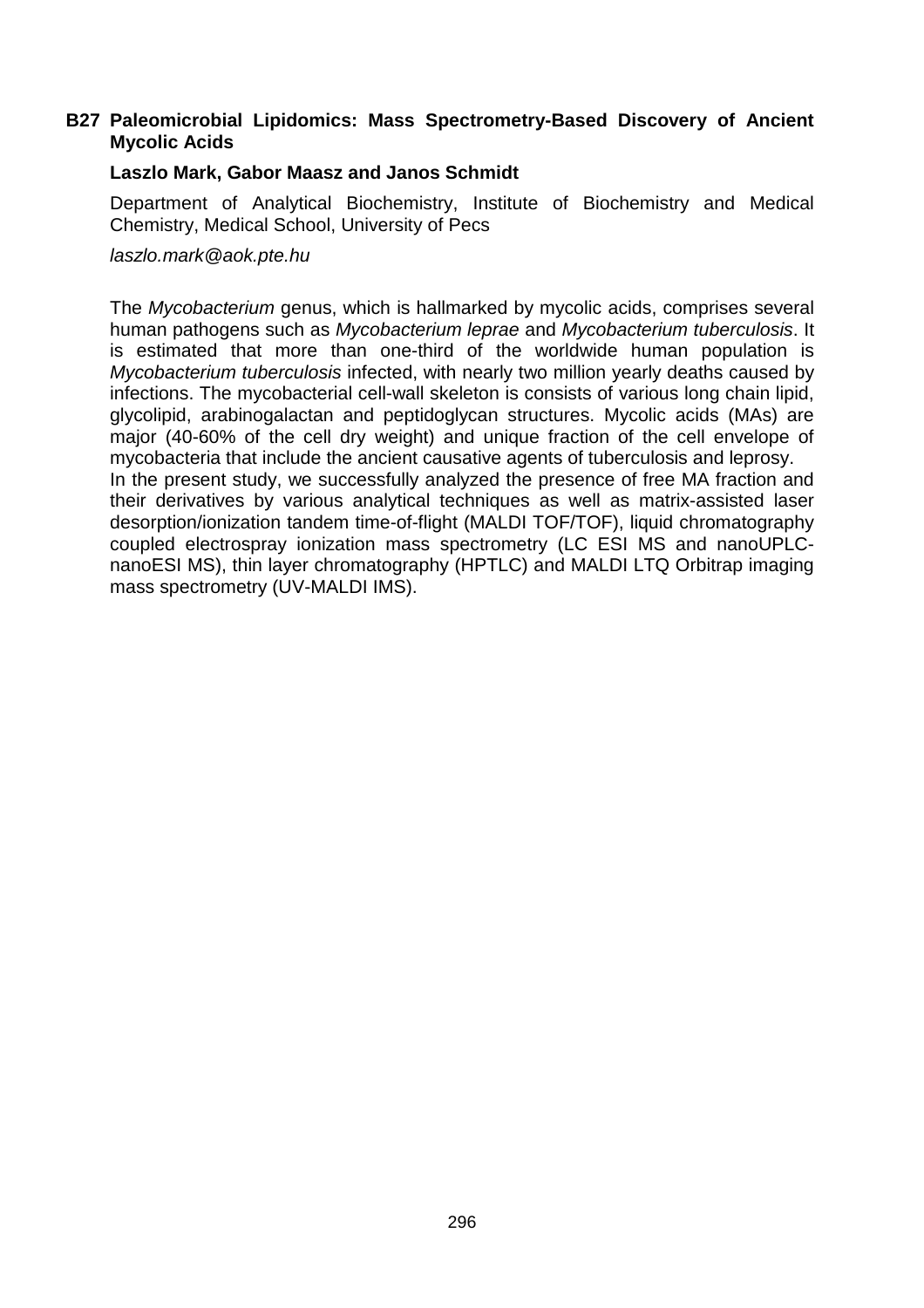### B27 Paleomicrobial Lipidomics: Mass Spectrometry-Based Discovery of Ancient Mycolic Acids

**Laszlo Mark, Gabor Maasz and Janos Schmidt**

Department of Analytical Biochemistry, Institute of Biochemistry and Medical Chemistry, Medical School, University of Pecs

*laszlo.mark@aok.pte.hu*

The *Mycobacterium* genus, which is hallmarked by mycolic acids, comprises several human pathogens such as *Mycobacterium leprae* and *Mycobacterium tuberculosis*. It is estimated that more than one-third of the worldwide human population is *Mycobacterium tuberculosis* infected, with nearly two million yearly deaths caused by infections. The mycobacterial cell-wall skeleton is consists of various long chain lipid, glycolipid, arabinogalactan and peptidoglycan structures. Mycolic acids (MAs) are major (40-60% of the cell dry weight) and unique fraction of the cell envelope of mycobacteria that include the ancient causative agents of tuberculosis and leprosy.
In the present study, we successfully analyzed the presence of free MA fraction and their derivatives by various analytical techniques as well as matrix-assisted laser desorption/ionization tandem time-of-flight (MALDI TOF/TOF), liquid chromatography coupled electrospray ionization mass spectrometry (LC ESI MS and nanoUPLC-nanoESI MS), thin layer chromatography (HPTLC) and MALDI LTQ Orbitrap imaging mass spectrometry (UV-MALDI IMS).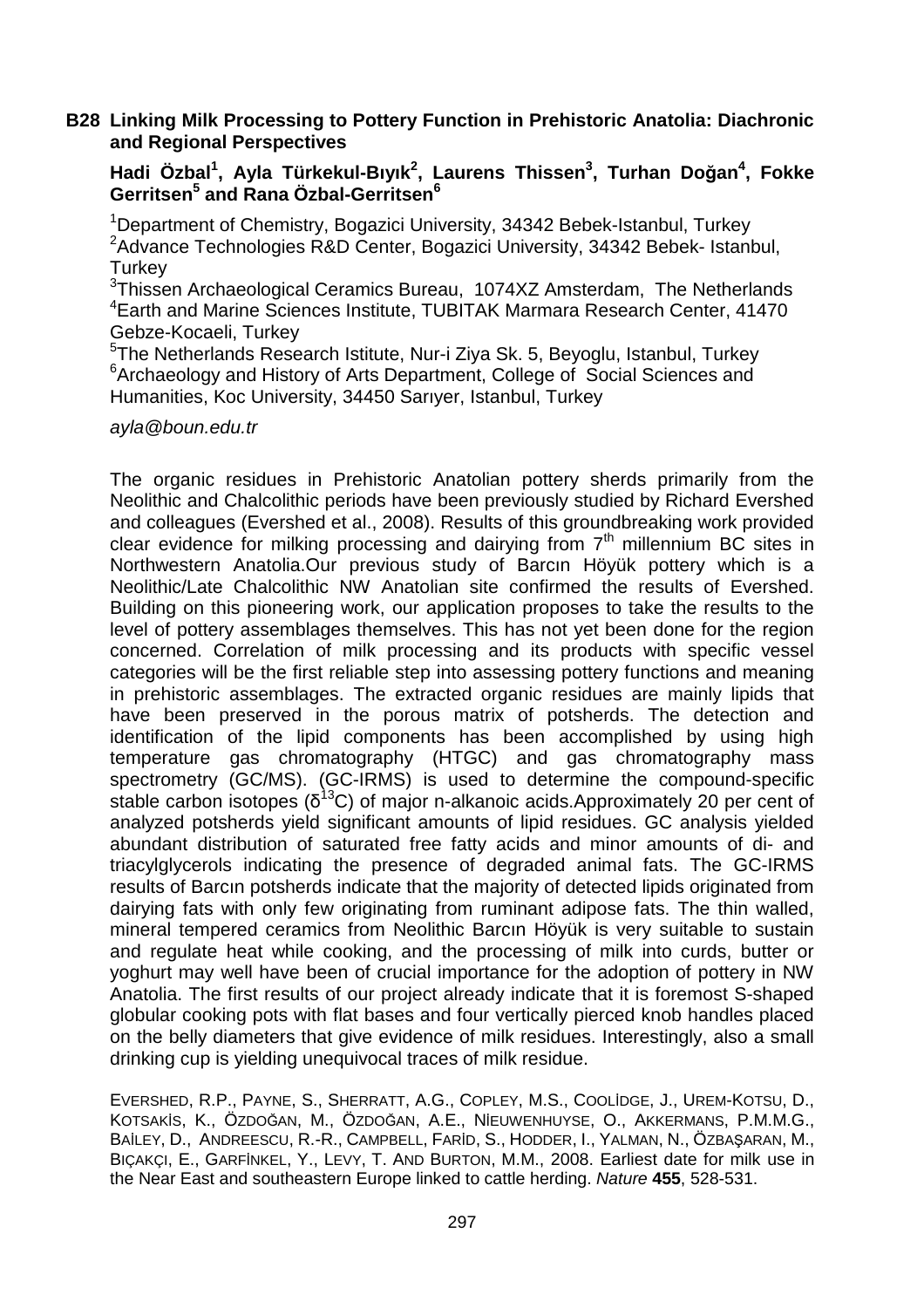## B28 Linking Milk Processing to Pottery Function in Prehistoric Anatolia: Diachronic and Regional Perspectives

**Hadi Özbal[1], Ayla Türkekul-Bıyık[2], Laurens Thissen[3], Turhan Doğan[4], Fokke Gerritsen[5] and Rana Özbal-Gerritsen[6]**

[1]Department of Chemistry, Bogazici University, 34342 Bebek-Istanbul, Turkey
[2]Advance Technologies R&D Center, Bogazici University, 34342 Bebek- Istanbul, Turkey
[3]Thissen Archaeological Ceramics Bureau, 1074XZ Amsterdam, The Netherlands
[4]Earth and Marine Sciences Institute, TUBITAK Marmara Research Center, 41470 Gebze-Kocaeli, Turkey
[5]The Netherlands Research Istitute, Nur-i Ziya Sk. 5, Beyoglu, Istanbul, Turkey
[6]Archaeology and History of Arts Department, College of Social Sciences and Humanities, Koc University, 34450 Sarıyer, Istanbul, Turkey

*ayla@boun.edu.tr*

The organic residues in Prehistoric Anatolian pottery sherds primarily from the Neolithic and Chalcolithic periods have been previously studied by Richard Evershed and colleagues (Evershed et al., 2008). Results of this groundbreaking work provided clear evidence for milking processing and dairying from 7th millennium BC sites in Northwestern Anatolia.Our previous study of Barcın Höyük pottery which is a Neolithic/Late Chalcolithic NW Anatolian site confirmed the results of Evershed. Building on this pioneering work, our application proposes to take the results to the level of pottery assemblages themselves. This has not yet been done for the region concerned. Correlation of milk processing and its products with specific vessel categories will be the first reliable step into assessing pottery functions and meaning in prehistoric assemblages. The extracted organic residues are mainly lipids that have been preserved in the porous matrix of potsherds. The detection and identification of the lipid components has been accomplished by using high temperature gas chromatography (HTGC) and gas chromatography mass spectrometry (GC/MS). (GC-IRMS) is used to determine the compound-specific stable carbon isotopes ($\delta^{13}C$) of major n-alkanoic acids.Approximately 20 per cent of analyzed potsherds yield significant amounts of lipid residues. GC analysis yielded abundant distribution of saturated free fatty acids and minor amounts of di- and triacylglycerols indicating the presence of degraded animal fats. The GC-IRMS results of Barcın potsherds indicate that the majority of detected lipids originated from dairying fats with only few originating from ruminant adipose fats. The thin walled, mineral tempered ceramics from Neolithic Barcın Höyük is very suitable to sustain and regulate heat while cooking, and the processing of milk into curds, butter or yoghurt may well have been of crucial importance for the adoption of pottery in NW Anatolia. The first results of our project already indicate that it is foremost S-shaped globular cooking pots with flat bases and four vertically pierced knob handles placed on the belly diameters that give evidence of milk residues. Interestingly, also a small drinking cup is yielding unequivocal traces of milk residue.

Evershed, R.P., Payne, S., Sherratt, A.G., Copley, M.S., Coolİdge, J., Urem-Kotsu, D., Kotsakİs, K., Özdoğan, M., Özdoğan, A.E., Nİeuwenhuyse, O., Akkermans, P.M.M.G., Baİley, D., Andreescu, R.-R., Campbell, Farİd, S., Hodder, I., Yalman, N., Özbaşaran, M., Biçakçi, E., Garfİnkel, Y., Levy, T. and Burton, M.M., 2008. Earliest date for milk use in the Near East and southeastern Europe linked to cattle herding. *Nature* **455**, 528-531.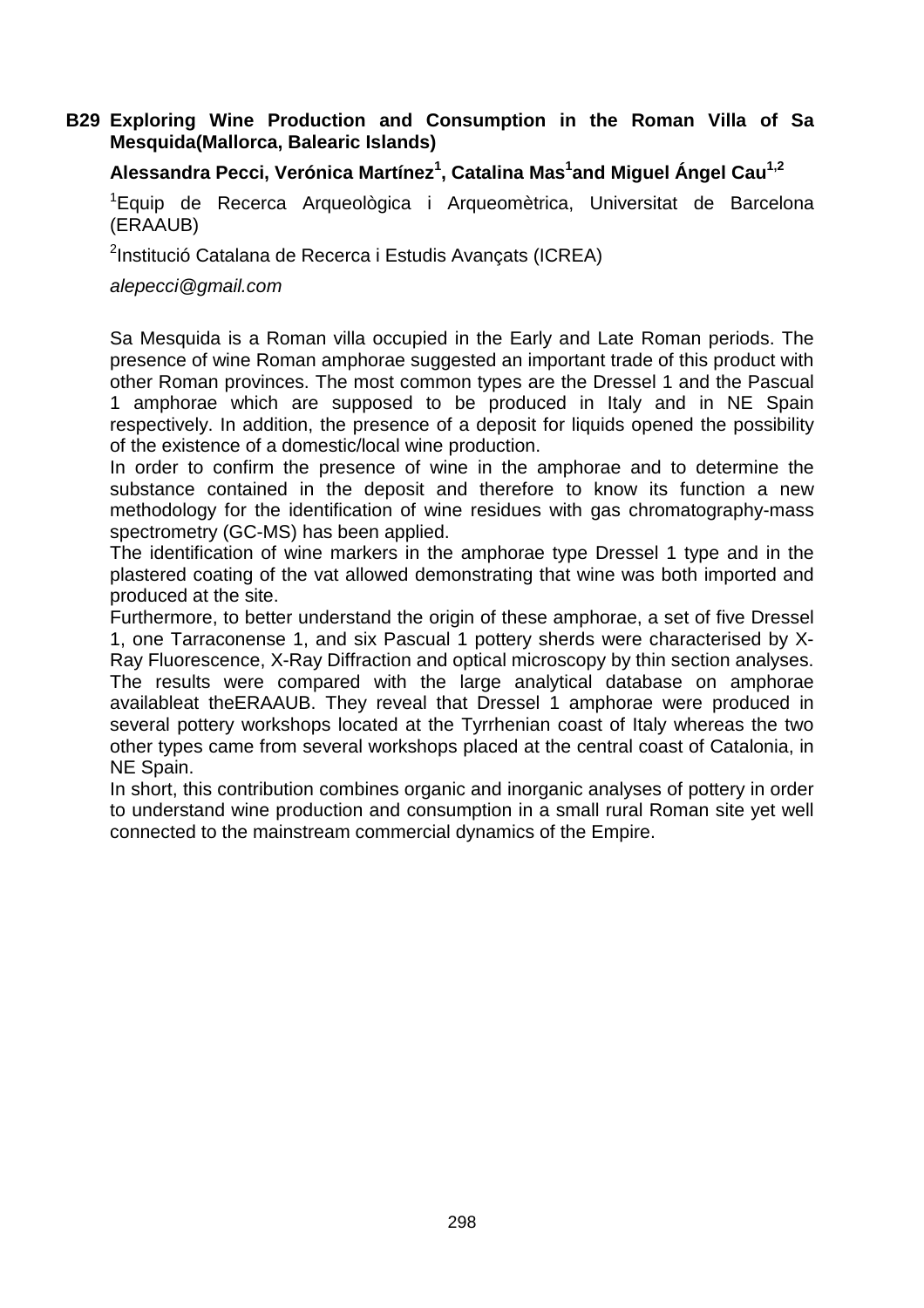**B29 Exploring Wine Production and Consumption in the Roman Villa of Sa Mesquida(Mallorca, Balearic Islands)**

**Alessandra Pecci, Verónica Martínez[1], Catalina Mas[1]and Miguel Ángel Cau[1,2]**

[1]Equip de Recerca Arqueològica i Arqueomètrica, Universitat de Barcelona (ERAAUB)

[2]Institució Catalana de Recerca i Estudis Avançats (ICREA)

*alepecci@gmail.com*

Sa Mesquida is a Roman villa occupied in the Early and Late Roman periods. The presence of wine Roman amphorae suggested an important trade of this product with other Roman provinces. The most common types are the Dressel 1 and the Pascual 1 amphorae which are supposed to be produced in Italy and in NE Spain respectively. In addition, the presence of a deposit for liquids opened the possibility of the existence of a domestic/local wine production.

In order to confirm the presence of wine in the amphorae and to determine the substance contained in the deposit and therefore to know its function a new methodology for the identification of wine residues with gas chromatography-mass spectrometry (GC-MS) has been applied.

The identification of wine markers in the amphorae type Dressel 1 type and in the plastered coating of the vat allowed demonstrating that wine was both imported and produced at the site.

Furthermore, to better understand the origin of these amphorae, a set of five Dressel 1, one Tarraconense 1, and six Pascual 1 pottery sherds were characterised by X-Ray Fluorescence, X-Ray Diffraction and optical microscopy by thin section analyses. The results were compared with the large analytical database on amphorae availableat theERAAUB. They reveal that Dressel 1 amphorae were produced in several pottery workshops located at the Tyrrhenian coast of Italy whereas the two other types came from several workshops placed at the central coast of Catalonia, in NE Spain.

In short, this contribution combines organic and inorganic analyses of pottery in order to understand wine production and consumption in a small rural Roman site yet well connected to the mainstream commercial dynamics of the Empire.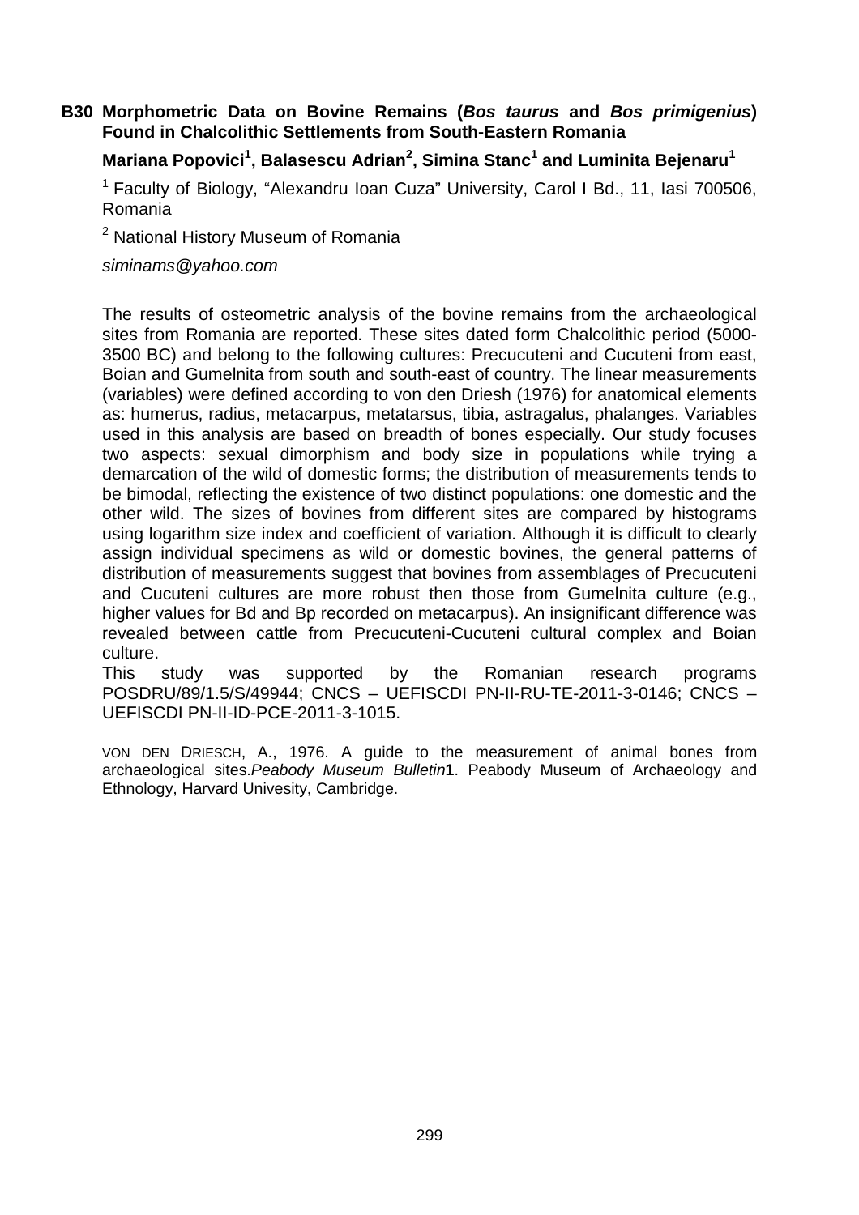## B30 Morphometric Data on Bovine Remains (*Bos taurus* and *Bos primigenius*) Found in Chalcolithic Settlements from South-Eastern Romania

**Mariana Popovici[1], Balasescu Adrian[2], Simina Stanc[1] and Luminita Bejenaru[1]**

[1] Faculty of Biology, "Alexandru Ioan Cuza" University, Carol I Bd., 11, Iasi 700506, Romania

[2] National History Museum of Romania

*siminams@yahoo.com*

The results of osteometric analysis of the bovine remains from the archaeological sites from Romania are reported. These sites dated form Chalcolithic period (5000-3500 BC) and belong to the following cultures: Precucuteni and Cucuteni from east, Boian and Gumelnita from south and south-east of country. The linear measurements (variables) were defined according to von den Driesh (1976) for anatomical elements as: humerus, radius, metacarpus, metatarsus, tibia, astragalus, phalanges. Variables used in this analysis are based on breadth of bones especially. Our study focuses two aspects: sexual dimorphism and body size in populations while trying a demarcation of the wild of domestic forms; the distribution of measurements tends to be bimodal, reflecting the existence of two distinct populations: one domestic and the other wild. The sizes of bovines from different sites are compared by histograms using logarithm size index and coefficient of variation. Although it is difficult to clearly assign individual specimens as wild or domestic bovines, the general patterns of distribution of measurements suggest that bovines from assemblages of Precucuteni and Cucuteni cultures are more robust then those from Gumelnita culture (e.g., higher values for Bd and Bp recorded on metacarpus). An insignificant difference was revealed between cattle from Precucuteni-Cucuteni cultural complex and Boian culture.

This study was supported by the Romanian research programs POSDRU/89/1.5/S/49944; CNCS – UEFISCDI PN-II-RU-TE-2011-3-0146; CNCS – UEFISCDI PN-II-ID-PCE-2011-3-1015.

VON DEN DRIESCH, A., 1976. A guide to the measurement of animal bones from archaeological sites.*Peabody Museum Bulletin***1**. Peabody Museum of Archaeology and Ethnology, Harvard Univesity, Cambridge.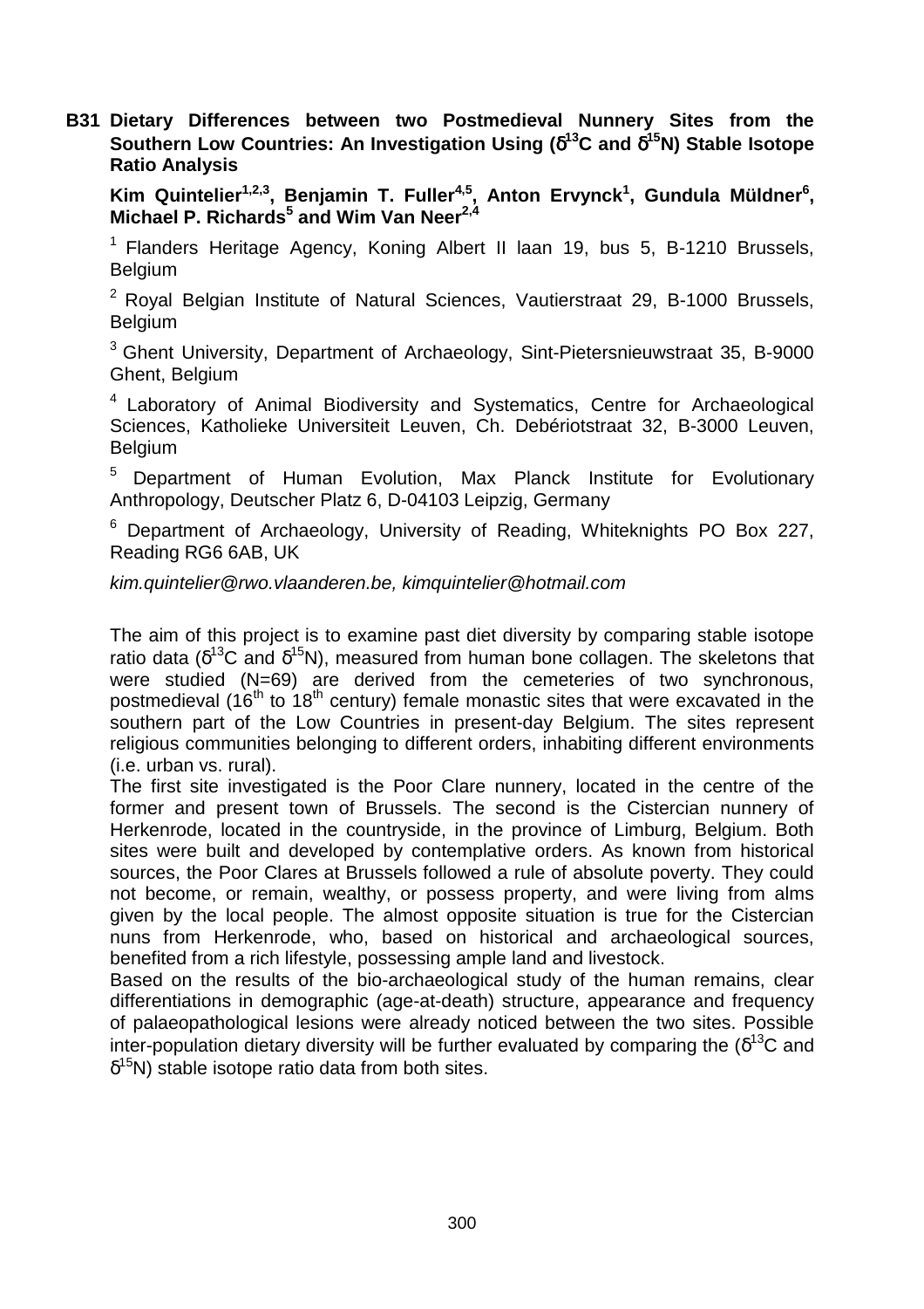## B31 Dietary Differences between two Postmedieval Nunnery Sites from the Southern Low Countries: An Investigation Using ($\delta^{13}C$ and $\delta^{15}N$) Stable Isotope Ratio Analysis

**Kim Quintelier[1,2,3], Benjamin T. Fuller[4,5], Anton Ervynck[1], Gundula Müldner[6], Michael P. Richards[5] and Wim Van Neer[2,4]**

[1] Flanders Heritage Agency, Koning Albert II laan 19, bus 5, B-1210 Brussels, Belgium

[2] Royal Belgian Institute of Natural Sciences, Vautierstraat 29, B-1000 Brussels, Belgium

[3] Ghent University, Department of Archaeology, Sint-Pietersnieuwstraat 35, B-9000 Ghent, Belgium

[4] Laboratory of Animal Biodiversity and Systematics, Centre for Archaeological Sciences, Katholieke Universiteit Leuven, Ch. Debériotstraat 32, B-3000 Leuven, Belgium

[5] Department of Human Evolution, Max Planck Institute for Evolutionary Anthropology, Deutscher Platz 6, D-04103 Leipzig, Germany

[6] Department of Archaeology, University of Reading, Whiteknights PO Box 227, Reading RG6 6AB, UK

*kim.quintelier@rwo.vlaanderen.be, kimquintelier@hotmail.com*

The aim of this project is to examine past diet diversity by comparing stable isotope ratio data ($\delta^{13}C$ and $\delta^{15}N$), measured from human bone collagen. The skeletons that were studied (N=69) are derived from the cemeteries of two synchronous, postmedieval (16th to 18th century) female monastic sites that were excavated in the southern part of the Low Countries in present-day Belgium. The sites represent religious communities belonging to different orders, inhabiting different environments (i.e. urban vs. rural).

The first site investigated is the Poor Clare nunnery, located in the centre of the former and present town of Brussels. The second is the Cistercian nunnery of Herkenrode, located in the countryside, in the province of Limburg, Belgium. Both sites were built and developed by contemplative orders. As known from historical sources, the Poor Clares at Brussels followed a rule of absolute poverty. They could not become, or remain, wealthy, or possess property, and were living from alms given by the local people. The almost opposite situation is true for the Cistercian nuns from Herkenrode, who, based on historical and archaeological sources, benefited from a rich lifestyle, possessing ample land and livestock.

Based on the results of the bio-archaeological study of the human remains, clear differentiations in demographic (age-at-death) structure, appearance and frequency of palaeopathological lesions were already noticed between the two sites. Possible inter-population dietary diversity will be further evaluated by comparing the ($\delta^{13}C$ and $\delta^{15}N$) stable isotope ratio data from both sites.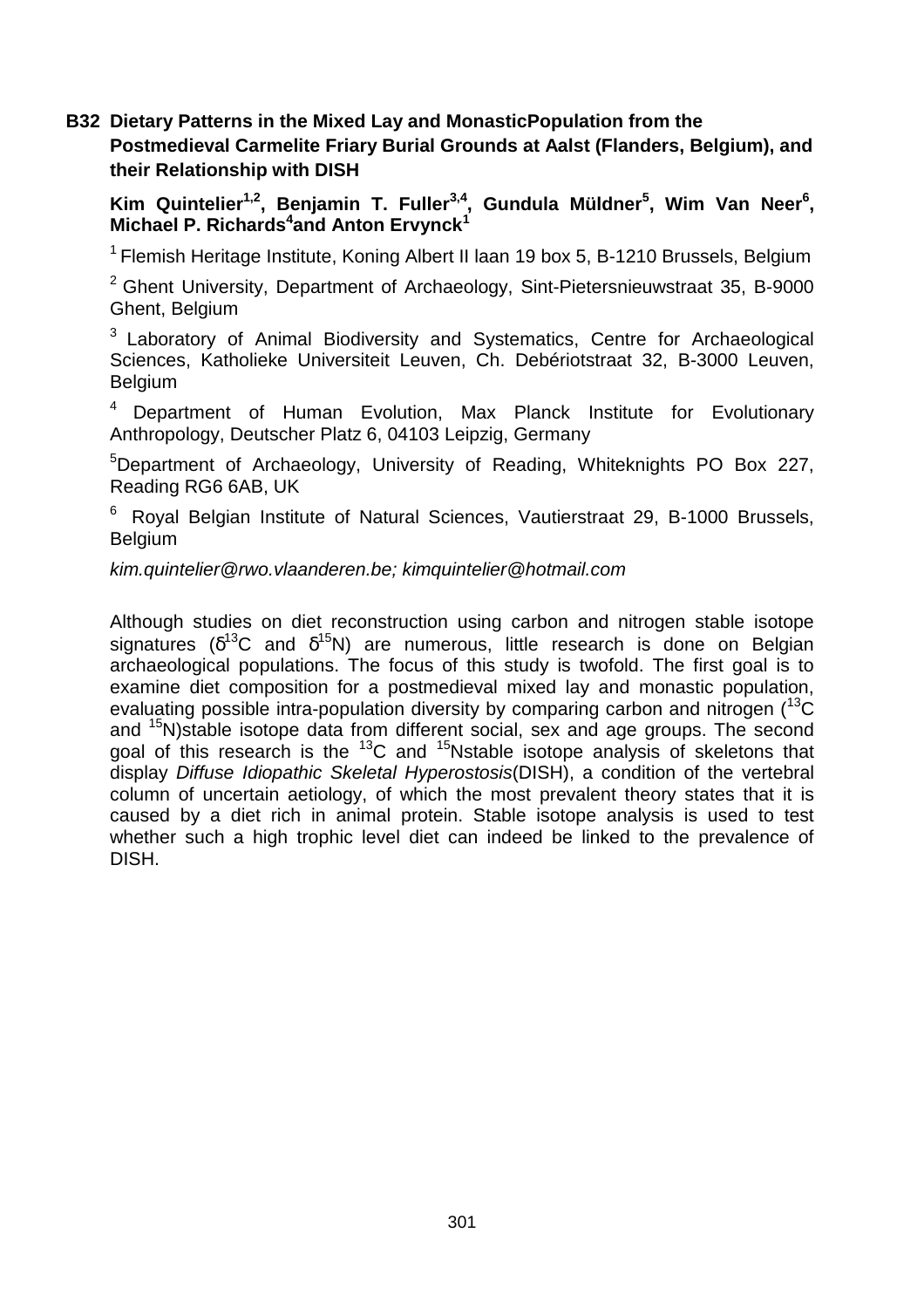## B32 Dietary Patterns in the Mixed Lay and MonasticPopulation from the Postmedieval Carmelite Friary Burial Grounds at Aalst (Flanders, Belgium), and their Relationship with DISH

**Kim Quintelier[1,2], Benjamin T. Fuller[3,4], Gundula Müldner[5], Wim Van Neer[6], Michael P. Richards[4]and Anton Ervynck[1]**

[1] Flemish Heritage Institute, Koning Albert II laan 19 box 5, B-1210 Brussels, Belgium

[2] Ghent University, Department of Archaeology, Sint-Pietersnieuwstraat 35, B-9000 Ghent, Belgium

[3] Laboratory of Animal Biodiversity and Systematics, Centre for Archaeological Sciences, Katholieke Universiteit Leuven, Ch. Debériotstraat 32, B-3000 Leuven, Belgium

[4] Department of Human Evolution, Max Planck Institute for Evolutionary Anthropology, Deutscher Platz 6, 04103 Leipzig, Germany

[5] Department of Archaeology, University of Reading, Whiteknights PO Box 227, Reading RG6 6AB, UK

[6] Royal Belgian Institute of Natural Sciences, Vautierstraat 29, B-1000 Brussels, Belgium

*kim.quintelier@rwo.vlaanderen.be; kimquintelier@hotmail.com*

Although studies on diet reconstruction using carbon and nitrogen stable isotope signatures ($\delta^{13}C$ and $\delta^{15}N$) are numerous, little research is done on Belgian archaeological populations. The focus of this study is twofold. The first goal is to examine diet composition for a postmedieval mixed lay and monastic population, evaluating possible intra-population diversity by comparing carbon and nitrogen ($^{13}C$ and $^{15}N$)stable isotope data from different social, sex and age groups. The second goal of this research is the $^{13}C$ and $^{15}N$stable isotope analysis of skeletons that display *Diffuse Idiopathic Skeletal Hyperostosis*(DISH), a condition of the vertebral column of uncertain aetiology, of which the most prevalent theory states that it is caused by a diet rich in animal protein. Stable isotope analysis is used to test whether such a high trophic level diet can indeed be linked to the prevalence of DISH.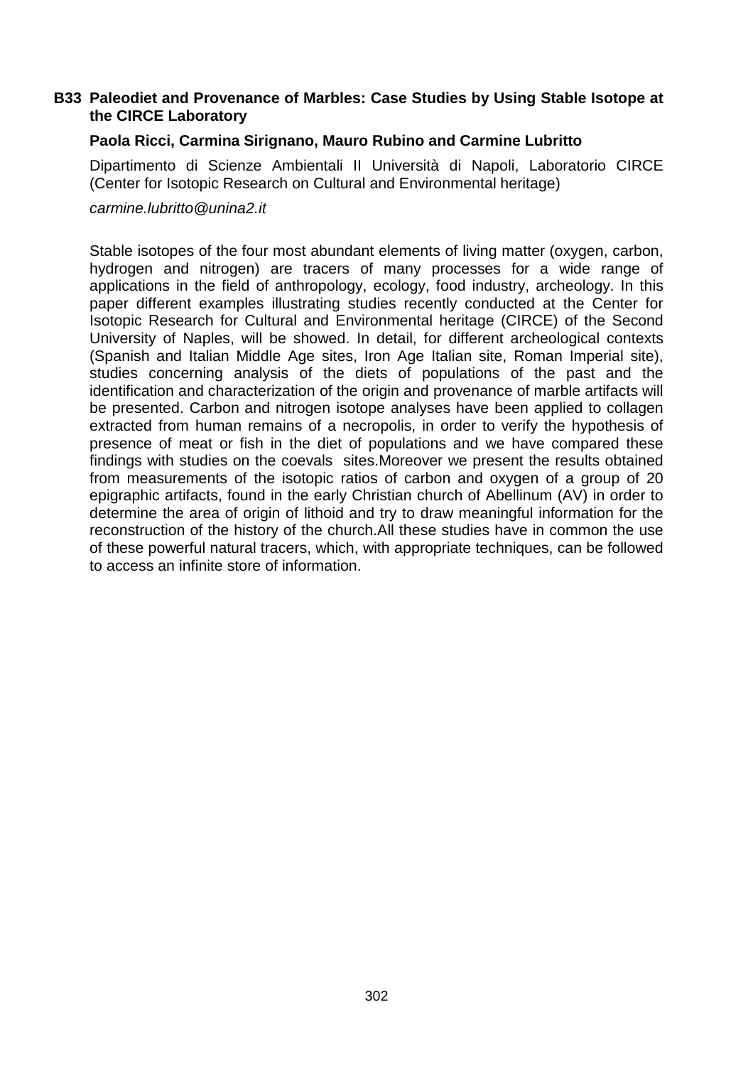### B33 Paleodiet and Provenance of Marbles: Case Studies by Using Stable Isotope at the CIRCE Laboratory

**Paola Ricci, Carmina Sirignano, Mauro Rubino and Carmine Lubritto**

Dipartimento di Scienze Ambientali II Università di Napoli, Laboratorio CIRCE (Center for Isotopic Research on Cultural and Environmental heritage)

*carmine.lubritto@unina2.it*

Stable isotopes of the four most abundant elements of living matter (oxygen, carbon, hydrogen and nitrogen) are tracers of many processes for a wide range of applications in the field of anthropology, ecology, food industry, archeology. In this paper different examples illustrating studies recently conducted at the Center for Isotopic Research for Cultural and Environmental heritage (CIRCE) of the Second University of Naples, will be showed. In detail, for different archeological contexts (Spanish and Italian Middle Age sites, Iron Age Italian site, Roman Imperial site), studies concerning analysis of the diets of populations of the past and the identification and characterization of the origin and provenance of marble artifacts will be presented. Carbon and nitrogen isotope analyses have been applied to collagen extracted from human remains of a necropolis, in order to verify the hypothesis of presence of meat or fish in the diet of populations and we have compared these findings with studies on the coevals sites.Moreover we present the results obtained from measurements of the isotopic ratios of carbon and oxygen of a group of 20 epigraphic artifacts, found in the early Christian church of Abellinum (AV) in order to determine the area of origin of lithoid and try to draw meaningful information for the reconstruction of the history of the church.All these studies have in common the use of these powerful natural tracers, which, with appropriate techniques, can be followed to access an infinite store of information.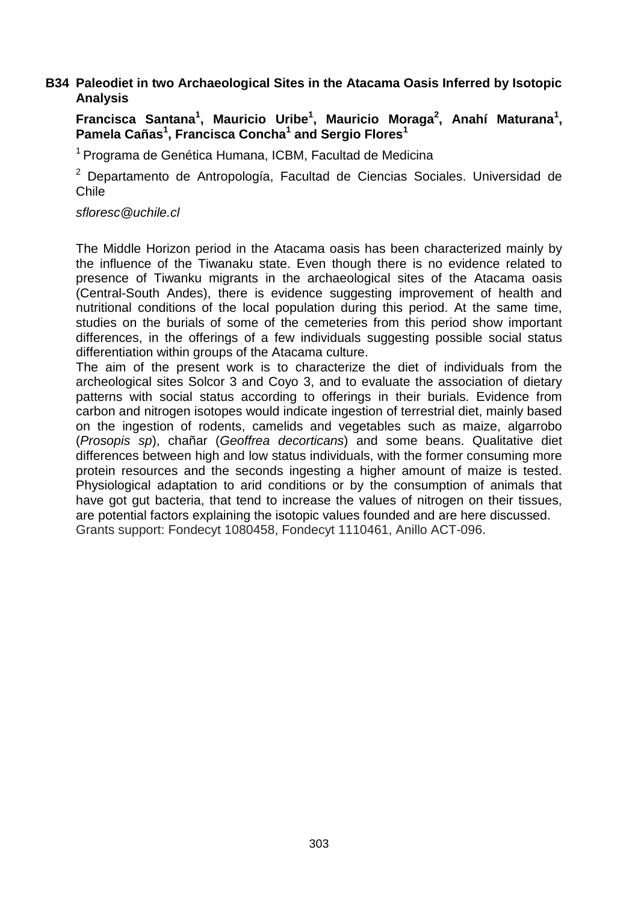## B34 Paleodiet in two Archaeological Sites in the Atacama Oasis Inferred by Isotopic Analysis

**Francisca Santana[1], Mauricio Uribe[1], Mauricio Moraga[2], Anahí Maturana[1], Pamela Cañas[1], Francisca Concha[1] and Sergio Flores[1]**

[1] Programa de Genética Humana, ICBM, Facultad de Medicina

[2] Departamento de Antropología, Facultad de Ciencias Sociales. Universidad de Chile

*sfloresc@uchile.cl*

The Middle Horizon period in the Atacama oasis has been characterized mainly by the influence of the Tiwanaku state. Even though there is no evidence related to presence of Tiwanku migrants in the archaeological sites of the Atacama oasis (Central-South Andes), there is evidence suggesting improvement of health and nutritional conditions of the local population during this period. At the same time, studies on the burials of some of the cemeteries from this period show important differences, in the offerings of a few individuals suggesting possible social status differentiation within groups of the Atacama culture.

The aim of the present work is to characterize the diet of individuals from the archeological sites Solcor 3 and Coyo 3, and to evaluate the association of dietary patterns with social status according to offerings in their burials. Evidence from carbon and nitrogen isotopes would indicate ingestion of terrestrial diet, mainly based on the ingestion of rodents, camelids and vegetables such as maize, algarrobo (*Prosopis sp*), chañar (*Geoffrea decorticans*) and some beans. Qualitative diet differences between high and low status individuals, with the former consuming more protein resources and the seconds ingesting a higher amount of maize is tested. Physiological adaptation to arid conditions or by the consumption of animals that have got gut bacteria, that tend to increase the values of nitrogen on their tissues, are potential factors explaining the isotopic values founded and are here discussed.
Grants support: Fondecyt 1080458, Fondecyt 1110461, Anillo ACT-096.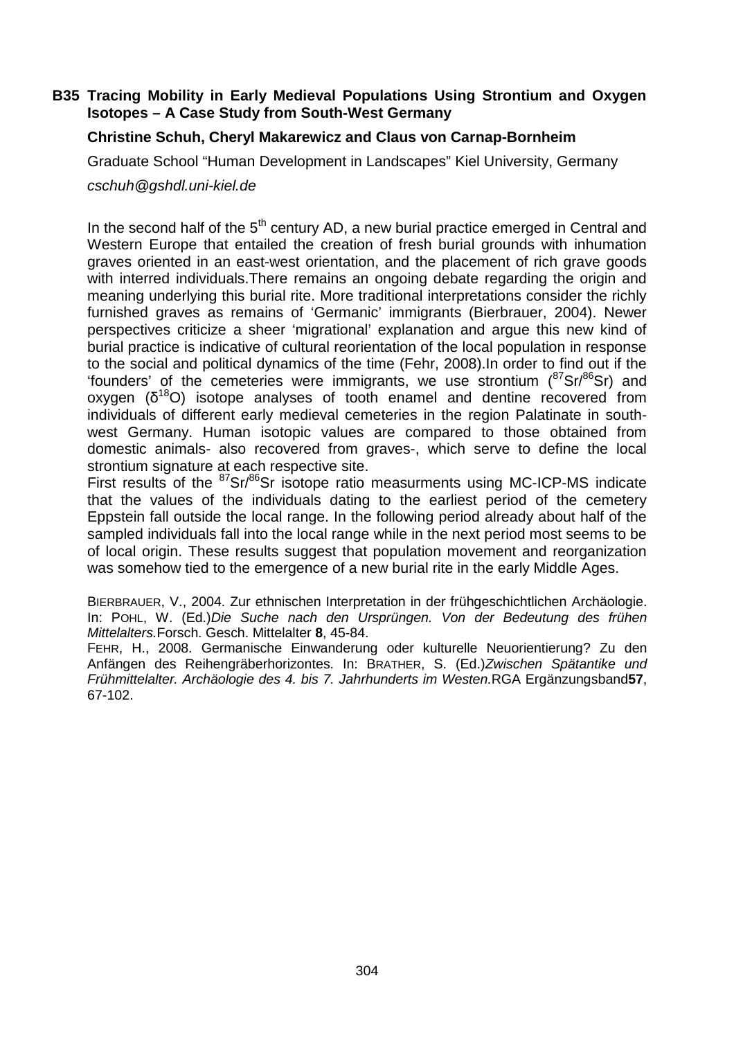## B35 Tracing Mobility in Early Medieval Populations Using Strontium and Oxygen Isotopes – A Case Study from South-West Germany

**Christine Schuh, Cheryl Makarewicz and Claus von Carnap-Bornheim**

Graduate School "Human Development in Landscapes" Kiel University, Germany

*cschuh@gshdl.uni-kiel.de*

In the second half of the $5^{th}$ century AD, a new burial practice emerged in Central and Western Europe that entailed the creation of fresh burial grounds with inhumation graves oriented in an east-west orientation, and the placement of rich grave goods with interred individuals.There remains an ongoing debate regarding the origin and meaning underlying this burial rite. More traditional interpretations consider the richly furnished graves as remains of 'Germanic' immigrants (Bierbrauer, 2004). Newer perspectives criticize a sheer 'migrational' explanation and argue this new kind of burial practice is indicative of cultural reorientation of the local population in response to the social and political dynamics of the time (Fehr, 2008).In order to find out if the 'founders' of the cemeteries were immigrants, we use strontium ($^{87}Sr/^{86}Sr$) and oxygen ($\delta^{18}O$) isotope analyses of tooth enamel and dentine recovered from individuals of different early medieval cemeteries in the region Palatinate in south-west Germany. Human isotopic values are compared to those obtained from domestic animals- also recovered from graves-, which serve to define the local strontium signature at each respective site.

First results of the $^{87}Sr/^{86}Sr$ isotope ratio measurments using MC-ICP-MS indicate that the values of the individuals dating to the earliest period of the cemetery Eppstein fall outside the local range. In the following period already about half of the sampled individuals fall into the local range while in the next period most seems to be of local origin. These results suggest that population movement and reorganization was somehow tied to the emergence of a new burial rite in the early Middle Ages.

BIERBRAUER, V., 2004. Zur ethnischen Interpretation in der frühgeschichtlichen Archäologie. In: POHL, W. (Ed.)*Die Suche nach den Ursprüngen. Von der Bedeutung des frühen Mittelalters.*Forsch. Gesch. Mittelalter **8**, 45-84.

FEHR, H., 2008. Germanische Einwanderung oder kulturelle Neuorientierung? Zu den Anfängen des Reihengräberhorizontes. In: BRATHER, S. (Ed.)*Zwischen Spätantike und Frühmittelalter. Archäologie des 4. bis 7. Jahrhunderts im Westen.*RGA Ergänzungsband**57**, 67-102.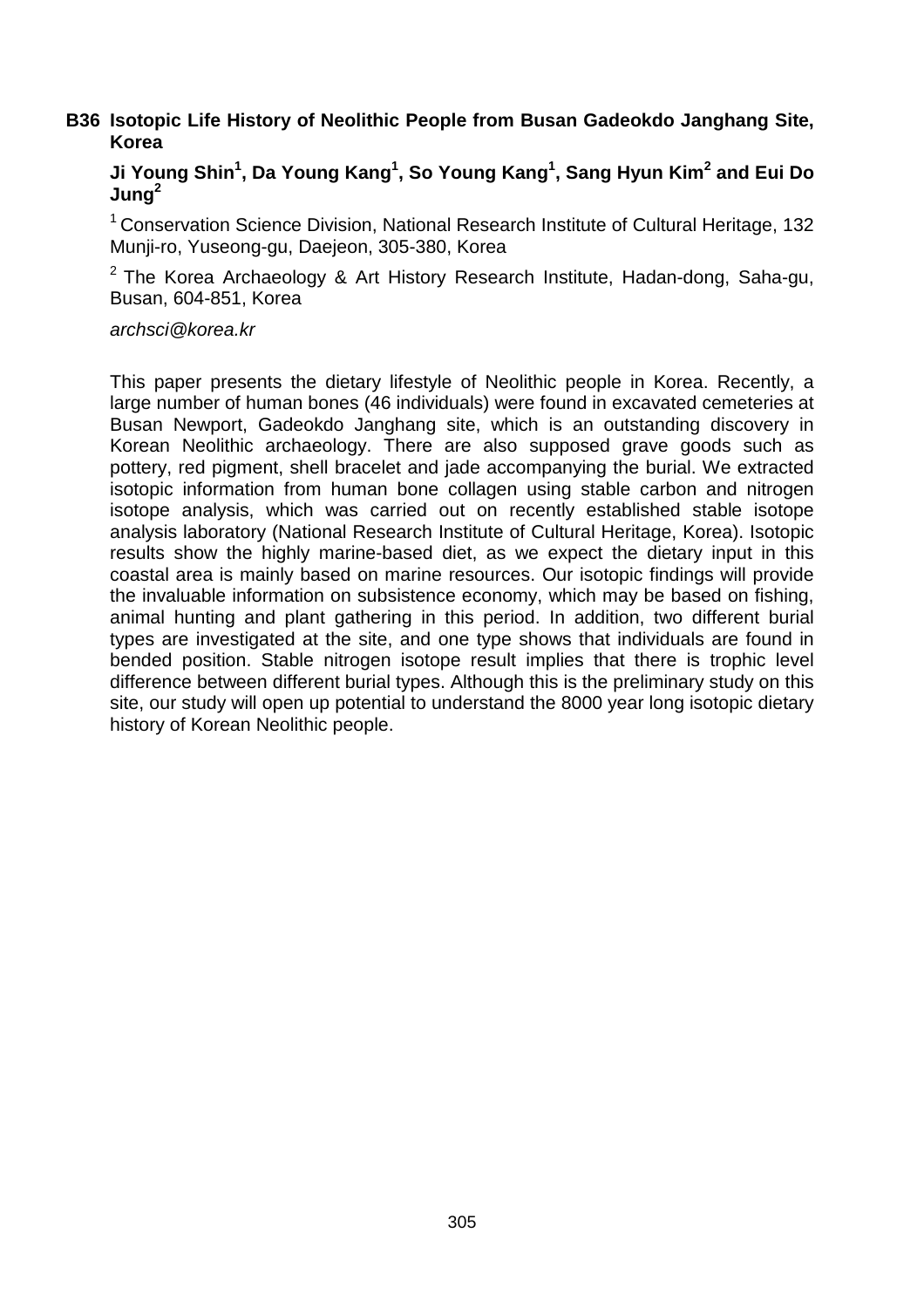**B36 Isotopic Life History of Neolithic People from Busan Gadeokdo Janghang Site, Korea**

**Ji Young Shin[1], Da Young Kang[1], So Young Kang[1], Sang Hyun Kim[2] and Eui Do Jung[2]**

[1] Conservation Science Division, National Research Institute of Cultural Heritage, 132 Munji-ro, Yuseong-gu, Daejeon, 305-380, Korea

[2] The Korea Archaeology & Art History Research Institute, Hadan-dong, Saha-gu, Busan, 604-851, Korea

*archsci@korea.kr*

This paper presents the dietary lifestyle of Neolithic people in Korea. Recently, a large number of human bones (46 individuals) were found in excavated cemeteries at Busan Newport, Gadeokdo Janghang site, which is an outstanding discovery in Korean Neolithic archaeology. There are also supposed grave goods such as pottery, red pigment, shell bracelet and jade accompanying the burial. We extracted isotopic information from human bone collagen using stable carbon and nitrogen isotope analysis, which was carried out on recently established stable isotope analysis laboratory (National Research Institute of Cultural Heritage, Korea). Isotopic results show the highly marine-based diet, as we expect the dietary input in this coastal area is mainly based on marine resources. Our isotopic findings will provide the invaluable information on subsistence economy, which may be based on fishing, animal hunting and plant gathering in this period. In addition, two different burial types are investigated at the site, and one type shows that individuals are found in bended position. Stable nitrogen isotope result implies that there is trophic level difference between different burial types. Although this is the preliminary study on this site, our study will open up potential to understand the 8000 year long isotopic dietary history of Korean Neolithic people.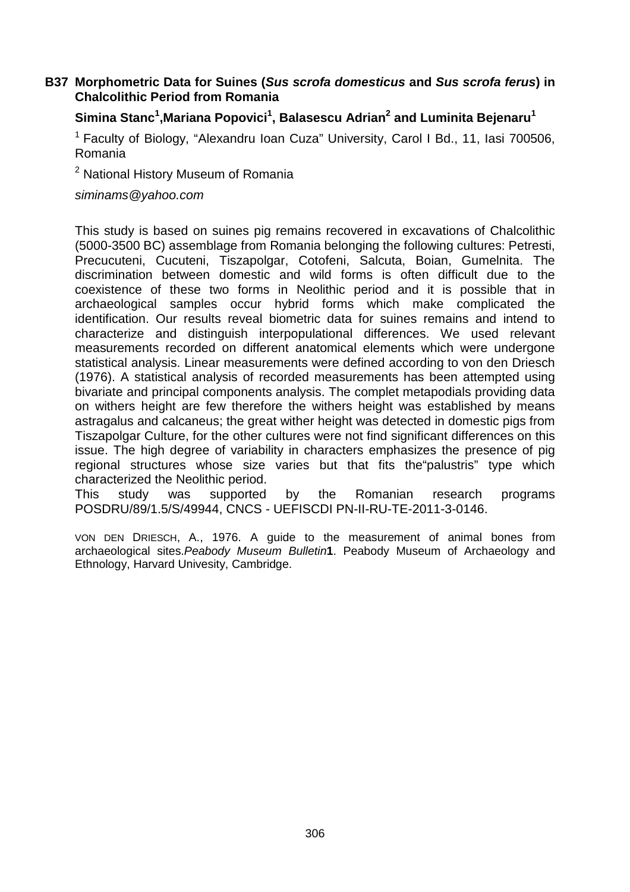### B37 Morphometric Data for Suines (*Sus scrofa domesticus* and *Sus scrofa ferus*) in Chalcolithic Period from Romania

**Simina Stanc[1],Mariana Popovici[1], Balasescu Adrian[2] and Luminita Bejenaru[1]**

[1] Faculty of Biology, "Alexandru Ioan Cuza" University, Carol I Bd., 11, Iasi 700506, Romania

[2] National History Museum of Romania

*siminams@yahoo.com*

This study is based on suines pig remains recovered in excavations of Chalcolithic (5000-3500 BC) assemblage from Romania belonging the following cultures: Petresti, Precucuteni, Cucuteni, Tiszapolgar, Cotofeni, Salcuta, Boian, Gumelnita. The discrimination between domestic and wild forms is often difficult due to the coexistence of these two forms in Neolithic period and it is possible that in archaeological samples occur hybrid forms which make complicated the identification. Our results reveal biometric data for suines remains and intend to characterize and distinguish interpopulational differences. We used relevant measurements recorded on different anatomical elements which were undergone statistical analysis. Linear measurements were defined according to von den Driesch (1976). A statistical analysis of recorded measurements has been attempted using bivariate and principal components analysis. The complet metapodials providing data on withers height are few therefore the withers height was established by means astragalus and calcaneus; the great wither height was detected in domestic pigs from Tiszapolgar Culture, for the other cultures were not find significant differences on this issue. The high degree of variability in characters emphasizes the presence of pig regional structures whose size varies but that fits the"palustris" type which characterized the Neolithic period.

This study was supported by the Romanian research programs POSDRU/89/1.5/S/49944, CNCS - UEFISCDI PN-II-RU-TE-2011-3-0146.

VON DEN DRIESCH, A., 1976. A guide to the measurement of animal bones from archaeological sites.*Peabody Museum Bulletin***1**. Peabody Museum of Archaeology and Ethnology, Harvard Univesity, Cambridge.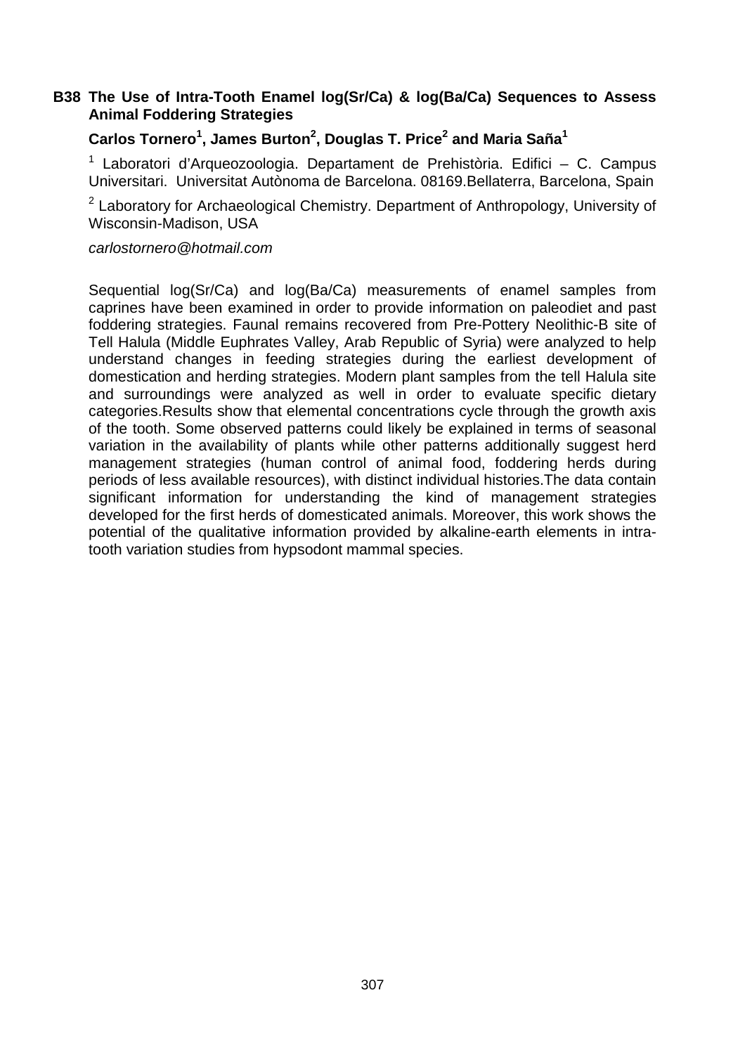### B38 The Use of Intra-Tooth Enamel log(Sr/Ca) & log(Ba/Ca) Sequences to Assess Animal Foddering Strategies

**Carlos Tornero[1], James Burton[2], Douglas T. Price[2] and Maria Saña[1]**

[1] Laboratori d'Arqueozoologia. Departament de Prehistòria. Edifici – C. Campus Universitari. Universitat Autònoma de Barcelona. 08169.Bellaterra, Barcelona, Spain

[2] Laboratory for Archaeological Chemistry. Department of Anthropology, University of Wisconsin-Madison, USA

*carlostornero@hotmail.com*

Sequential log(Sr/Ca) and log(Ba/Ca) measurements of enamel samples from caprines have been examined in order to provide information on paleodiet and past foddering strategies. Faunal remains recovered from Pre-Pottery Neolithic-B site of Tell Halula (Middle Euphrates Valley, Arab Republic of Syria) were analyzed to help understand changes in feeding strategies during the earliest development of domestication and herding strategies. Modern plant samples from the tell Halula site and surroundings were analyzed as well in order to evaluate specific dietary categories.Results show that elemental concentrations cycle through the growth axis of the tooth. Some observed patterns could likely be explained in terms of seasonal variation in the availability of plants while other patterns additionally suggest herd management strategies (human control of animal food, foddering herds during periods of less available resources), with distinct individual histories.The data contain significant information for understanding the kind of management strategies developed for the first herds of domesticated animals. Moreover, this work shows the potential of the qualitative information provided by alkaline-earth elements in intra-tooth variation studies from hypsodont mammal species.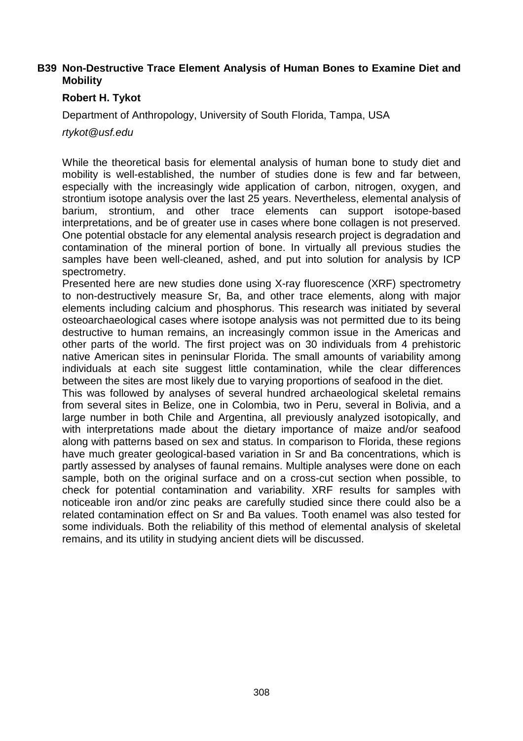### B39 Non-Destructive Trace Element Analysis of Human Bones to Examine Diet and Mobility

**Robert H. Tykot**

Department of Anthropology, University of South Florida, Tampa, USA

*rtykot@usf.edu*

While the theoretical basis for elemental analysis of human bone to study diet and mobility is well-established, the number of studies done is few and far between, especially with the increasingly wide application of carbon, nitrogen, oxygen, and strontium isotope analysis over the last 25 years. Nevertheless, elemental analysis of barium, strontium, and other trace elements can support isotope-based interpretations, and be of greater use in cases where bone collagen is not preserved. One potential obstacle for any elemental analysis research project is degradation and contamination of the mineral portion of bone. In virtually all previous studies the samples have been well-cleaned, ashed, and put into solution for analysis by ICP spectrometry.

Presented here are new studies done using X-ray fluorescence (XRF) spectrometry to non-destructively measure Sr, Ba, and other trace elements, along with major elements including calcium and phosphorus. This research was initiated by several osteoarchaeological cases where isotope analysis was not permitted due to its being destructive to human remains, an increasingly common issue in the Americas and other parts of the world. The first project was on 30 individuals from 4 prehistoric native American sites in peninsular Florida. The small amounts of variability among individuals at each site suggest little contamination, while the clear differences between the sites are most likely due to varying proportions of seafood in the diet.

This was followed by analyses of several hundred archaeological skeletal remains from several sites in Belize, one in Colombia, two in Peru, several in Bolivia, and a large number in both Chile and Argentina, all previously analyzed isotopically, and with interpretations made about the dietary importance of maize and/or seafood along with patterns based on sex and status. In comparison to Florida, these regions have much greater geological-based variation in Sr and Ba concentrations, which is partly assessed by analyses of faunal remains. Multiple analyses were done on each sample, both on the original surface and on a cross-cut section when possible, to check for potential contamination and variability. XRF results for samples with noticeable iron and/or zinc peaks are carefully studied since there could also be a related contamination effect on Sr and Ba values. Tooth enamel was also tested for some individuals. Both the reliability of this method of elemental analysis of skeletal remains, and its utility in studying ancient diets will be discussed.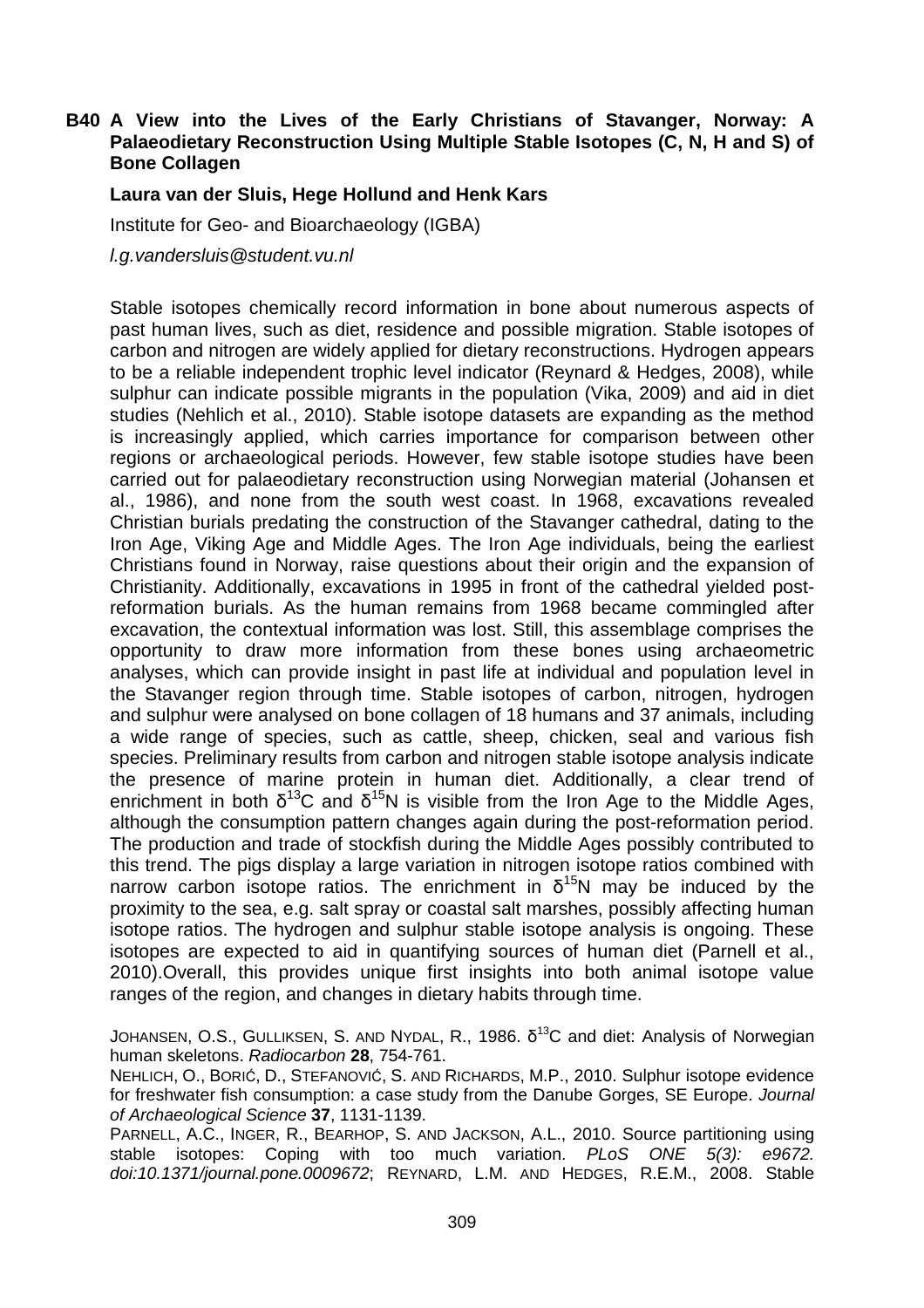**B40 A View into the Lives of the Early Christians of Stavanger, Norway: A Palaeodietary Reconstruction Using Multiple Stable Isotopes (C, N, H and S) of Bone Collagen**

**Laura van der Sluis, Hege Hollund and Henk Kars**

Institute for Geo- and Bioarchaeology (IGBA)

*l.g.vandersluis@student.vu.nl*

Stable isotopes chemically record information in bone about numerous aspects of past human lives, such as diet, residence and possible migration. Stable isotopes of carbon and nitrogen are widely applied for dietary reconstructions. Hydrogen appears to be a reliable independent trophic level indicator (Reynard & Hedges, 2008), while sulphur can indicate possible migrants in the population (Vika, 2009) and aid in diet studies (Nehlich et al., 2010). Stable isotope datasets are expanding as the method is increasingly applied, which carries importance for comparison between other regions or archaeological periods. However, few stable isotope studies have been carried out for palaeodietary reconstruction using Norwegian material (Johansen et al., 1986), and none from the south west coast. In 1968, excavations revealed Christian burials predating the construction of the Stavanger cathedral, dating to the Iron Age, Viking Age and Middle Ages. The Iron Age individuals, being the earliest Christians found in Norway, raise questions about their origin and the expansion of Christianity. Additionally, excavations in 1995 in front of the cathedral yielded post-reformation burials. As the human remains from 1968 became commingled after excavation, the contextual information was lost. Still, this assemblage comprises the opportunity to draw more information from these bones using archaeometric analyses, which can provide insight in past life at individual and population level in the Stavanger region through time. Stable isotopes of carbon, nitrogen, hydrogen and sulphur were analysed on bone collagen of 18 humans and 37 animals, including a wide range of species, such as cattle, sheep, chicken, seal and various fish species. Preliminary results from carbon and nitrogen stable isotope analysis indicate the presence of marine protein in human diet. Additionally, a clear trend of enrichment in both $\delta^{13}C$ and $\delta^{15}N$ is visible from the Iron Age to the Middle Ages, although the consumption pattern changes again during the post-reformation period. The production and trade of stockfish during the Middle Ages possibly contributed to this trend. The pigs display a large variation in nitrogen isotope ratios combined with narrow carbon isotope ratios. The enrichment in $\delta^{15}N$ may be induced by the proximity to the sea, e.g. salt spray or coastal salt marshes, possibly affecting human isotope ratios. The hydrogen and sulphur stable isotope analysis is ongoing. These isotopes are expected to aid in quantifying sources of human diet (Parnell et al., 2010).Overall, this provides unique first insights into both animal isotope value ranges of the region, and changes in dietary habits through time.

JOHANSEN, O.S., GULLIKSEN, S. AND NYDAL, R., 1986. $\delta^{13}C$ and diet: Analysis of Norwegian human skeletons. *Radiocarbon* **28**, 754-761.

NEHLICH, O., BORIĆ, D., STEFANOVIĆ, S. AND RICHARDS, M.P., 2010. Sulphur isotope evidence for freshwater fish consumption: a case study from the Danube Gorges, SE Europe. *Journal of Archaeological Science* **37**, 1131-1139.

PARNELL, A.C., INGER, R., BEARHOP, S. AND JACKSON, A.L., 2010. Source partitioning using stable isotopes: Coping with too much variation. *PLoS ONE 5(3): e9672. doi:10.1371/journal.pone.0009672*; REYNARD, L.M. AND HEDGES, R.E.M., 2008. Stable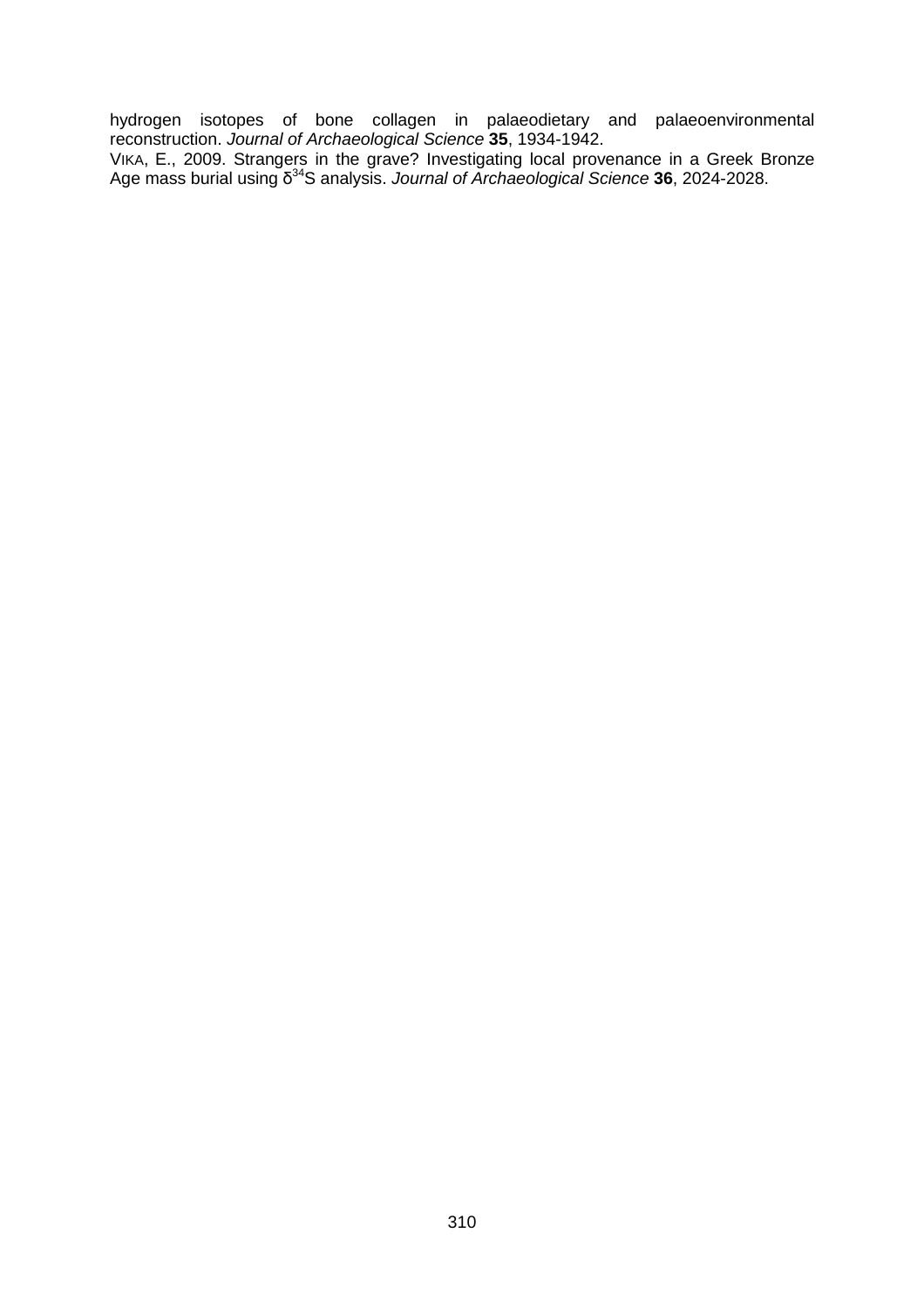hydrogen isotopes of bone collagen in palaeodietary and palaeoenvironmental reconstruction. *Journal of Archaeological Science* **35**, 1934-1942.

VIKA, E., 2009. Strangers in the grave? Investigating local provenance in a Greek Bronze Age mass burial using $\delta^{34}S$ analysis. *Journal of Archaeological Science* **36**, 2024-2028.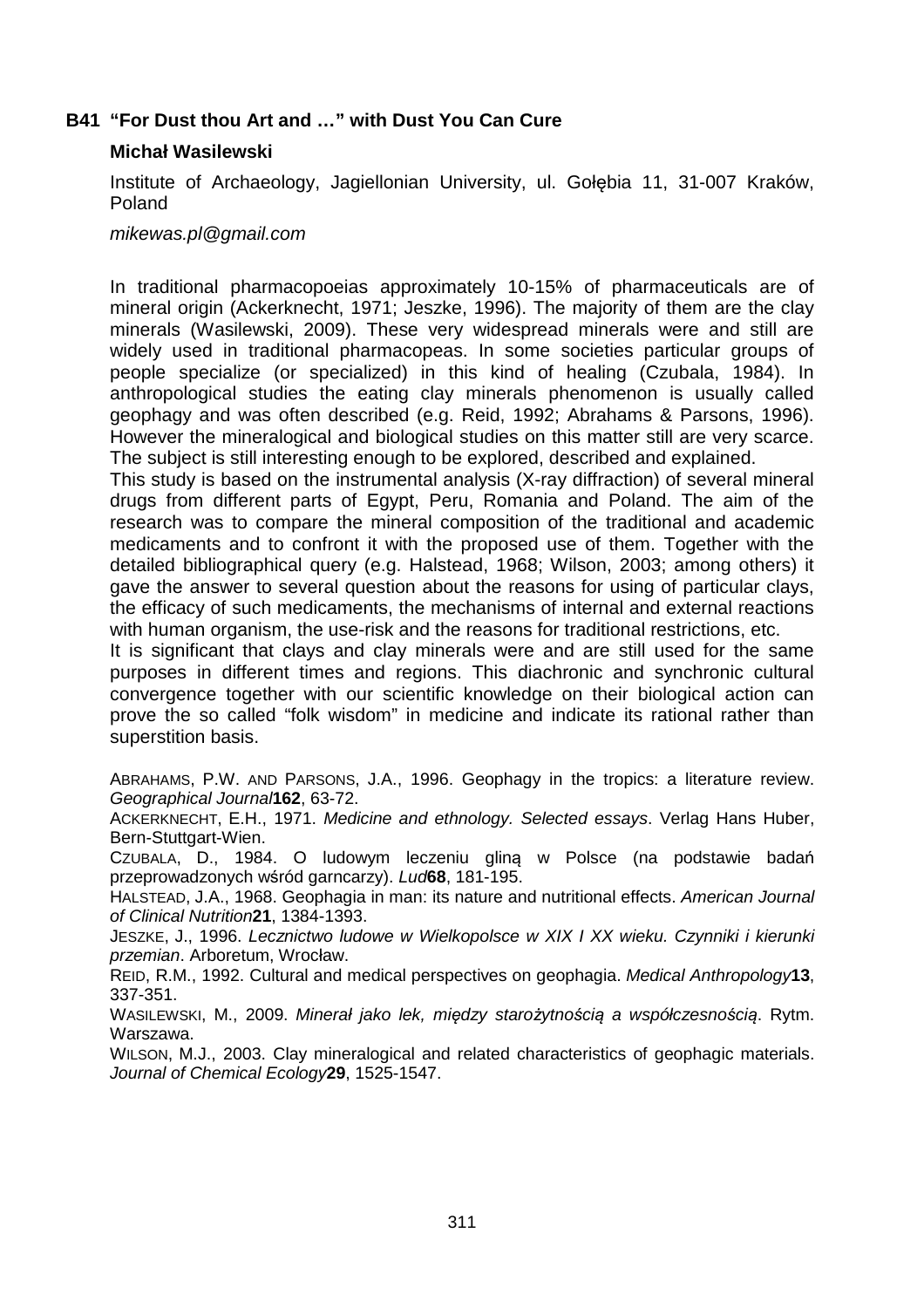## B41 "For Dust thou Art and …" with Dust You Can Cure

**Michał Wasilewski**

Institute of Archaeology, Jagiellonian University, ul. Gołębia 11, 31-007 Kraków, Poland

*mikewas.pl@gmail.com*

In traditional pharmacopoeias approximately 10-15% of pharmaceuticals are of mineral origin (Ackerknecht, 1971; Jeszke, 1996). The majority of them are the clay minerals (Wasilewski, 2009). These very widespread minerals were and still are widely used in traditional pharmacopeas. In some societies particular groups of people specialize (or specialized) in this kind of healing (Czubala, 1984). In anthropological studies the eating clay minerals phenomenon is usually called geophagy and was often described (e.g. Reid, 1992; Abrahams & Parsons, 1996). However the mineralogical and biological studies on this matter still are very scarce. The subject is still interesting enough to be explored, described and explained.

This study is based on the instrumental analysis (X-ray diffraction) of several mineral drugs from different parts of Egypt, Peru, Romania and Poland. The aim of the research was to compare the mineral composition of the traditional and academic medicaments and to confront it with the proposed use of them. Together with the detailed bibliographical query (e.g. Halstead, 1968; Wilson, 2003; among others) it gave the answer to several question about the reasons for using of particular clays, the efficacy of such medicaments, the mechanisms of internal and external reactions with human organism, the use-risk and the reasons for traditional restrictions, etc.

It is significant that clays and clay minerals were and are still used for the same purposes in different times and regions. This diachronic and synchronic cultural convergence together with our scientific knowledge on their biological action can prove the so called "folk wisdom" in medicine and indicate its rational rather than superstition basis.

ABRAHAMS, P.W. AND PARSONS, J.A., 1996. Geophagy in the tropics: a literature review. *Geographical Journal* **162**, 63-72.

ACKERKNECHT, E.H., 1971. *Medicine and ethnology. Selected essays*. Verlag Hans Huber, Bern-Stuttgart-Wien.

CZUBALA, D., 1984. O ludowym leczeniu gliną w Polsce (na podstawie badań przeprowadzonych wśród garncarzy). *Lud* **68**, 181-195.

HALSTEAD, J.A., 1968. Geophagia in man: its nature and nutritional effects. *American Journal of Clinical Nutrition* **21**, 1384-1393.

JESZKE, J., 1996. *Lecznictwo ludowe w Wielkopolsce w XIX I XX wieku. Czynniki i kierunki przemian*. Arboretum, Wrocław.

REID, R.M., 1992. Cultural and medical perspectives on geophagia. *Medical Anthropology* **13**, 337-351.

WASILEWSKI, M., 2009. *Minerał jako lek, między starożytnością a współczesnością*. Rytm. Warszawa.

WILSON, M.J., 2003. Clay mineralogical and related characteristics of geophagic materials. *Journal of Chemical Ecology* **29**, 1525-1547.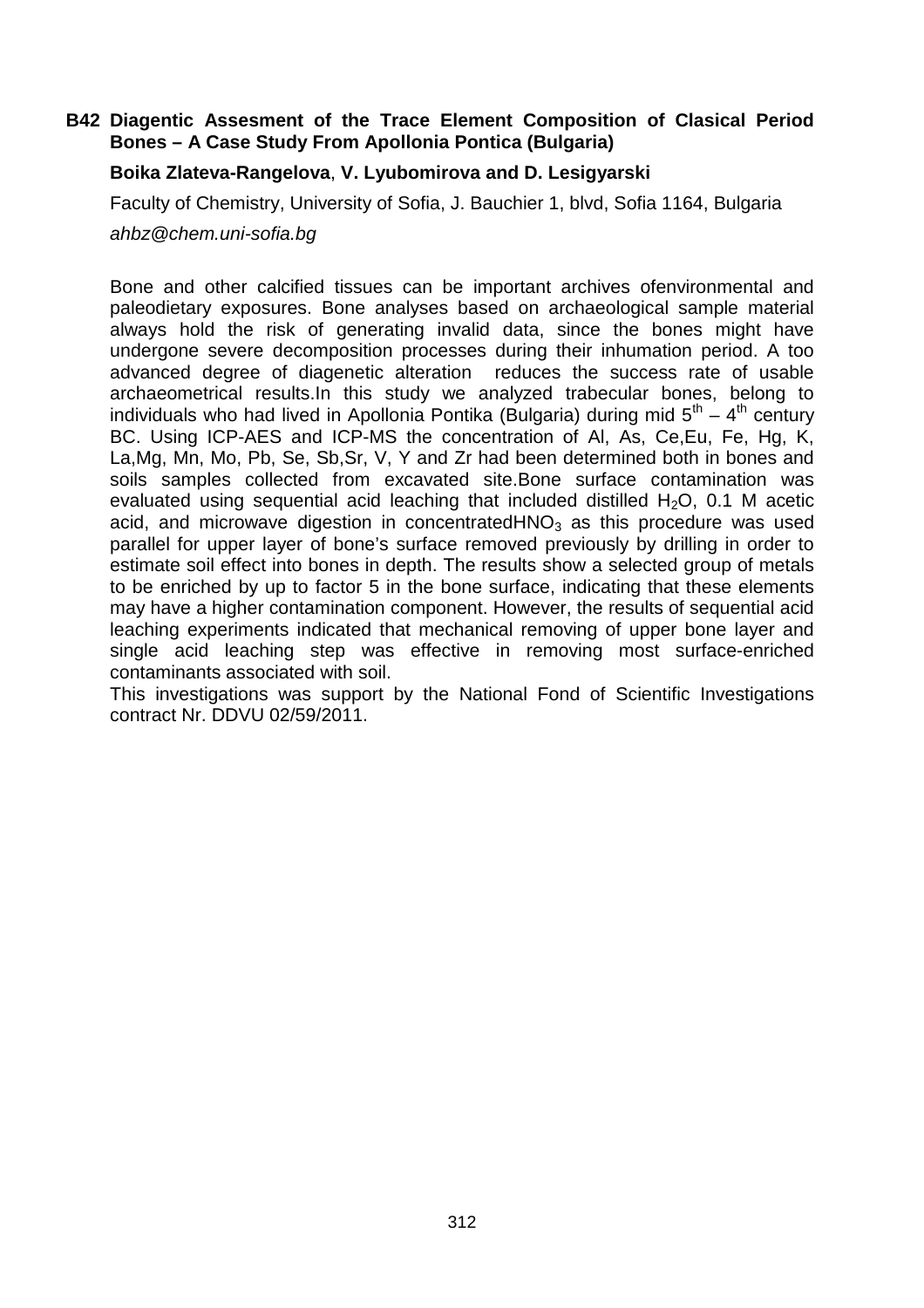## B42 Diagentic Assesment of the Trace Element Composition of Clasical Period Bones – A Case Study From Apollonia Pontica (Bulgaria)

**Boika Zlateva-Rangelova**, **V. Lyubomirova and D. Lesigyarski**

Faculty of Chemistry, University of Sofia, J. Bauchier 1, blvd, Sofia 1164, Bulgaria

*ahbz@chem.uni-sofia.bg*

Bone and other calcified tissues can be important archives ofenvironmental and paleodietary exposures. Bone analyses based on archaeological sample material always hold the risk of generating invalid data, since the bones might have undergone severe decomposition processes during their inhumation period. A too advanced degree of diagenetic alteration reduces the success rate of usable archaeometrical results.In this study we analyzed trabecular bones, belong to individuals who had lived in Apollonia Pontika (Bulgaria) during mid $5^{th}$ – $4^{th}$ century BC. Using ICP-AES and ICP-MS the concentration of Al, As, Ce,Eu, Fe, Hg, K, La,Mg, Mn, Mo, Pb, Se, Sb,Sr, V, Y and Zr had been determined both in bones and soils samples collected from excavated site.Bone surface contamination was evaluated using sequential acid leaching that included distilled $H_2O$, 0.1 M acetic acid, and microwave digestion in concentrated$HNO_3$ as this procedure was used parallel for upper layer of bone's surface removed previously by drilling in order to estimate soil effect into bones in depth. The results show a selected group of metals to be enriched by up to factor 5 in the bone surface, indicating that these elements may have a higher contamination component. However, the results of sequential acid leaching experiments indicated that mechanical removing of upper bone layer and single acid leaching step was effective in removing most surface-enriched contaminants associated with soil.

This investigations was support by the National Fond of Scientific Investigations contract Nr. DDVU 02/59/2011.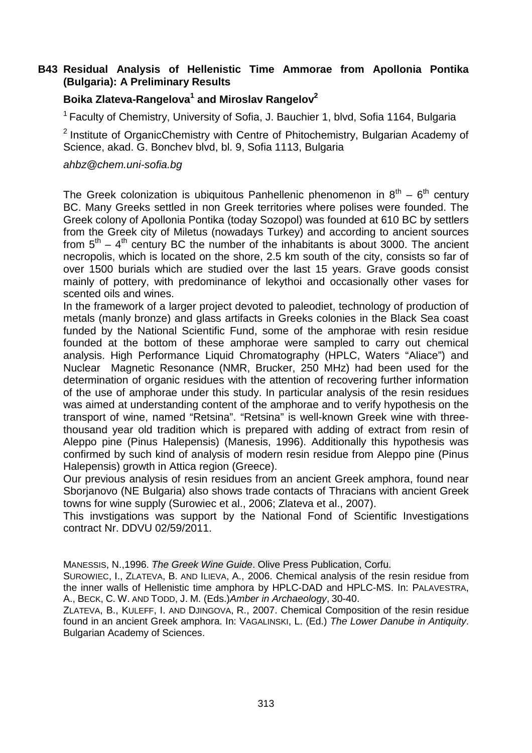## B43 Residual Analysis of Hellenistic Time Ammorae from Apollonia Pontika (Bulgaria): A Preliminary Results

**Boika Zlateva-Rangelova[1] and Miroslav Rangelov[2]**

[1] Faculty of Chemistry, University of Sofia, J. Bauchier 1, blvd, Sofia 1164, Bulgaria

[2] Institute of OrganicChemistry with Centre of Phitochemistry, Bulgarian Academy of Science, akad. G. Bonchev blvd, bl. 9, Sofia 1113, Bulgaria

*ahbz@chem.uni-sofia.bg*

The Greek colonization is ubiquitous Panhellenic phenomenon in $8^{th}$ – $6^{th}$ century BC. Many Greeks settled in non Greek territories where polises were founded. The Greek colony of Apollonia Pontika (today Sozopol) was founded at 610 BC by settlers from the Greek city of Miletus (nowadays Turkey) and according to ancient sources from $5^{th}$ – $4^{th}$ century BC the number of the inhabitants is about 3000. The ancient necropolis, which is located on the shore, 2.5 km south of the city, consists so far of over 1500 burials which are studied over the last 15 years. Grave goods consist mainly of pottery, with predominance of lekythoi and occasionally other vases for scented oils and wines.

In the framework of a larger project devoted to paleodiet, technology of production of metals (manly bronze) and glass artifacts in Greeks colonies in the Black Sea coast funded by the National Scientific Fund, some of the amphorae with resin residue founded at the bottom of these amphorae were sampled to carry out chemical analysis. High Performance Liquid Chromatography (HPLC, Waters "Aliace") and Nuclear Magnetic Resonance (NMR, Brucker, 250 MHz) had been used for the determination of organic residues with the attention of recovering further information of the use of amphorae under this study. In particular analysis of the resin residues was aimed at understanding content of the amphorae and to verify hypothesis on the transport of wine, named "Retsina". "Retsina" is well-known Greek wine with three-thousand year old tradition which is prepared with adding of extract from resin of Aleppo pine (Pinus Halepensis) (Manesis, 1996). Additionally this hypothesis was confirmed by such kind of analysis of modern resin residue from Aleppo pine (Pinus Halepensis) growth in Attica region (Greece).

Our previous analysis of resin residues from an ancient Greek amphora, found near Sborjanovo (NE Bulgaria) also shows trade contacts of Thracians with ancient Greek towns for wine supply (Surowiec et al., 2006; Zlateva et al., 2007).

This invstigations was support by the National Fond of Scientific Investigations contract Nr. DDVU 02/59/2011.

MANESSIS, N.,1996. *The Greek Wine Guide*. Olive Press Publication, Corfu.

SUROWIEC, I., ZLATEVA, B. AND ILIEVA, A., 2006. Chemical analysis of the resin residue from the inner walls of Hellenistic time amphora by HPLC-DAD and HPLC-MS. In: PALAVESTRA, A., BECK, C. W. AND TODD, J. M. (Eds.)*Amber in Archaeology*, 30-40.

ZLATEVA, B., KULEFF, I. AND DJINGOVA, R., 2007. Chemical Composition of the resin residue found in an ancient Greek amphora. In: VAGALINSKI, L. (Ed.) *The Lower Danube in Antiquity*. Bulgarian Academy of Sciences.